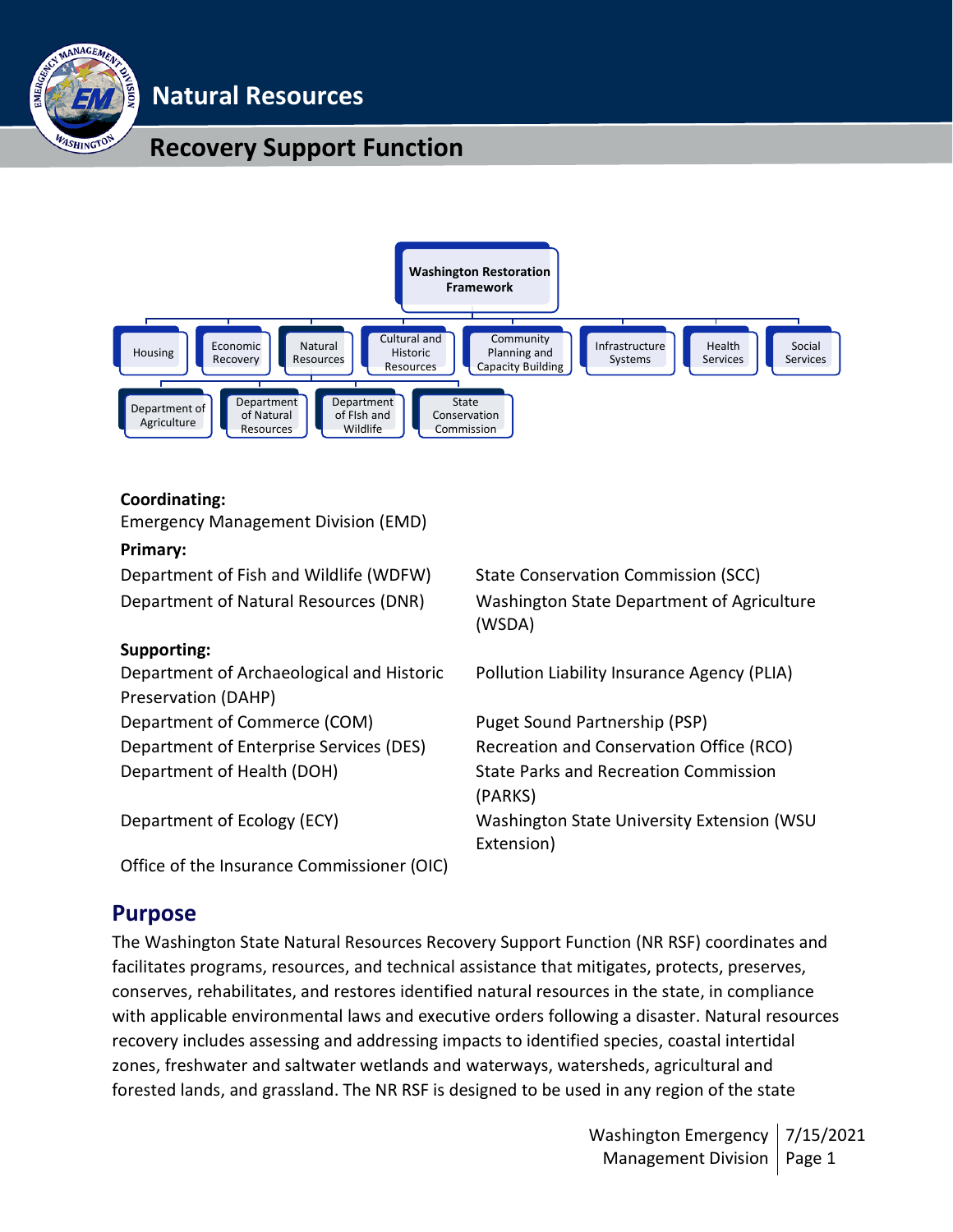# Natural Resources

## Recovery Support Function

Washington Restoration Framework

Housing | Economic Recovery | Natural Resources | Cultural and Historic Resources | Community Planning and Capacity Building | Infrastructure Systems | Health Services | Social Services

Department of Agriculture | Department of Natural Resources | Department of FIsh and Wildlife | State Conservation Commission

**Coordinating:**

Emergency Management Division (EMD)

**Primary:**

Department of Fish and Wildlife (WDFW)

Department of Natural Resources (DNR)

State Conservation Commission (SCC)

Washington State Department of Agriculture (WSDA)

**Supporting:**

Department of Archaeological and Historic Preservation (DAHP)

Department of Commerce (COM)

Department of Enterprise Services (DES)

Department of Health (DOH)

Department of Ecology (ECY)

Office of the Insurance Commissioner (OIC)

Pollution Liability Insurance Agency (PLIA)

Puget Sound Partnership (PSP)

Recreation and Conservation Office (RCO)

State Parks and Recreation Commission (PARKS)

Washington State University Extension (WSU Extension)

## Purpose

The Washington State Natural Resources Recovery Support Function (NR RSF) coordinates and facilitates programs, resources, and technical assistance that mitigates, protects, preserves, conserves, rehabilitates, and restores identified natural resources in the state, in compliance with applicable environmental laws and executive orders following a disaster. Natural resources recovery includes assessing and addressing impacts to identified species, coastal intertidal zones, freshwater and saltwater wetlands and waterways, watersheds, agricultural and forested lands, and grassland. The NR RSF is designed to be used in any region of the state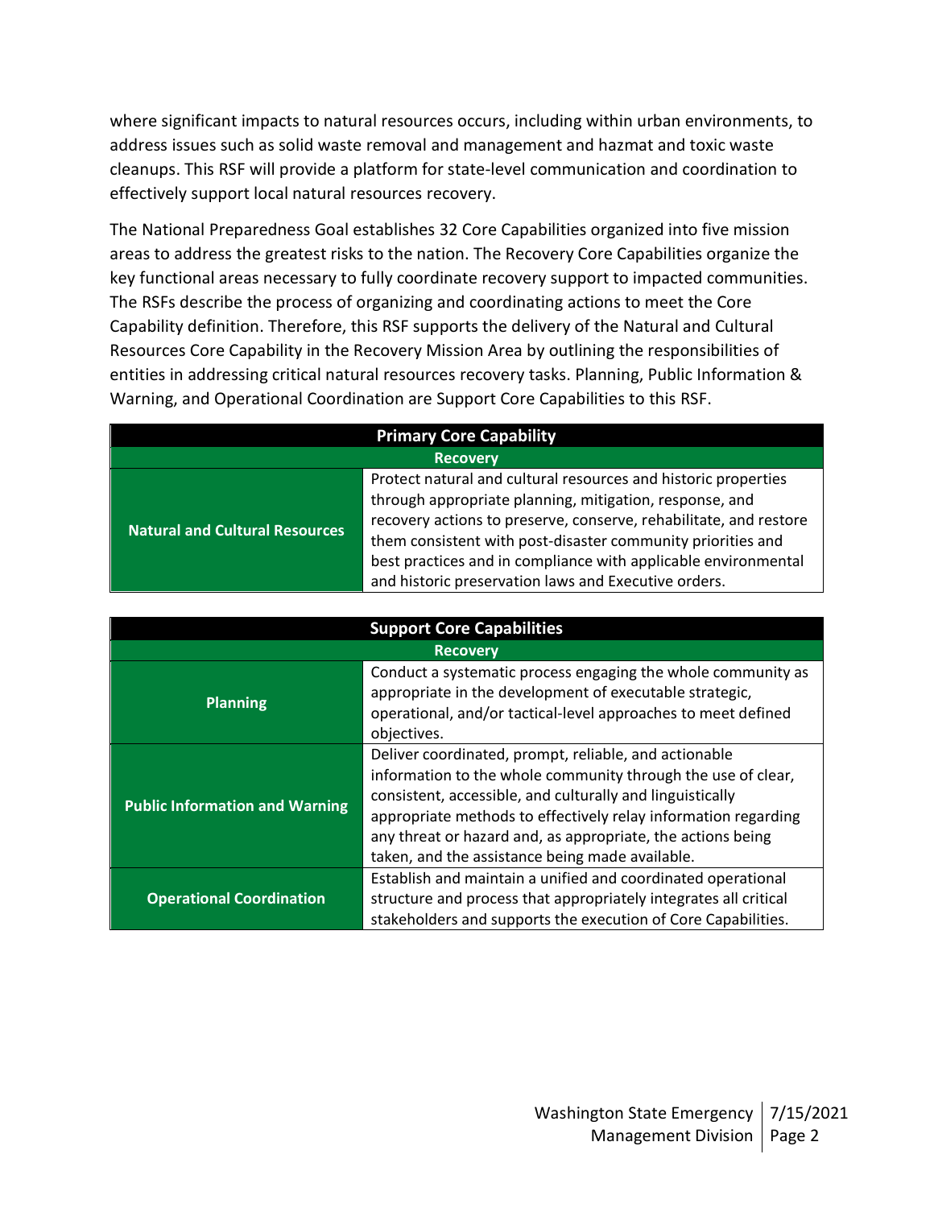where significant impacts to natural resources occurs, including within urban environments, to address issues such as solid waste removal and management and hazmat and toxic waste cleanups. This RSF will provide a platform for state-level communication and coordination to effectively support local natural resources recovery.

The National Preparedness Goal establishes 32 Core Capabilities organized into five mission areas to address the greatest risks to the nation. The Recovery Core Capabilities organize the key functional areas necessary to fully coordinate recovery support to impacted communities. The RSFs describe the process of organizing and coordinating actions to meet the Core Capability definition. Therefore, this RSF supports the delivery of the Natural and Cultural Resources Core Capability in the Recovery Mission Area by outlining the responsibilities of entities in addressing critical natural resources recovery tasks. Planning, Public Information & Warning, and Operational Coordination are Support Core Capabilities to this RSF.

| **Primary Core Capability** | |
|---|---|
| **Recovery** | |
| **Natural and Cultural Resources** | Protect natural and cultural resources and historic properties through appropriate planning, mitigation, response, and recovery actions to preserve, conserve, rehabilitate, and restore them consistent with post-disaster community priorities and best practices and in compliance with applicable environmental and historic preservation laws and Executive orders. |

| **Support Core Capabilities** | |
|---|---|
| **Recovery** | |
| **Planning** | Conduct a systematic process engaging the whole community as appropriate in the development of executable strategic, operational, and/or tactical-level approaches to meet defined objectives. |
| **Public Information and Warning** | Deliver coordinated, prompt, reliable, and actionable information to the whole community through the use of clear, consistent, accessible, and culturally and linguistically appropriate methods to effectively relay information regarding any threat or hazard and, as appropriate, the actions being taken, and the assistance being made available. |
| **Operational Coordination** | Establish and maintain a unified and coordinated operational structure and process that appropriately integrates all critical stakeholders and supports the execution of Core Capabilities. |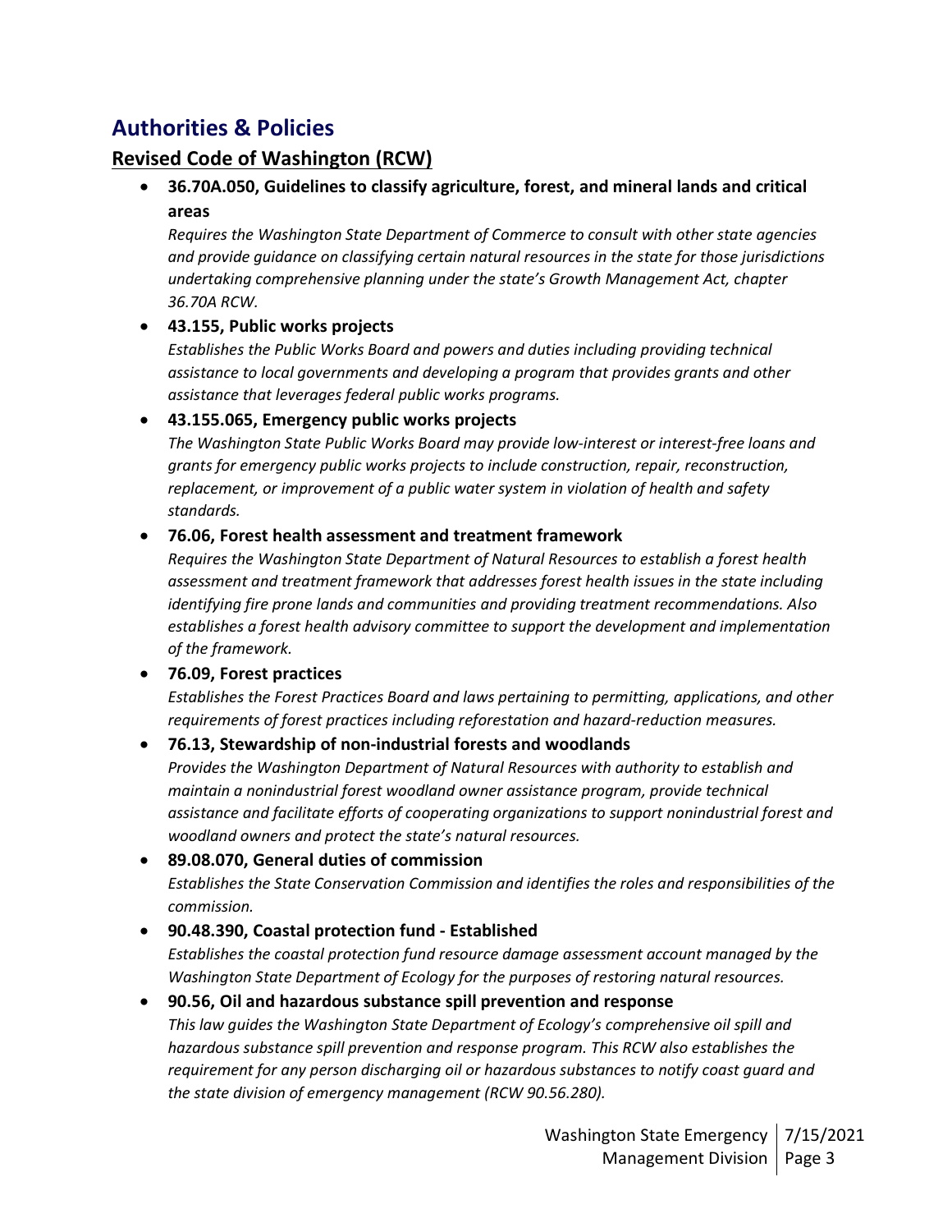## Authorities & Policies

### Revised Code of Washington (RCW)

- **36.70A.050, Guidelines to classify agriculture, forest, and mineral lands and critical areas**
  *Requires the Washington State Department of Commerce to consult with other state agencies and provide guidance on classifying certain natural resources in the state for those jurisdictions undertaking comprehensive planning under the state's Growth Management Act, chapter 36.70A RCW.*
- **43.155, Public works projects**
  *Establishes the Public Works Board and powers and duties including providing technical assistance to local governments and developing a program that provides grants and other assistance that leverages federal public works programs.*
- **43.155.065, Emergency public works projects**
  *The Washington State Public Works Board may provide low-interest or interest-free loans and grants for emergency public works projects to include construction, repair, reconstruction, replacement, or improvement of a public water system in violation of health and safety standards.*
- **76.06, Forest health assessment and treatment framework**
  *Requires the Washington State Department of Natural Resources to establish a forest health assessment and treatment framework that addresses forest health issues in the state including identifying fire prone lands and communities and providing treatment recommendations. Also establishes a forest health advisory committee to support the development and implementation of the framework.*
- **76.09, Forest practices**
  *Establishes the Forest Practices Board and laws pertaining to permitting, applications, and other requirements of forest practices including reforestation and hazard-reduction measures.*
- **76.13, Stewardship of non-industrial forests and woodlands**
  *Provides the Washington Department of Natural Resources with authority to establish and maintain a nonindustrial forest woodland owner assistance program, provide technical assistance and facilitate efforts of cooperating organizations to support nonindustrial forest and woodland owners and protect the state's natural resources.*
- **89.08.070, General duties of commission**
  *Establishes the State Conservation Commission and identifies the roles and responsibilities of the commission.*
- **90.48.390, Coastal protection fund - Established**
  *Establishes the coastal protection fund resource damage assessment account managed by the Washington State Department of Ecology for the purposes of restoring natural resources.*
- **90.56, Oil and hazardous substance spill prevention and response**
  *This law guides the Washington State Department of Ecology's comprehensive oil spill and hazardous substance spill prevention and response program. This RCW also establishes the requirement for any person discharging oil or hazardous substances to notify coast guard and the state division of emergency management (RCW 90.56.280).*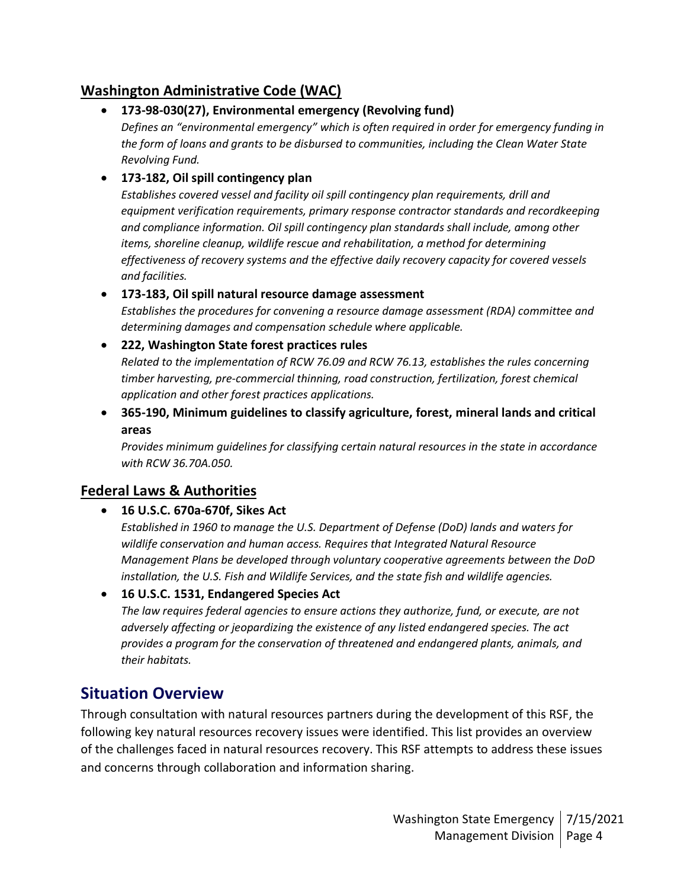## Washington Administrative Code (WAC)

- **173-98-030(27), Environmental emergency (Revolving fund)**
  *Defines an "environmental emergency" which is often required in order for emergency funding in the form of loans and grants to be disbursed to communities, including the Clean Water State Revolving Fund.*
- **173-182, Oil spill contingency plan**
  *Establishes covered vessel and facility oil spill contingency plan requirements, drill and equipment verification requirements, primary response contractor standards and recordkeeping and compliance information. Oil spill contingency plan standards shall include, among other items, shoreline cleanup, wildlife rescue and rehabilitation, a method for determining effectiveness of recovery systems and the effective daily recovery capacity for covered vessels and facilities.*
- **173-183, Oil spill natural resource damage assessment**
  *Establishes the procedures for convening a resource damage assessment (RDA) committee and determining damages and compensation schedule where applicable.*
- **222, Washington State forest practices rules**
  *Related to the implementation of RCW 76.09 and RCW 76.13, establishes the rules concerning timber harvesting, pre-commercial thinning, road construction, fertilization, forest chemical application and other forest practices applications.*
- **365-190, Minimum guidelines to classify agriculture, forest, mineral lands and critical areas**
  *Provides minimum guidelines for classifying certain natural resources in the state in accordance with RCW 36.70A.050.*

## Federal Laws & Authorities

- **16 U.S.C. 670a-670f, Sikes Act**
  *Established in 1960 to manage the U.S. Department of Defense (DoD) lands and waters for wildlife conservation and human access. Requires that Integrated Natural Resource Management Plans be developed through voluntary cooperative agreements between the DoD installation, the U.S. Fish and Wildlife Services, and the state fish and wildlife agencies.*
- **16 U.S.C. 1531, Endangered Species Act**
  *The law requires federal agencies to ensure actions they authorize, fund, or execute, are not adversely affecting or jeopardizing the existence of any listed endangered species. The act provides a program for the conservation of threatened and endangered plants, animals, and their habitats.*

# Situation Overview

Through consultation with natural resources partners during the development of this RSF, the following key natural resources recovery issues were identified. This list provides an overview of the challenges faced in natural resources recovery. This RSF attempts to address these issues and concerns through collaboration and information sharing.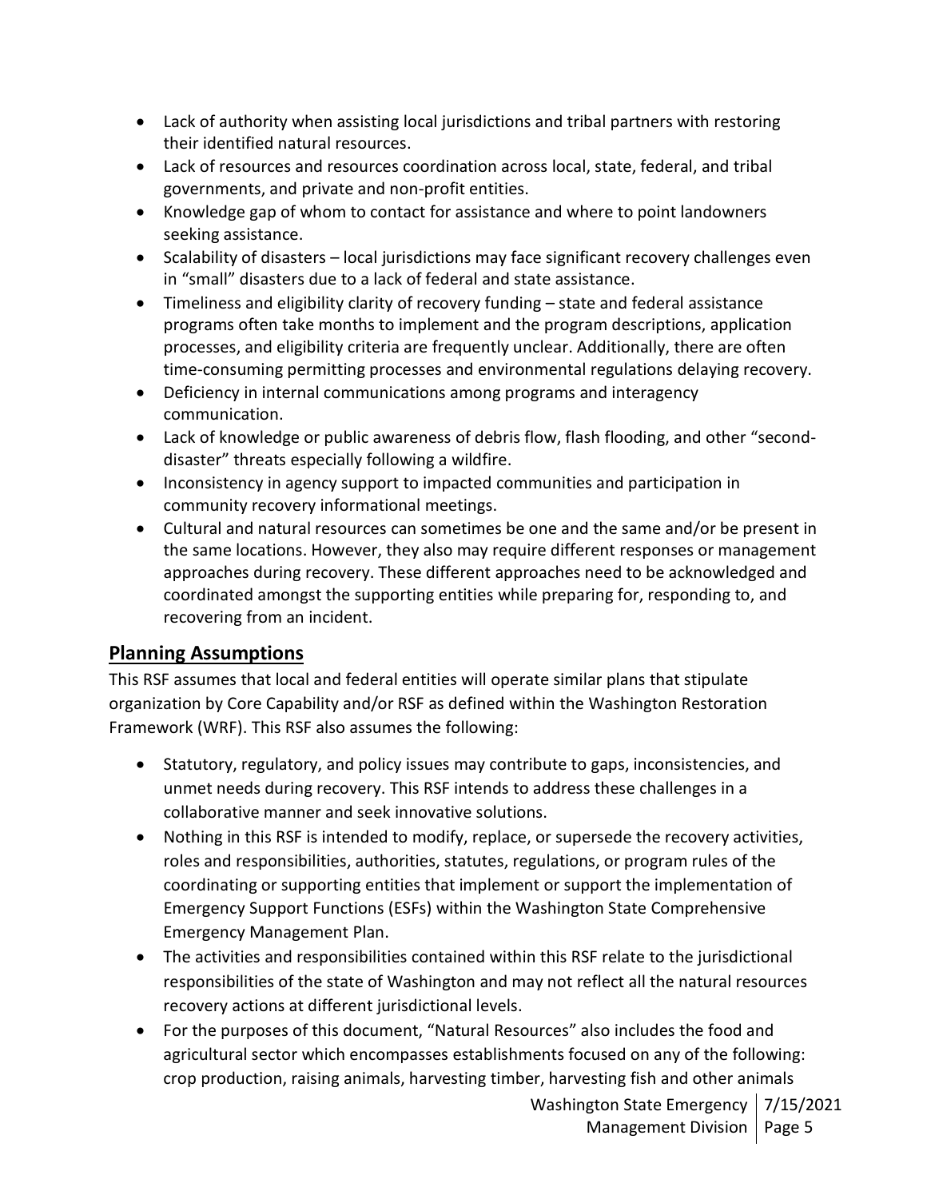- Lack of authority when assisting local jurisdictions and tribal partners with restoring their identified natural resources.
- Lack of resources and resources coordination across local, state, federal, and tribal governments, and private and non-profit entities.
- Knowledge gap of whom to contact for assistance and where to point landowners seeking assistance.
- Scalability of disasters – local jurisdictions may face significant recovery challenges even in "small" disasters due to a lack of federal and state assistance.
- Timeliness and eligibility clarity of recovery funding – state and federal assistance programs often take months to implement and the program descriptions, application processes, and eligibility criteria are frequently unclear. Additionally, there are often time-consuming permitting processes and environmental regulations delaying recovery.
- Deficiency in internal communications among programs and interagency communication.
- Lack of knowledge or public awareness of debris flow, flash flooding, and other "second-disaster" threats especially following a wildfire.
- Inconsistency in agency support to impacted communities and participation in community recovery informational meetings.
- Cultural and natural resources can sometimes be one and the same and/or be present in the same locations. However, they also may require different responses or management approaches during recovery. These different approaches need to be acknowledged and coordinated amongst the supporting entities while preparing for, responding to, and recovering from an incident.

## Planning Assumptions

This RSF assumes that local and federal entities will operate similar plans that stipulate organization by Core Capability and/or RSF as defined within the Washington Restoration Framework (WRF). This RSF also assumes the following:

- Statutory, regulatory, and policy issues may contribute to gaps, inconsistencies, and unmet needs during recovery. This RSF intends to address these challenges in a collaborative manner and seek innovative solutions.
- Nothing in this RSF is intended to modify, replace, or supersede the recovery activities, roles and responsibilities, authorities, statutes, regulations, or program rules of the coordinating or supporting entities that implement or support the implementation of Emergency Support Functions (ESFs) within the Washington State Comprehensive Emergency Management Plan.
- The activities and responsibilities contained within this RSF relate to the jurisdictional responsibilities of the state of Washington and may not reflect all the natural resources recovery actions at different jurisdictional levels.
- For the purposes of this document, "Natural Resources" also includes the food and agricultural sector which encompasses establishments focused on any of the following: crop production, raising animals, harvesting timber, harvesting fish and other animals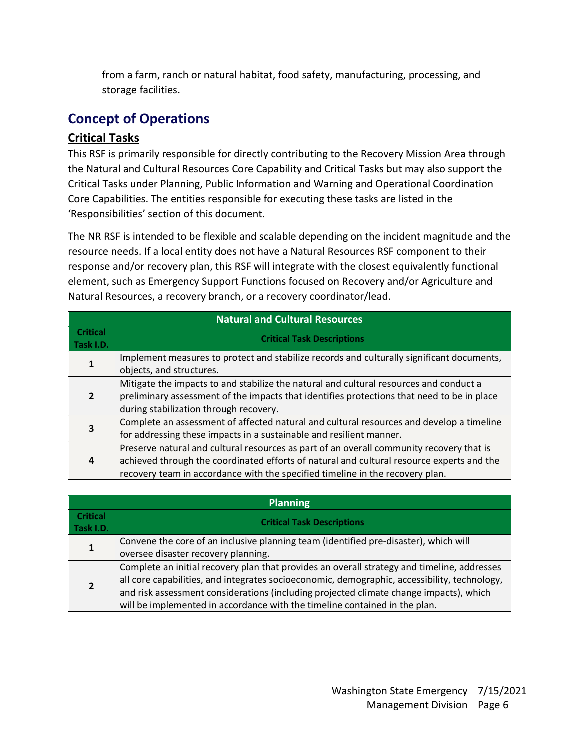from a farm, ranch or natural habitat, food safety, manufacturing, processing, and storage facilities.

## Concept of Operations

### Critical Tasks

This RSF is primarily responsible for directly contributing to the Recovery Mission Area through the Natural and Cultural Resources Core Capability and Critical Tasks but may also support the Critical Tasks under Planning, Public Information and Warning and Operational Coordination Core Capabilities. The entities responsible for executing these tasks are listed in the 'Responsibilities' section of this document.

The NR RSF is intended to be flexible and scalable depending on the incident magnitude and the resource needs. If a local entity does not have a Natural Resources RSF component to their response and/or recovery plan, this RSF will integrate with the closest equivalently functional element, such as Emergency Support Functions focused on Recovery and/or Agriculture and Natural Resources, a recovery branch, or a recovery coordinator/lead.

| Natural and Cultural Resources | |
|---|---|
| **Critical Task I.D.** | **Critical Task Descriptions** |
| **1** | Implement measures to protect and stabilize records and culturally significant documents, objects, and structures. |
| **2** | Mitigate the impacts to and stabilize the natural and cultural resources and conduct a preliminary assessment of the impacts that identifies protections that need to be in place during stabilization through recovery. |
| **3** | Complete an assessment of affected natural and cultural resources and develop a timeline for addressing these impacts in a sustainable and resilient manner. |
| **4** | Preserve natural and cultural resources as part of an overall community recovery that is achieved through the coordinated efforts of natural and cultural resource experts and the recovery team in accordance with the specified timeline in the recovery plan. |

| Planning | |
|---|---|
| **Critical Task I.D.** | **Critical Task Descriptions** |
| **1** | Convene the core of an inclusive planning team (identified pre-disaster), which will oversee disaster recovery planning. |
| **2** | Complete an initial recovery plan that provides an overall strategy and timeline, addresses all core capabilities, and integrates socioeconomic, demographic, accessibility, technology, and risk assessment considerations (including projected climate change impacts), which will be implemented in accordance with the timeline contained in the plan. |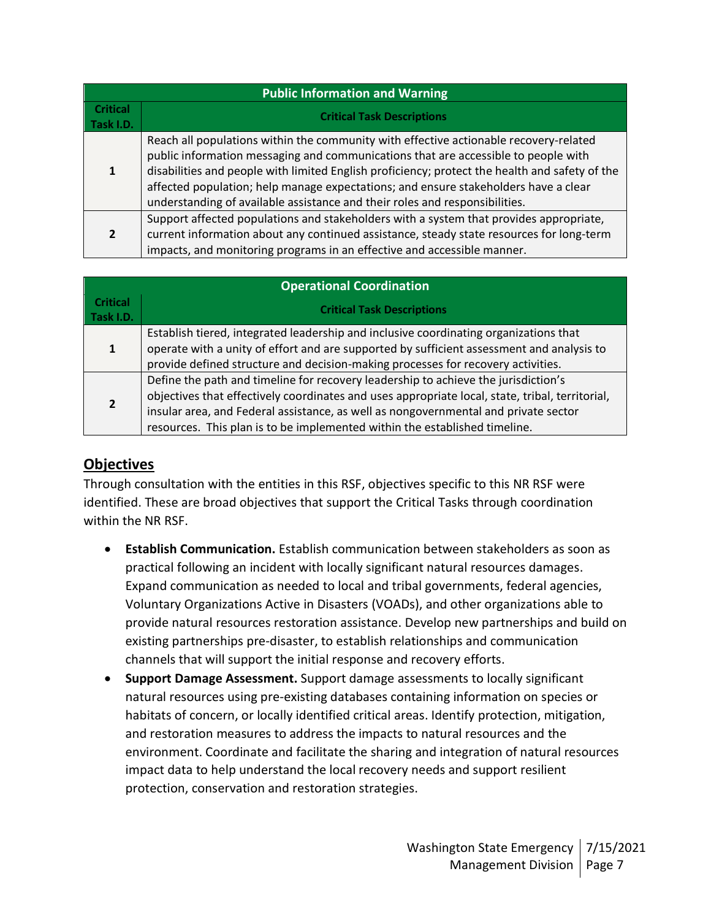| Public Information and Warning | |
|---|---|
| **Critical Task I.D.** | **Critical Task Descriptions** |
| **1** | Reach all populations within the community with effective actionable recovery-related public information messaging and communications that are accessible to people with disabilities and people with limited English proficiency; protect the health and safety of the affected population; help manage expectations; and ensure stakeholders have a clear understanding of available assistance and their roles and responsibilities. |
| **2** | Support affected populations and stakeholders with a system that provides appropriate, current information about any continued assistance, steady state resources for long-term impacts, and monitoring programs in an effective and accessible manner. |

| Operational Coordination | |
|---|---|
| **Critical Task I.D.** | **Critical Task Descriptions** |
| **1** | Establish tiered, integrated leadership and inclusive coordinating organizations that operate with a unity of effort and are supported by sufficient assessment and analysis to provide defined structure and decision-making processes for recovery activities. |
| **2** | Define the path and timeline for recovery leadership to achieve the jurisdiction's objectives that effectively coordinates and uses appropriate local, state, tribal, territorial, insular area, and Federal assistance, as well as nongovernmental and private sector resources. This plan is to be implemented within the established timeline. |

## Objectives

Through consultation with the entities in this RSF, objectives specific to this NR RSF were identified. These are broad objectives that support the Critical Tasks through coordination within the NR RSF.

- **Establish Communication.** Establish communication between stakeholders as soon as practical following an incident with locally significant natural resources damages. Expand communication as needed to local and tribal governments, federal agencies, Voluntary Organizations Active in Disasters (VOADs), and other organizations able to provide natural resources restoration assistance. Develop new partnerships and build on existing partnerships pre-disaster, to establish relationships and communication channels that will support the initial response and recovery efforts.
- **Support Damage Assessment.** Support damage assessments to locally significant natural resources using pre-existing databases containing information on species or habitats of concern, or locally identified critical areas. Identify protection, mitigation, and restoration measures to address the impacts to natural resources and the environment. Coordinate and facilitate the sharing and integration of natural resources impact data to help understand the local recovery needs and support resilient protection, conservation and restoration strategies.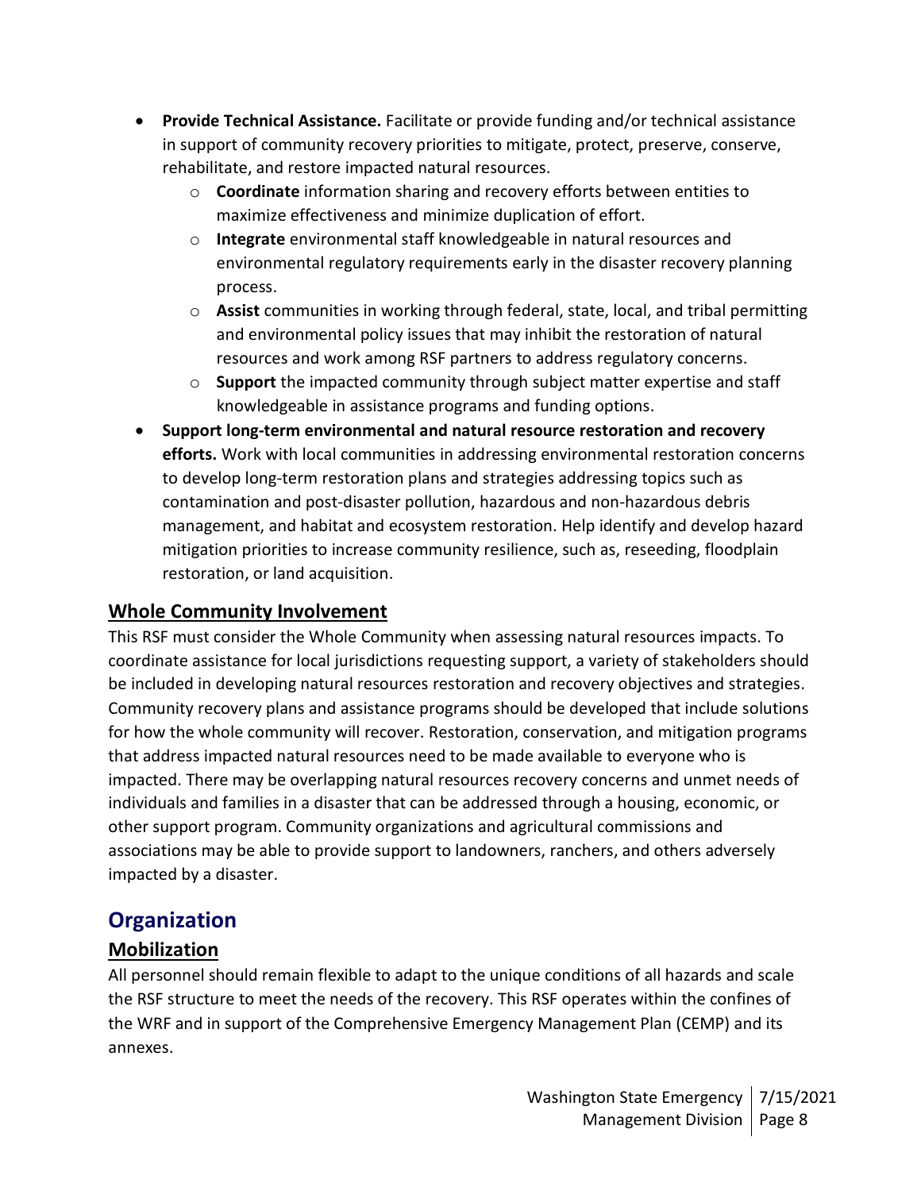- **Provide Technical Assistance.** Facilitate or provide funding and/or technical assistance in support of community recovery priorities to mitigate, protect, preserve, conserve, rehabilitate, and restore impacted natural resources.
    - **Coordinate** information sharing and recovery efforts between entities to maximize effectiveness and minimize duplication of effort.
    - **Integrate** environmental staff knowledgeable in natural resources and environmental regulatory requirements early in the disaster recovery planning process.
    - **Assist** communities in working through federal, state, local, and tribal permitting and environmental policy issues that may inhibit the restoration of natural resources and work among RSF partners to address regulatory concerns.
    - **Support** the impacted community through subject matter expertise and staff knowledgeable in assistance programs and funding options.
- **Support long-term environmental and natural resource restoration and recovery efforts.** Work with local communities in addressing environmental restoration concerns to develop long-term restoration plans and strategies addressing topics such as contamination and post-disaster pollution, hazardous and non-hazardous debris management, and habitat and ecosystem restoration. Help identify and develop hazard mitigation priorities to increase community resilience, such as, reseeding, floodplain restoration, or land acquisition.

### Whole Community Involvement

This RSF must consider the Whole Community when assessing natural resources impacts. To coordinate assistance for local jurisdictions requesting support, a variety of stakeholders should be included in developing natural resources restoration and recovery objectives and strategies. Community recovery plans and assistance programs should be developed that include solutions for how the whole community will recover. Restoration, conservation, and mitigation programs that address impacted natural resources need to be made available to everyone who is impacted. There may be overlapping natural resources recovery concerns and unmet needs of individuals and families in a disaster that can be addressed through a housing, economic, or other support program. Community organizations and agricultural commissions and associations may be able to provide support to landowners, ranchers, and others adversely impacted by a disaster.

## Organization

### Mobilization

All personnel should remain flexible to adapt to the unique conditions of all hazards and scale the RSF structure to meet the needs of the recovery. This RSF operates within the confines of the WRF and in support of the Comprehensive Emergency Management Plan (CEMP) and its annexes.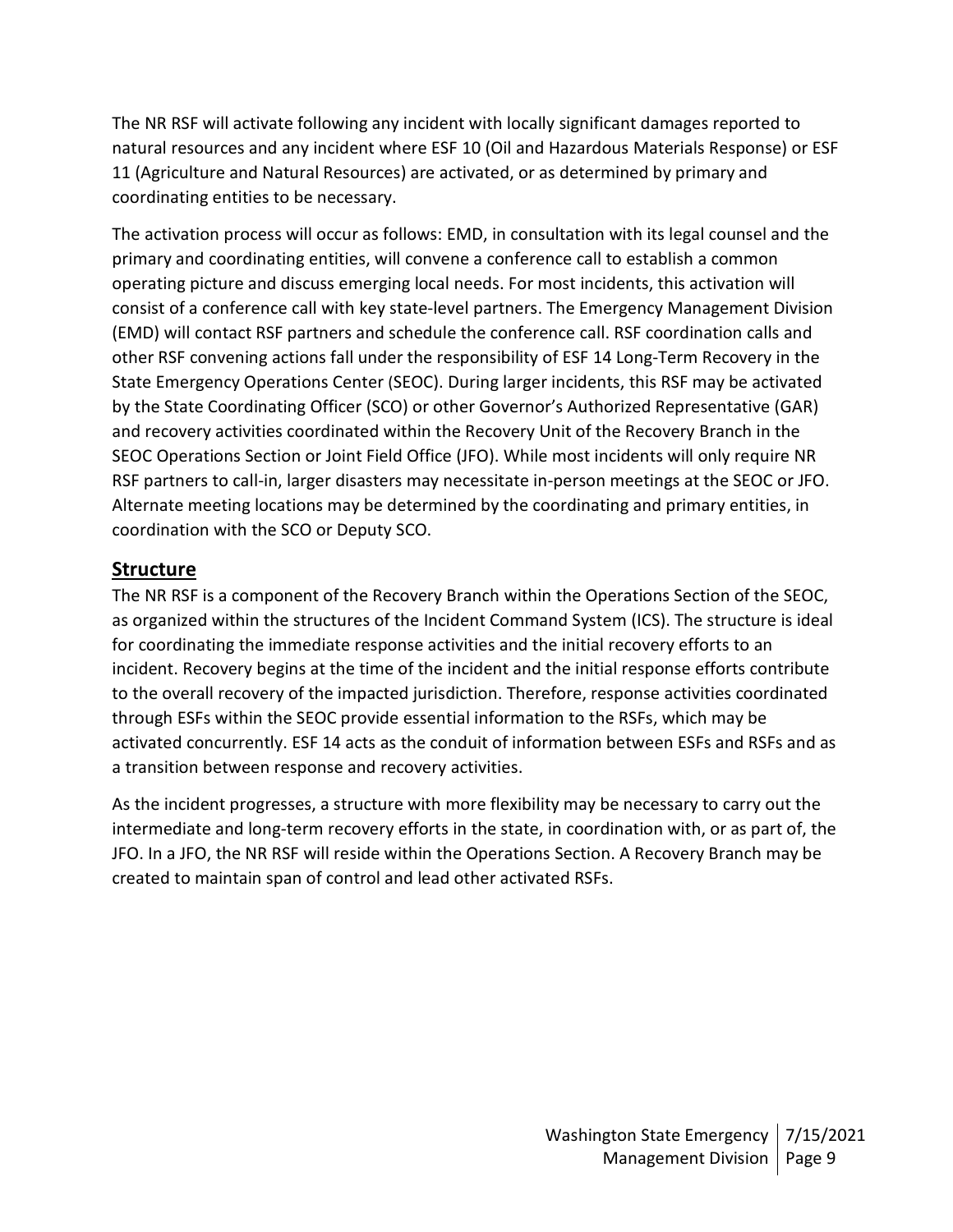The NR RSF will activate following any incident with locally significant damages reported to natural resources and any incident where ESF 10 (Oil and Hazardous Materials Response) or ESF 11 (Agriculture and Natural Resources) are activated, or as determined by primary and coordinating entities to be necessary.

The activation process will occur as follows: EMD, in consultation with its legal counsel and the primary and coordinating entities, will convene a conference call to establish a common operating picture and discuss emerging local needs. For most incidents, this activation will consist of a conference call with key state-level partners. The Emergency Management Division (EMD) will contact RSF partners and schedule the conference call. RSF coordination calls and other RSF convening actions fall under the responsibility of ESF 14 Long-Term Recovery in the State Emergency Operations Center (SEOC). During larger incidents, this RSF may be activated by the State Coordinating Officer (SCO) or other Governor's Authorized Representative (GAR) and recovery activities coordinated within the Recovery Unit of the Recovery Branch in the SEOC Operations Section or Joint Field Office (JFO). While most incidents will only require NR RSF partners to call-in, larger disasters may necessitate in-person meetings at the SEOC or JFO. Alternate meeting locations may be determined by the coordinating and primary entities, in coordination with the SCO or Deputy SCO.

## Structure

The NR RSF is a component of the Recovery Branch within the Operations Section of the SEOC, as organized within the structures of the Incident Command System (ICS). The structure is ideal for coordinating the immediate response activities and the initial recovery efforts to an incident. Recovery begins at the time of the incident and the initial response efforts contribute to the overall recovery of the impacted jurisdiction. Therefore, response activities coordinated through ESFs within the SEOC provide essential information to the RSFs, which may be activated concurrently. ESF 14 acts as the conduit of information between ESFs and RSFs and as a transition between response and recovery activities.

As the incident progresses, a structure with more flexibility may be necessary to carry out the intermediate and long-term recovery efforts in the state, in coordination with, or as part of, the JFO. In a JFO, the NR RSF will reside within the Operations Section. A Recovery Branch may be created to maintain span of control and lead other activated RSFs.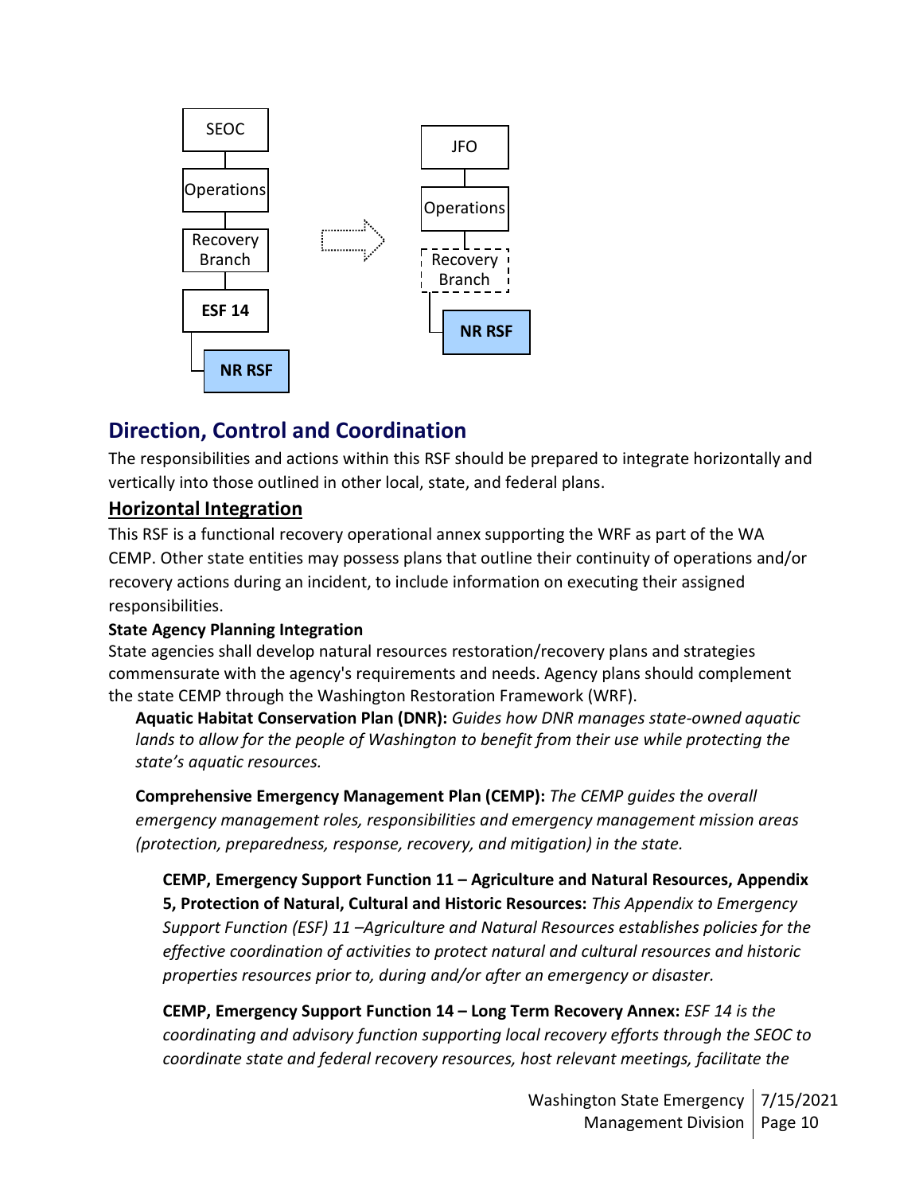SEOC → Operations → Recovery Branch → **ESF 14** → **NR RSF**

JFO → Operations → Recovery Branch → **NR RSF**

## Direction, Control and Coordination

The responsibilities and actions within this RSF should be prepared to integrate horizontally and vertically into those outlined in other local, state, and federal plans.

### Horizontal Integration

This RSF is a functional recovery operational annex supporting the WRF as part of the WA CEMP. Other state entities may possess plans that outline their continuity of operations and/or recovery actions during an incident, to include information on executing their assigned responsibilities.

**State Agency Planning Integration**

State agencies shall develop natural resources restoration/recovery plans and strategies commensurate with the agency's requirements and needs. Agency plans should complement the state CEMP through the Washington Restoration Framework (WRF).

**Aquatic Habitat Conservation Plan (DNR):** *Guides how DNR manages state-owned aquatic lands to allow for the people of Washington to benefit from their use while protecting the state's aquatic resources.*

**Comprehensive Emergency Management Plan (CEMP):** *The CEMP guides the overall emergency management roles, responsibilities and emergency management mission areas (protection, preparedness, response, recovery, and mitigation) in the state.*

**CEMP, Emergency Support Function 11 – Agriculture and Natural Resources, Appendix 5, Protection of Natural, Cultural and Historic Resources:** *This Appendix to Emergency Support Function (ESF) 11 –Agriculture and Natural Resources establishes policies for the effective coordination of activities to protect natural and cultural resources and historic properties resources prior to, during and/or after an emergency or disaster.*

**CEMP, Emergency Support Function 14 – Long Term Recovery Annex:** *ESF 14 is the coordinating and advisory function supporting local recovery efforts through the SEOC to coordinate state and federal recovery resources, host relevant meetings, facilitate the*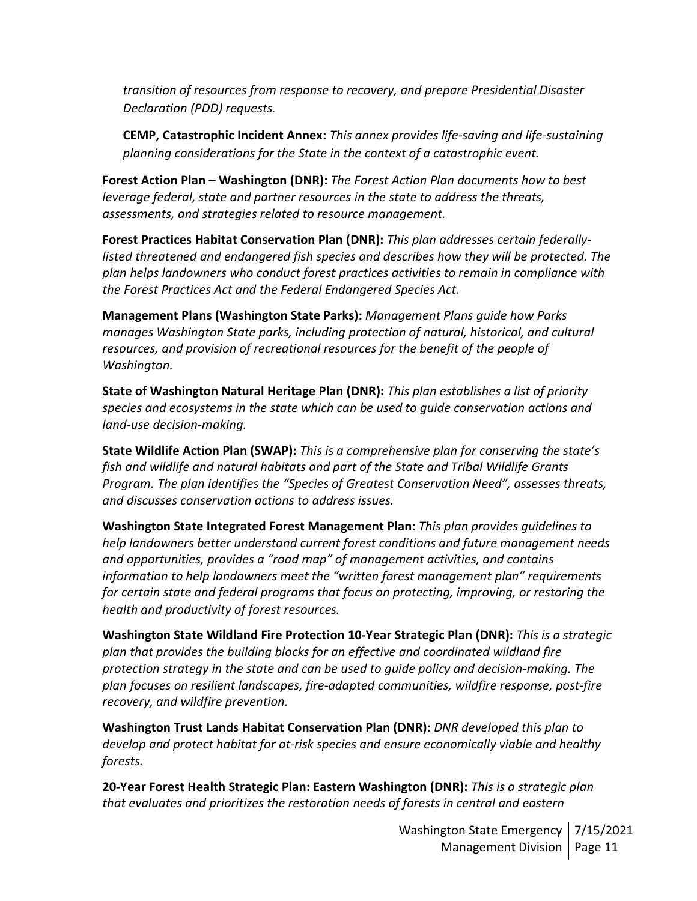*transition of resources from response to recovery, and prepare Presidential Disaster Declaration (PDD) requests.*

**CEMP, Catastrophic Incident Annex:** *This annex provides life-saving and life-sustaining planning considerations for the State in the context of a catastrophic event.*

**Forest Action Plan – Washington (DNR):** *The Forest Action Plan documents how to best leverage federal, state and partner resources in the state to address the threats, assessments, and strategies related to resource management.*

**Forest Practices Habitat Conservation Plan (DNR):** *This plan addresses certain federally-listed threatened and endangered fish species and describes how they will be protected. The plan helps landowners who conduct forest practices activities to remain in compliance with the Forest Practices Act and the Federal Endangered Species Act.*

**Management Plans (Washington State Parks):** *Management Plans guide how Parks manages Washington State parks, including protection of natural, historical, and cultural resources, and provision of recreational resources for the benefit of the people of Washington.*

**State of Washington Natural Heritage Plan (DNR):** *This plan establishes a list of priority species and ecosystems in the state which can be used to guide conservation actions and land-use decision-making.*

**State Wildlife Action Plan (SWAP):** *This is a comprehensive plan for conserving the state's fish and wildlife and natural habitats and part of the State and Tribal Wildlife Grants Program. The plan identifies the "Species of Greatest Conservation Need", assesses threats, and discusses conservation actions to address issues.*

**Washington State Integrated Forest Management Plan:** *This plan provides guidelines to help landowners better understand current forest conditions and future management needs and opportunities, provides a "road map" of management activities, and contains information to help landowners meet the "written forest management plan" requirements for certain state and federal programs that focus on protecting, improving, or restoring the health and productivity of forest resources.*

**Washington State Wildland Fire Protection 10-Year Strategic Plan (DNR):** *This is a strategic plan that provides the building blocks for an effective and coordinated wildland fire protection strategy in the state and can be used to guide policy and decision-making. The plan focuses on resilient landscapes, fire-adapted communities, wildfire response, post-fire recovery, and wildfire prevention.*

**Washington Trust Lands Habitat Conservation Plan (DNR):** *DNR developed this plan to develop and protect habitat for at-risk species and ensure economically viable and healthy forests.*

**20-Year Forest Health Strategic Plan: Eastern Washington (DNR):** *This is a strategic plan that evaluates and prioritizes the restoration needs of forests in central and eastern*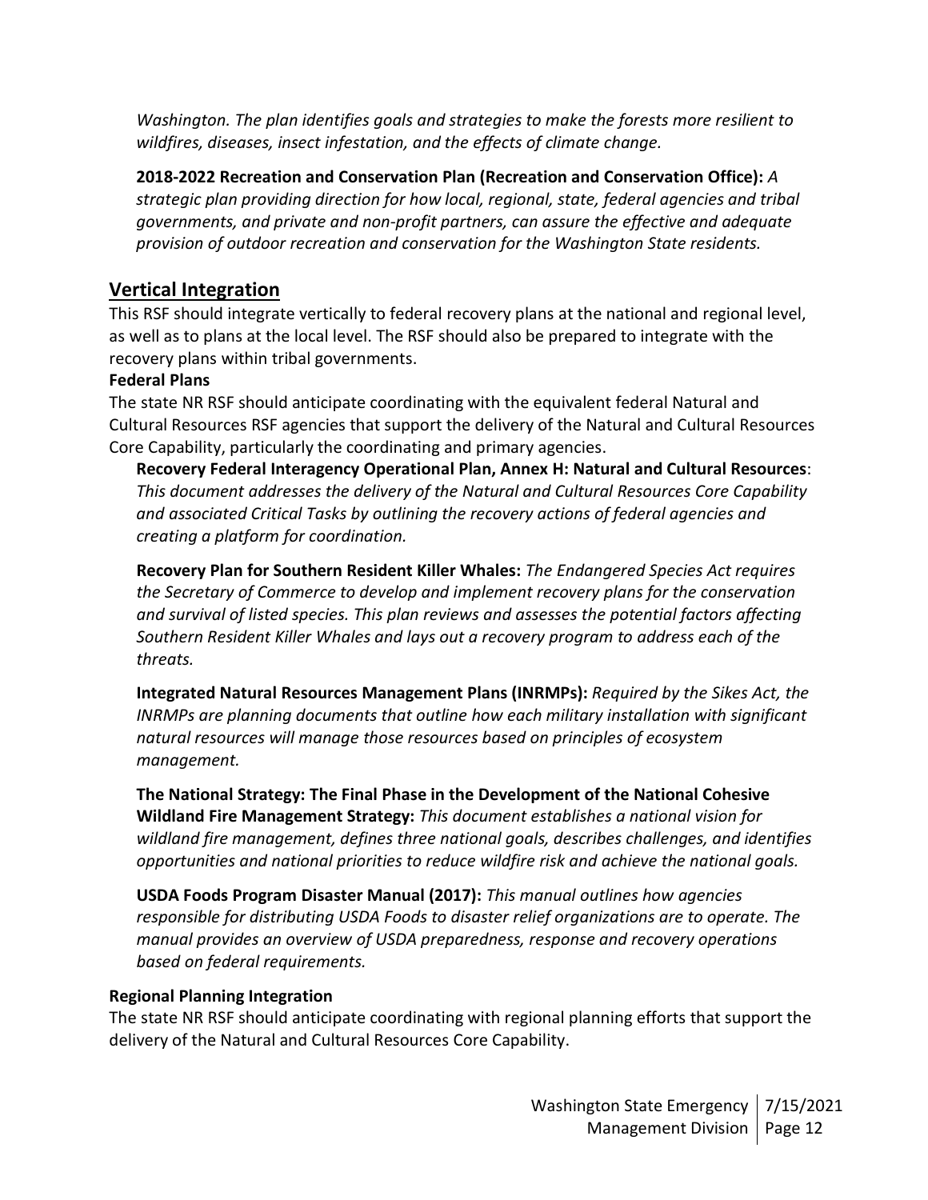*Washington. The plan identifies goals and strategies to make the forests more resilient to wildfires, diseases, insect infestation, and the effects of climate change.*

**2018-2022 Recreation and Conservation Plan (Recreation and Conservation Office):** *A strategic plan providing direction for how local, regional, state, federal agencies and tribal governments, and private and non-profit partners, can assure the effective and adequate provision of outdoor recreation and conservation for the Washington State residents.*

## Vertical Integration

This RSF should integrate vertically to federal recovery plans at the national and regional level, as well as to plans at the local level. The RSF should also be prepared to integrate with the recovery plans within tribal governments.

**Federal Plans**

The state NR RSF should anticipate coordinating with the equivalent federal Natural and Cultural Resources RSF agencies that support the delivery of the Natural and Cultural Resources Core Capability, particularly the coordinating and primary agencies.

**Recovery Federal Interagency Operational Plan, Annex H: Natural and Cultural Resources**: *This document addresses the delivery of the Natural and Cultural Resources Core Capability and associated Critical Tasks by outlining the recovery actions of federal agencies and creating a platform for coordination.*

**Recovery Plan for Southern Resident Killer Whales:** *The Endangered Species Act requires the Secretary of Commerce to develop and implement recovery plans for the conservation and survival of listed species. This plan reviews and assesses the potential factors affecting Southern Resident Killer Whales and lays out a recovery program to address each of the threats.*

**Integrated Natural Resources Management Plans (INRMPs):** *Required by the Sikes Act, the INRMPs are planning documents that outline how each military installation with significant natural resources will manage those resources based on principles of ecosystem management.*

**The National Strategy: The Final Phase in the Development of the National Cohesive Wildland Fire Management Strategy:** *This document establishes a national vision for wildland fire management, defines three national goals, describes challenges, and identifies opportunities and national priorities to reduce wildfire risk and achieve the national goals.*

**USDA Foods Program Disaster Manual (2017):** *This manual outlines how agencies responsible for distributing USDA Foods to disaster relief organizations are to operate. The manual provides an overview of USDA preparedness, response and recovery operations based on federal requirements.*

**Regional Planning Integration**

The state NR RSF should anticipate coordinating with regional planning efforts that support the delivery of the Natural and Cultural Resources Core Capability.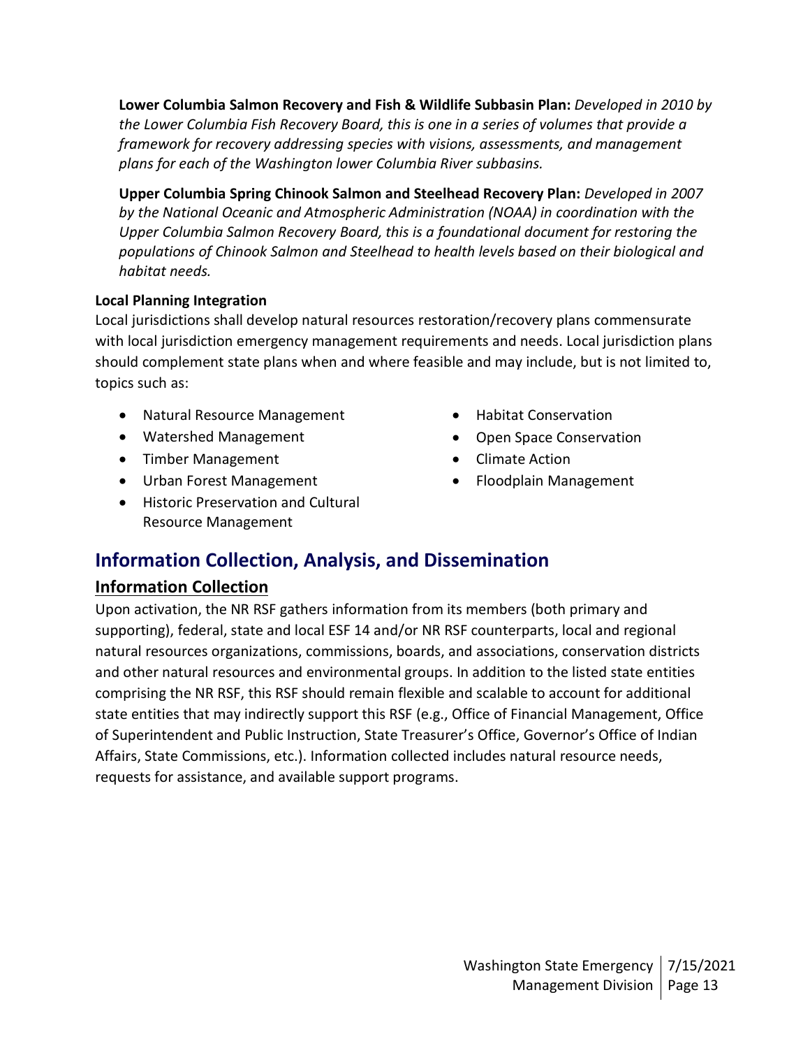**Lower Columbia Salmon Recovery and Fish & Wildlife Subbasin Plan:** *Developed in 2010 by the Lower Columbia Fish Recovery Board, this is one in a series of volumes that provide a framework for recovery addressing species with visions, assessments, and management plans for each of the Washington lower Columbia River subbasins.*

**Upper Columbia Spring Chinook Salmon and Steelhead Recovery Plan:** *Developed in 2007 by the National Oceanic and Atmospheric Administration (NOAA) in coordination with the Upper Columbia Salmon Recovery Board, this is a foundational document for restoring the populations of Chinook Salmon and Steelhead to health levels based on their biological and habitat needs.*

**Local Planning Integration**

Local jurisdictions shall develop natural resources restoration/recovery plans commensurate with local jurisdiction emergency management requirements and needs. Local jurisdiction plans should complement state plans when and where feasible and may include, but is not limited to, topics such as:

- Natural Resource Management
- Watershed Management
- Timber Management
- Urban Forest Management
- Historic Preservation and Cultural Resource Management
- Habitat Conservation
- Open Space Conservation
- Climate Action
- Floodplain Management

## Information Collection, Analysis, and Dissemination

### Information Collection

Upon activation, the NR RSF gathers information from its members (both primary and supporting), federal, state and local ESF 14 and/or NR RSF counterparts, local and regional natural resources organizations, commissions, boards, and associations, conservation districts and other natural resources and environmental groups. In addition to the listed state entities comprising the NR RSF, this RSF should remain flexible and scalable to account for additional state entities that may indirectly support this RSF (e.g., Office of Financial Management, Office of Superintendent and Public Instruction, State Treasurer's Office, Governor's Office of Indian Affairs, State Commissions, etc.). Information collected includes natural resource needs, requests for assistance, and available support programs.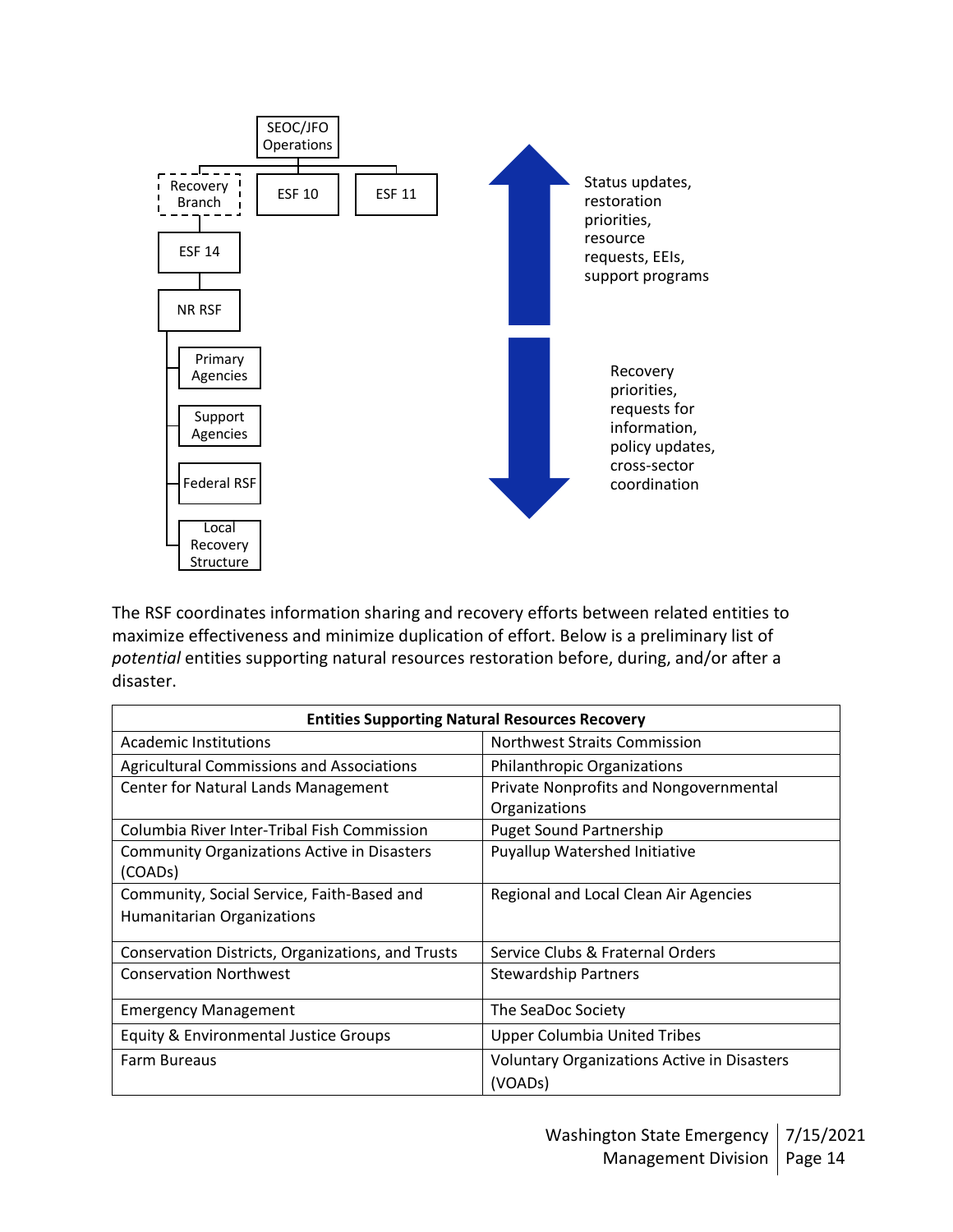SEOC/JFO Operations

Recovery Branch | ESF 10 | ESF 11

ESF 14

NR RSF

- Primary Agencies
- Support Agencies
- Federal RSF
- Local Recovery Structure

Status updates, restoration priorities, resource requests, EEIs, support programs

Recovery priorities, requests for information, policy updates, cross-sector coordination

The RSF coordinates information sharing and recovery efforts between related entities to maximize effectiveness and minimize duplication of effort. Below is a preliminary list of *potential* entities supporting natural resources restoration before, during, and/or after a disaster.

| Entities Supporting Natural Resources Recovery | |
|---|---|
| Academic Institutions | Northwest Straits Commission |
| Agricultural Commissions and Associations | Philanthropic Organizations |
| Center for Natural Lands Management | Private Nonprofits and Nongovernmental Organizations |
| Columbia River Inter-Tribal Fish Commission | Puget Sound Partnership |
| Community Organizations Active in Disasters (COADs) | Puyallup Watershed Initiative |
| Community, Social Service, Faith-Based and Humanitarian Organizations | Regional and Local Clean Air Agencies |
| Conservation Districts, Organizations, and Trusts | Service Clubs & Fraternal Orders |
| Conservation Northwest | Stewardship Partners |
| Emergency Management | The SeaDoc Society |
| Equity & Environmental Justice Groups | Upper Columbia United Tribes |
| Farm Bureaus | Voluntary Organizations Active in Disasters (VOADs) |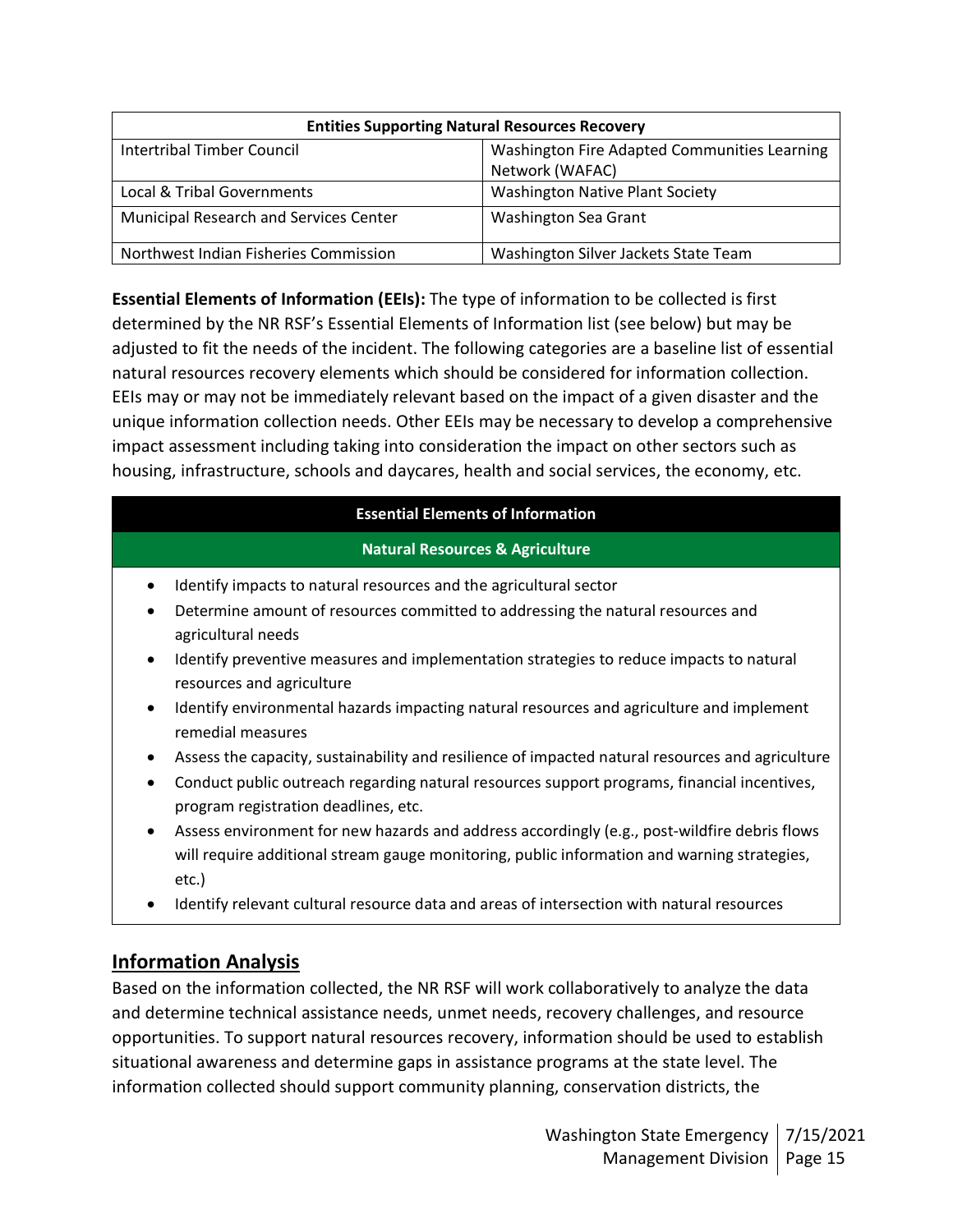| Entities Supporting Natural Resources Recovery | |
|---|---|
| Intertribal Timber Council | Washington Fire Adapted Communities Learning Network (WAFAC) |
| Local & Tribal Governments | Washington Native Plant Society |
| Municipal Research and Services Center | Washington Sea Grant |
| Northwest Indian Fisheries Commission | Washington Silver Jackets State Team |

**Essential Elements of Information (EEIs):** The type of information to be collected is first determined by the NR RSF's Essential Elements of Information list (see below) but may be adjusted to fit the needs of the incident. The following categories are a baseline list of essential natural resources recovery elements which should be considered for information collection. EEIs may or may not be immediately relevant based on the impact of a given disaster and the unique information collection needs. Other EEIs may be necessary to develop a comprehensive impact assessment including taking into consideration the impact on other sectors such as housing, infrastructure, schools and daycares, health and social services, the economy, etc.

| Essential Elements of Information |
|---|
| **Natural Resources & Agriculture** |
| • Identify impacts to natural resources and the agricultural sector<br>• Determine amount of resources committed to addressing the natural resources and agricultural needs<br>• Identify preventive measures and implementation strategies to reduce impacts to natural resources and agriculture<br>• Identify environmental hazards impacting natural resources and agriculture and implement remedial measures<br>• Assess the capacity, sustainability and resilience of impacted natural resources and agriculture<br>• Conduct public outreach regarding natural resources support programs, financial incentives, program registration deadlines, etc.<br>• Assess environment for new hazards and address accordingly (e.g., post-wildfire debris flows will require additional stream gauge monitoring, public information and warning strategies, etc.)<br>• Identify relevant cultural resource data and areas of intersection with natural resources |

## Information Analysis

Based on the information collected, the NR RSF will work collaboratively to analyze the data and determine technical assistance needs, unmet needs, recovery challenges, and resource opportunities. To support natural resources recovery, information should be used to establish situational awareness and determine gaps in assistance programs at the state level. The information collected should support community planning, conservation districts, the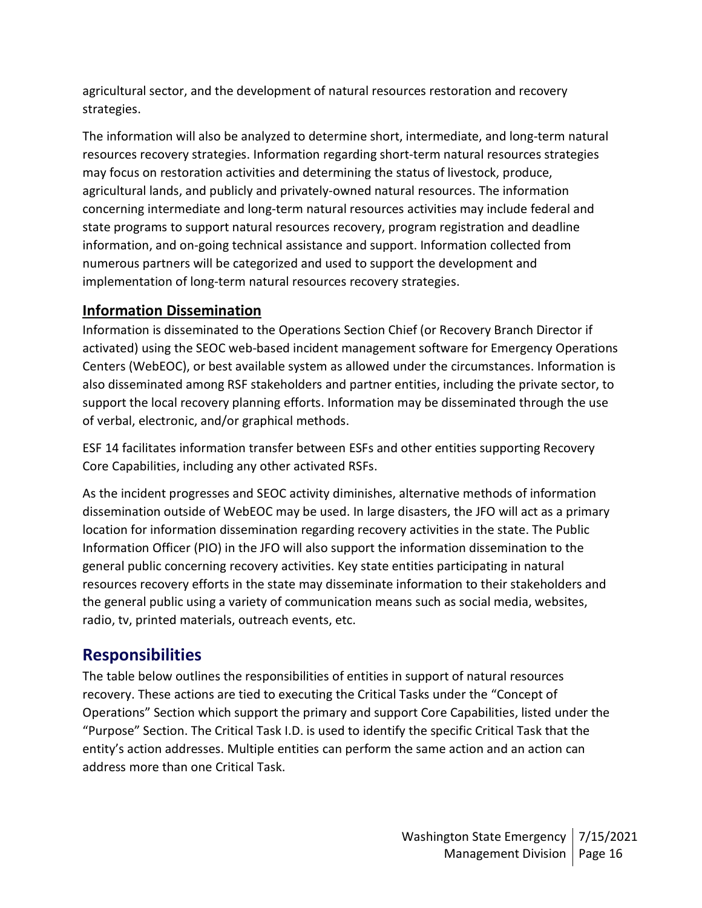agricultural sector, and the development of natural resources restoration and recovery strategies.

The information will also be analyzed to determine short, intermediate, and long-term natural resources recovery strategies. Information regarding short-term natural resources strategies may focus on restoration activities and determining the status of livestock, produce, agricultural lands, and publicly and privately-owned natural resources. The information concerning intermediate and long-term natural resources activities may include federal and state programs to support natural resources recovery, program registration and deadline information, and on-going technical assistance and support. Information collected from numerous partners will be categorized and used to support the development and implementation of long-term natural resources recovery strategies.

### Information Dissemination

Information is disseminated to the Operations Section Chief (or Recovery Branch Director if activated) using the SEOC web-based incident management software for Emergency Operations Centers (WebEOC), or best available system as allowed under the circumstances. Information is also disseminated among RSF stakeholders and partner entities, including the private sector, to support the local recovery planning efforts. Information may be disseminated through the use of verbal, electronic, and/or graphical methods.

ESF 14 facilitates information transfer between ESFs and other entities supporting Recovery Core Capabilities, including any other activated RSFs.

As the incident progresses and SEOC activity diminishes, alternative methods of information dissemination outside of WebEOC may be used. In large disasters, the JFO will act as a primary location for information dissemination regarding recovery activities in the state. The Public Information Officer (PIO) in the JFO will also support the information dissemination to the general public concerning recovery activities. Key state entities participating in natural resources recovery efforts in the state may disseminate information to their stakeholders and the general public using a variety of communication means such as social media, websites, radio, tv, printed materials, outreach events, etc.

## Responsibilities

The table below outlines the responsibilities of entities in support of natural resources recovery. These actions are tied to executing the Critical Tasks under the "Concept of Operations" Section which support the primary and support Core Capabilities, listed under the "Purpose" Section. The Critical Task I.D. is used to identify the specific Critical Task that the entity's action addresses. Multiple entities can perform the same action and an action can address more than one Critical Task.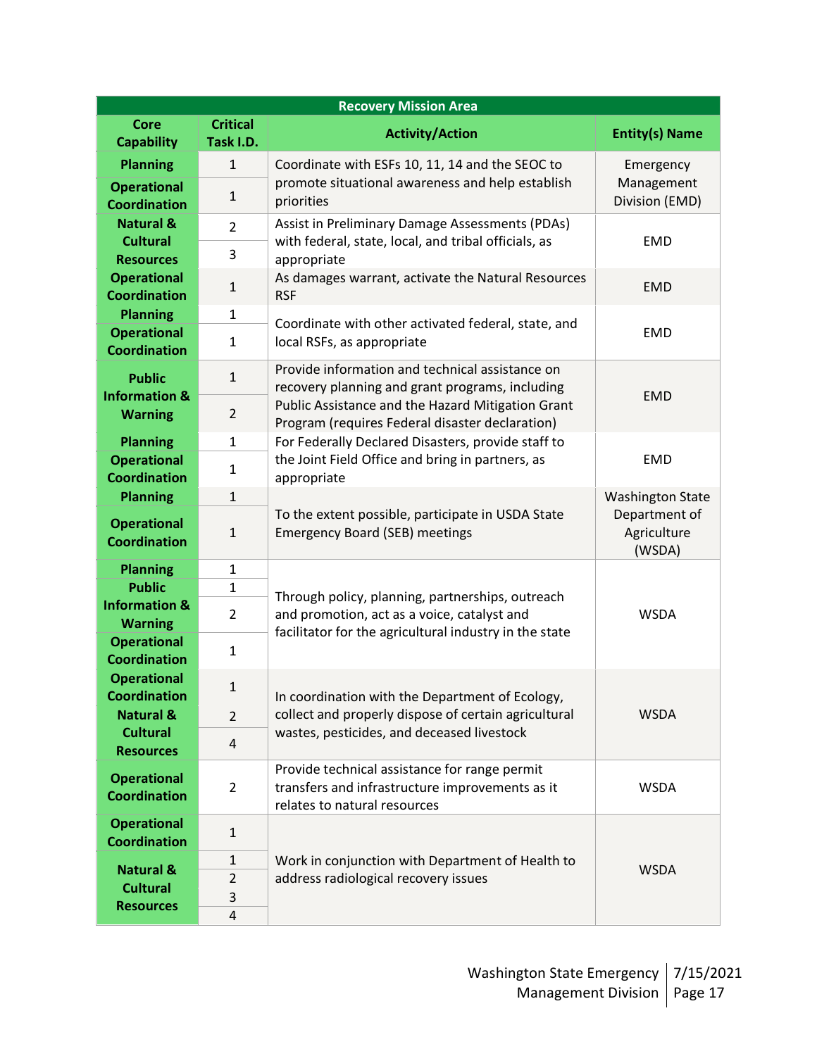| Recovery Mission Area | | | |
|---|---|---|---|
| **Core Capability** | **Critical Task I.D.** | **Activity/Action** | **Entity(s) Name** |
| **Planning** | 1 | Coordinate with ESFs 10, 11, 14 and the SEOC to promote situational awareness and help establish priorities | Emergency Management Division (EMD) |
| **Operational Coordination** | 1 | | |
| **Natural & Cultural Resources** | 2 | Assist in Preliminary Damage Assessments (PDAs) with federal, state, local, and tribal officials, as appropriate | EMD |
| | 3 | | |
| **Operational Coordination** | 1 | As damages warrant, activate the Natural Resources RSF | EMD |
| **Planning** | 1 | Coordinate with other activated federal, state, and local RSFs, as appropriate | EMD |
| **Operational Coordination** | 1 | | |
| **Public Information & Warning** | 1 | Provide information and technical assistance on recovery planning and grant programs, including Public Assistance and the Hazard Mitigation Grant Program (requires Federal disaster declaration) | EMD |
| | 2 | | |
| **Planning** | 1 | For Federally Declared Disasters, provide staff to the Joint Field Office and bring in partners, as appropriate | EMD |
| **Operational Coordination** | 1 | | |
| **Planning** | 1 | To the extent possible, participate in USDA State Emergency Board (SEB) meetings | Washington State Department of Agriculture (WSDA) |
| **Operational Coordination** | 1 | | |
| **Planning** | 1 | Through policy, planning, partnerships, outreach and promotion, act as a voice, catalyst and facilitator for the agricultural industry in the state | WSDA |
| **Public Information & Warning** | 1 | | |
| | 2 | | |
| **Operational Coordination** | 1 | | |
| **Operational Coordination** | 1 | In coordination with the Department of Ecology, collect and properly dispose of certain agricultural wastes, pesticides, and deceased livestock | WSDA |
| **Natural & Cultural Resources** | 2 | | |
| | 4 | | |
| **Operational Coordination** | 2 | Provide technical assistance for range permit transfers and infrastructure improvements as it relates to natural resources | WSDA |
| **Operational Coordination** | 1 | Work in conjunction with Department of Health to address radiological recovery issues | WSDA |
| **Natural & Cultural Resources** | 1 | | |
| | 2 | | |
| | 3 | | |
| | 4 | | |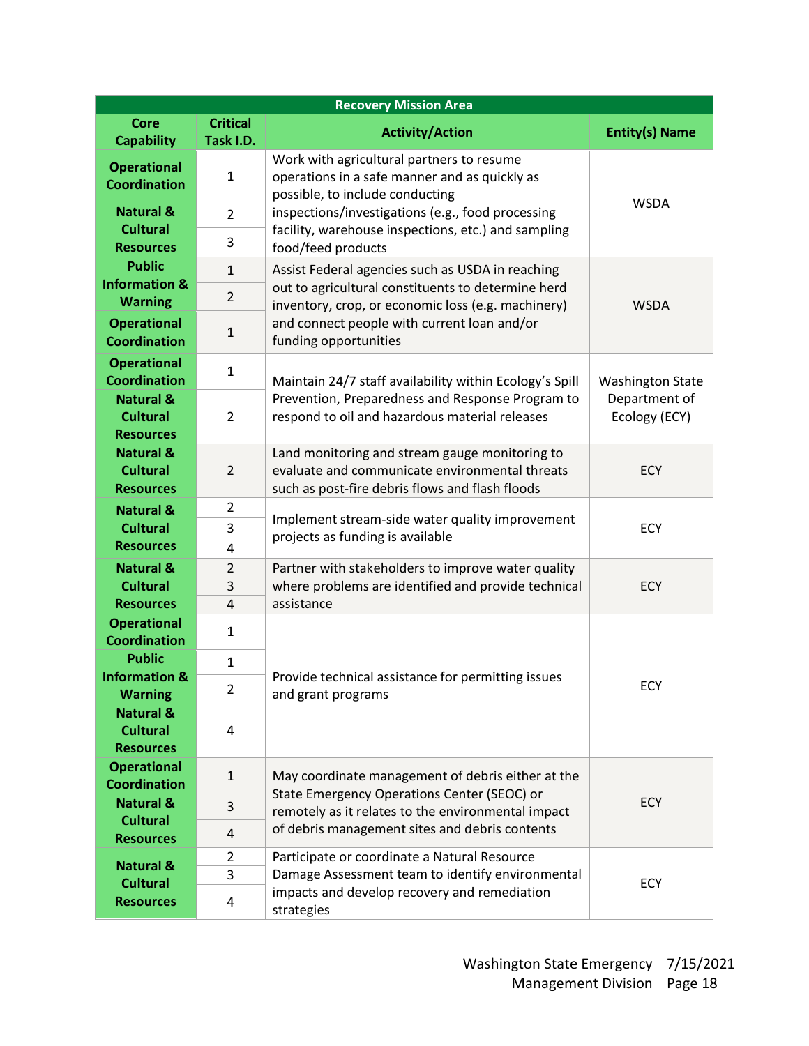| Recovery Mission Area | | | |
|---|---|---|---|
| **Core Capability** | **Critical Task I.D.** | **Activity/Action** | **Entity(s) Name** |
| **Operational Coordination** | 1 | Work with agricultural partners to resume operations in a safe manner and as quickly as possible, to include conducting inspections/investigations (e.g., food processing facility, warehouse inspections, etc.) and sampling food/feed products | WSDA |
| **Natural & Cultural Resources** | 2 | | |
| | 3 | | |
| **Public Information & Warning** | 1 | Assist Federal agencies such as USDA in reaching out to agricultural constituents to determine herd inventory, crop, or economic loss (e.g. machinery) and connect people with current loan and/or funding opportunities | WSDA |
| | 2 | | |
| **Operational Coordination** | 1 | | |
| **Operational Coordination** | 1 | Maintain 24/7 staff availability within Ecology's Spill Prevention, Preparedness and Response Program to respond to oil and hazardous material releases | Washington State Department of Ecology (ECY) |
| **Natural & Cultural Resources** | 2 | | |
| **Natural & Cultural Resources** | 2 | Land monitoring and stream gauge monitoring to evaluate and communicate environmental threats such as post-fire debris flows and flash floods | ECY |
| **Natural & Cultural Resources** | 2 | Implement stream-side water quality improvement projects as funding is available | ECY |
| | 3 | | |
| | 4 | | |
| **Natural & Cultural Resources** | 2 | Partner with stakeholders to improve water quality where problems are identified and provide technical assistance | ECY |
| | 3 | | |
| | 4 | | |
| **Operational Coordination** | 1 | Provide technical assistance for permitting issues and grant programs | ECY |
| **Public Information & Warning** | 1 | | |
| | 2 | | |
| **Natural & Cultural Resources** | 4 | | |
| **Operational Coordination** | 1 | May coordinate management of debris either at the State Emergency Operations Center (SEOC) or remotely as it relates to the environmental impact of debris management sites and debris contents | ECY |
| **Natural & Cultural Resources** | 3 | | |
| | 4 | | |
| **Natural & Cultural Resources** | 2 | Participate or coordinate a Natural Resource Damage Assessment team to identify environmental impacts and develop recovery and remediation strategies | ECY |
| | 3 | | |
| | 4 | | |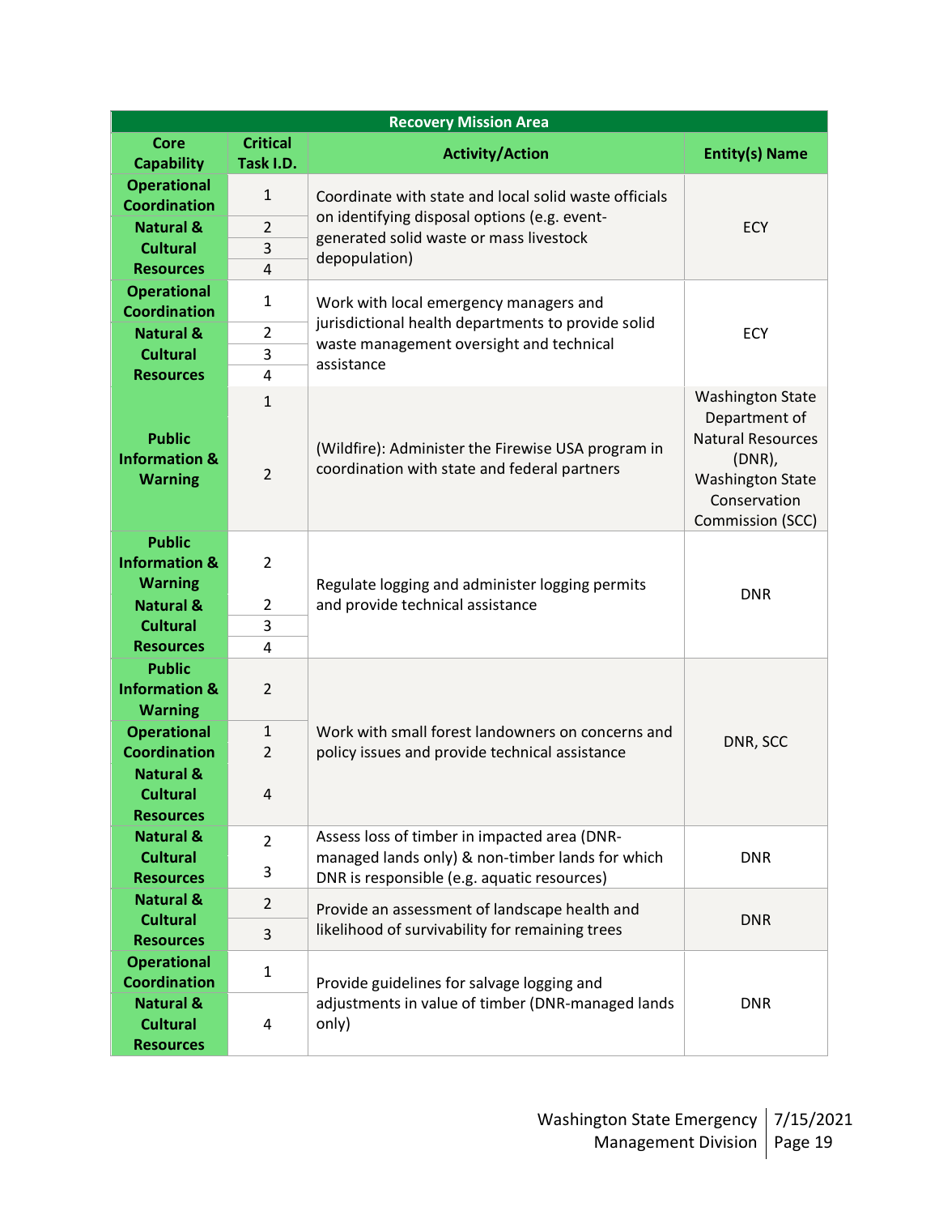| Recovery Mission Area | | | |
|---|---|---|---|
| **Core Capability** | **Critical Task I.D.** | **Activity/Action** | **Entity(s) Name** |
| **Operational Coordination** | 1 | Coordinate with state and local solid waste officials on identifying disposal options (e.g. event-generated solid waste or mass livestock depopulation) | ECY |
| **Natural & Cultural Resources** | 2, 3, 4 | | |
| **Operational Coordination** | 1 | Work with local emergency managers and jurisdictional health departments to provide solid waste management oversight and technical assistance | ECY |
| **Natural & Cultural Resources** | 2, 3, 4 | | |
| **Public Information & Warning** | 1, 2 | (Wildfire): Administer the Firewise USA program in coordination with state and federal partners | Washington State Department of Natural Resources (DNR), Washington State Conservation Commission (SCC) |
| **Public Information & Warning** | 2 | Regulate logging and administer logging permits and provide technical assistance | DNR |
| **Natural & Cultural Resources** | 2, 3, 4 | | |
| **Public Information & Warning** | 2 | Work with small forest landowners on concerns and policy issues and provide technical assistance | DNR, SCC |
| **Operational Coordination** | 1, 2 | | |
| **Natural & Cultural Resources** | 4 | | |
| **Natural & Cultural Resources** | 2, 3 | Assess loss of timber in impacted area (DNR-managed lands only) & non-timber lands for which DNR is responsible (e.g. aquatic resources) | DNR |
| **Natural & Cultural Resources** | 2, 3 | Provide an assessment of landscape health and likelihood of survivability for remaining trees | DNR |
| **Operational Coordination** | 1 | Provide guidelines for salvage logging and adjustments in value of timber (DNR-managed lands only) | DNR |
| **Natural & Cultural Resources** | 4 | | |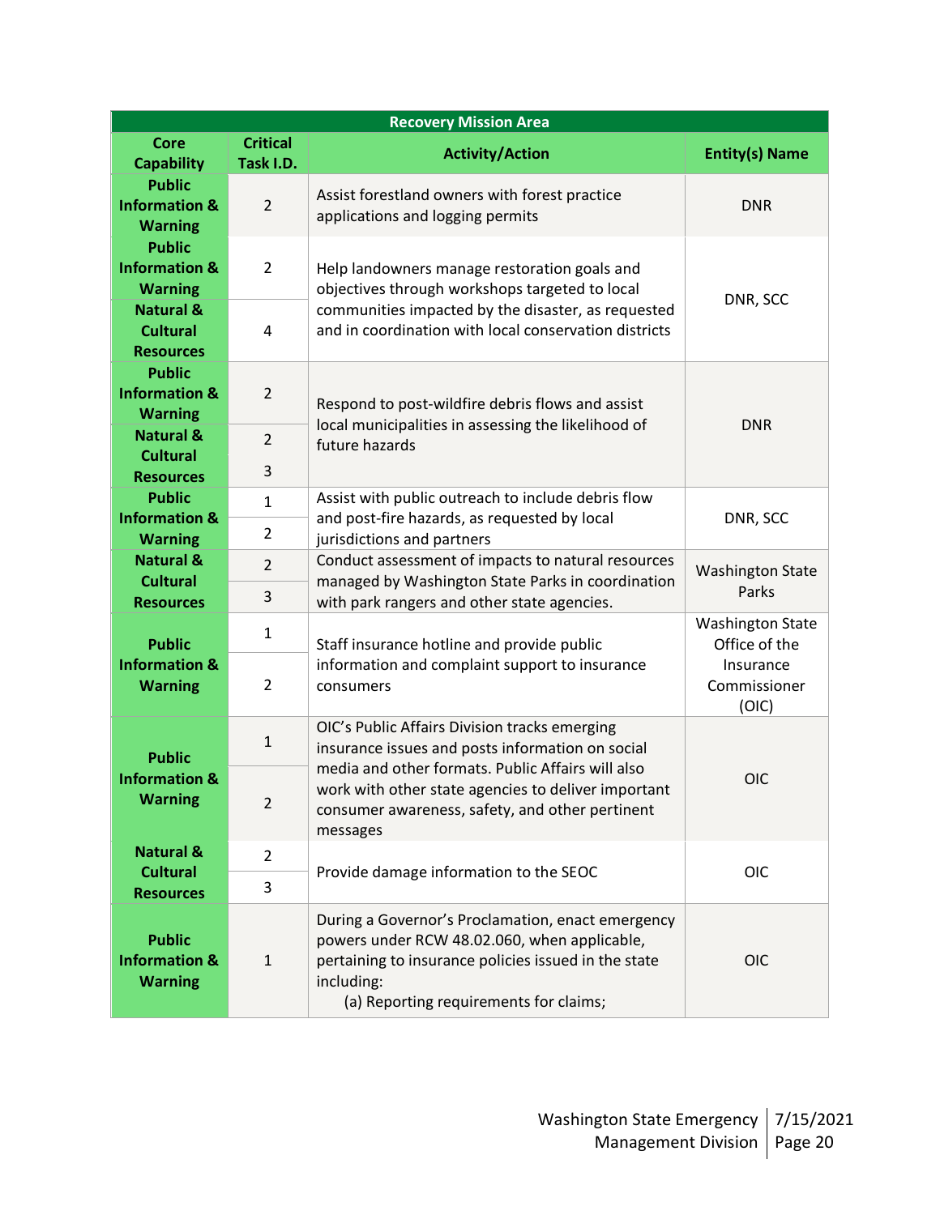| Recovery Mission Area | | | |
|---|---|---|---|
| **Core Capability** | **Critical Task I.D.** | **Activity/Action** | **Entity(s) Name** |
| **Public Information & Warning** | 2 | Assist forestland owners with forest practice applications and logging permits | DNR |
| **Public Information & Warning** | 2 | Help landowners manage restoration goals and objectives through workshops targeted to local communities impacted by the disaster, as requested and in coordination with local conservation districts | DNR, SCC |
| **Natural & Cultural Resources** | 4 | | |
| **Public Information & Warning** | 2 | Respond to post-wildfire debris flows and assist local municipalities in assessing the likelihood of future hazards | DNR |
| **Natural & Cultural Resources** | 2 | | |
| | 3 | | |
| **Public Information & Warning** | 1 | Assist with public outreach to include debris flow and post-fire hazards, as requested by local jurisdictions and partners | DNR, SCC |
| | 2 | | |
| **Natural & Cultural Resources** | 2 | Conduct assessment of impacts to natural resources managed by Washington State Parks in coordination with park rangers and other state agencies. | Washington State Parks |
| | 3 | | |
| **Public Information & Warning** | 1 | Staff insurance hotline and provide public information and complaint support to insurance consumers | Washington State Office of the Insurance Commissioner (OIC) |
| | 2 | | |
| **Public Information & Warning** | 1 | OIC's Public Affairs Division tracks emerging insurance issues and posts information on social media and other formats. Public Affairs will also work with other state agencies to deliver important consumer awareness, safety, and other pertinent messages | OIC |
| | 2 | | |
| **Natural & Cultural Resources** | 2 | Provide damage information to the SEOC | OIC |
| | 3 | | |
| **Public Information & Warning** | 1 | During a Governor's Proclamation, enact emergency powers under RCW 48.02.060, when applicable, pertaining to insurance policies issued in the state including:<br>(a) Reporting requirements for claims; | OIC |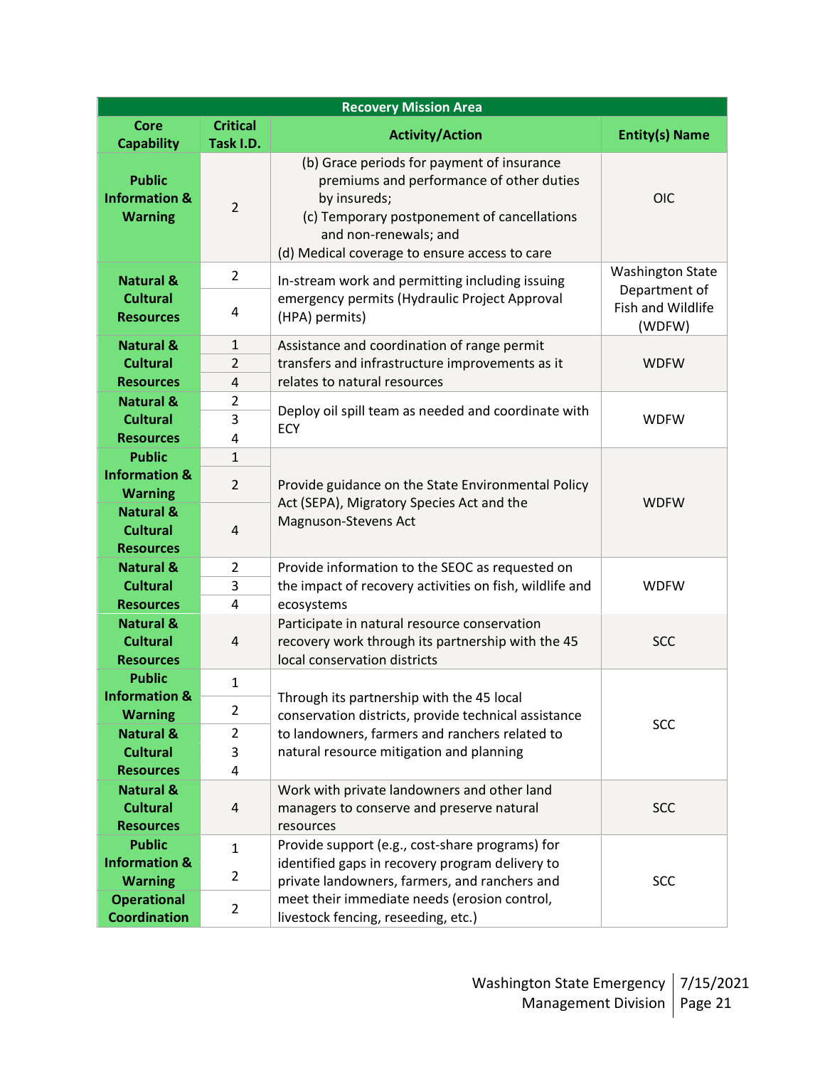| Recovery Mission Area | | | |
|---|---|---|---|
| **Core Capability** | **Critical Task I.D.** | **Activity/Action** | **Entity(s) Name** |
| **Public Information & Warning** | 2 | (b) Grace periods for payment of insurance premiums and performance of other duties by insureds;<br>(c) Temporary postponement of cancellations and non-renewals; and<br>(d) Medical coverage to ensure access to care | OIC |
| **Natural & Cultural Resources** | 2<br>4 | In-stream work and permitting including issuing emergency permits (Hydraulic Project Approval (HPA) permits) | Washington State Department of Fish and Wildlife (WDFW) |
| **Natural & Cultural Resources** | 1<br>2<br>4 | Assistance and coordination of range permit transfers and infrastructure improvements as it relates to natural resources | WDFW |
| **Natural & Cultural Resources** | 2<br>3<br>4 | Deploy oil spill team as needed and coordinate with ECY | WDFW |
| **Public Information & Warning**<br>**Natural & Cultural Resources** | 1<br>2<br>4 | Provide guidance on the State Environmental Policy Act (SEPA), Migratory Species Act and the Magnuson-Stevens Act | WDFW |
| **Natural & Cultural Resources** | 2<br>3<br>4 | Provide information to the SEOC as requested on the impact of recovery activities on fish, wildlife and ecosystems | WDFW |
| **Natural & Cultural Resources** | 4 | Participate in natural resource conservation recovery work through its partnership with the 45 local conservation districts | SCC |
| **Public Information & Warning**<br>**Natural & Cultural Resources** | 1<br>2<br>2<br>3<br>4 | Through its partnership with the 45 local conservation districts, provide technical assistance to landowners, farmers and ranchers related to natural resource mitigation and planning | SCC |
| **Natural & Cultural Resources** | 4 | Work with private landowners and other land managers to conserve and preserve natural resources | SCC |
| **Public Information & Warning**<br>**Operational Coordination** | 1<br>2<br>2 | Provide support (e.g., cost-share programs) for identified gaps in recovery program delivery to private landowners, farmers, and ranchers and meet their immediate needs (erosion control, livestock fencing, reseeding, etc.) | SCC |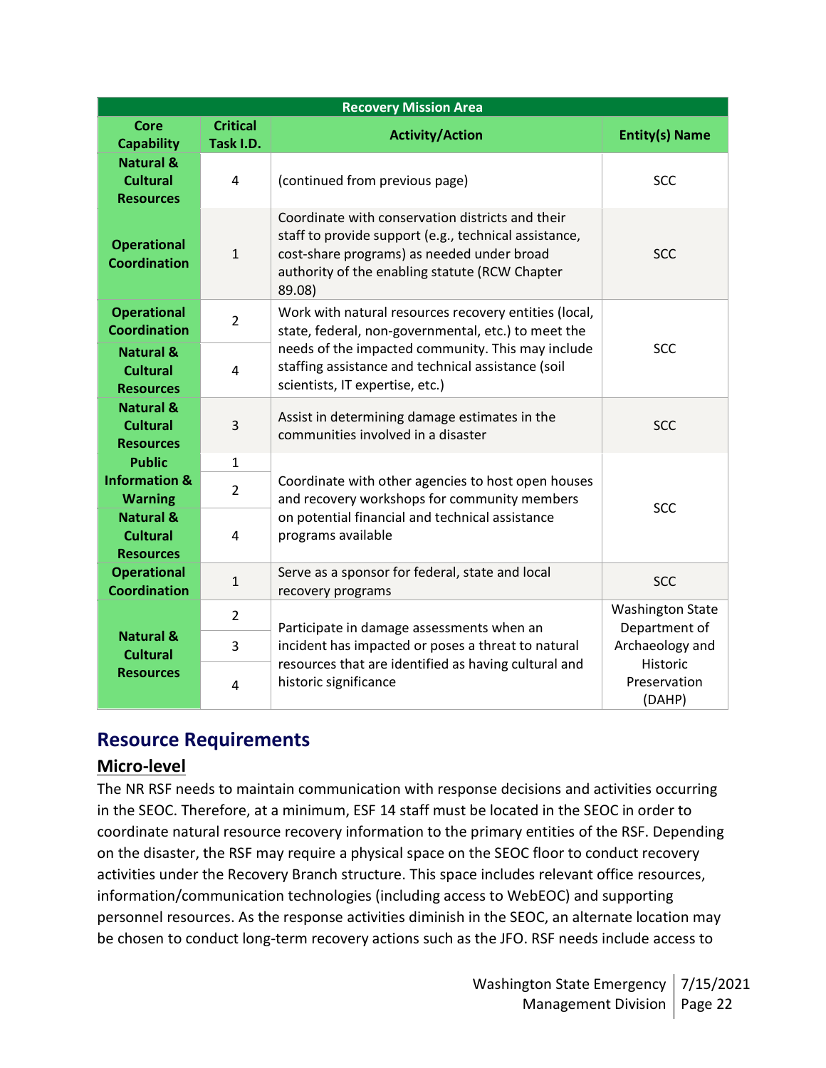| Recovery Mission Area | | | |
|---|---|---|---|
| **Core Capability** | **Critical Task I.D.** | **Activity/Action** | **Entity(s) Name** |
| **Natural & Cultural Resources** | 4 | (continued from previous page) | SCC |
| **Operational Coordination** | 1 | Coordinate with conservation districts and their staff to provide support (e.g., technical assistance, cost-share programs) as needed under broad authority of the enabling statute (RCW Chapter 89.08) | SCC |
| **Operational Coordination** | 2 | Work with natural resources recovery entities (local, state, federal, non-governmental, etc.) to meet the needs of the impacted community. This may include staffing assistance and technical assistance (soil scientists, IT expertise, etc.) | SCC |
| **Natural & Cultural Resources** | 4 | | |
| **Natural & Cultural Resources** | 3 | Assist in determining damage estimates in the communities involved in a disaster | SCC |
| **Public Information & Warning** | 1 | Coordinate with other agencies to host open houses and recovery workshops for community members on potential financial and technical assistance programs available | SCC |
| | 2 | | |
| **Natural & Cultural Resources** | 4 | | |
| **Operational Coordination** | 1 | Serve as a sponsor for federal, state and local recovery programs | SCC |
| **Natural & Cultural Resources** | 2 | Participate in damage assessments when an incident has impacted or poses a threat to natural resources that are identified as having cultural and historic significance | Washington State Department of Archaeology and Historic Preservation (DAHP) |
| | 3 | | |
| | 4 | | |

## Resource Requirements

### Micro-level

The NR RSF needs to maintain communication with response decisions and activities occurring in the SEOC. Therefore, at a minimum, ESF 14 staff must be located in the SEOC in order to coordinate natural resource recovery information to the primary entities of the RSF. Depending on the disaster, the RSF may require a physical space on the SEOC floor to conduct recovery activities under the Recovery Branch structure. This space includes relevant office resources, information/communication technologies (including access to WebEOC) and supporting personnel resources. As the response activities diminish in the SEOC, an alternate location may be chosen to conduct long-term recovery actions such as the JFO. RSF needs include access to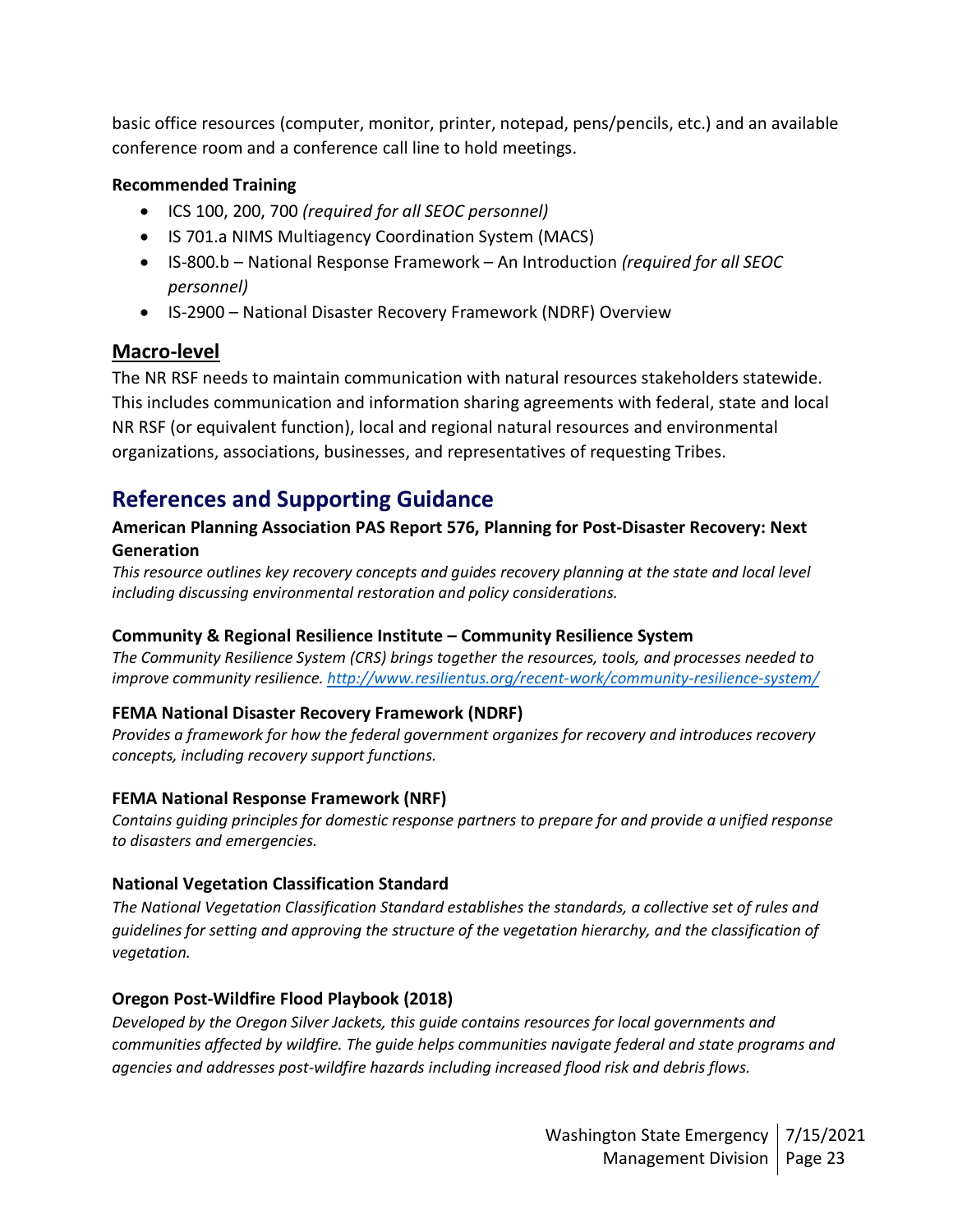basic office resources (computer, monitor, printer, notepad, pens/pencils, etc.) and an available conference room and a conference call line to hold meetings.

**Recommended Training**

- ICS 100, 200, 700 *(required for all SEOC personnel)*
- IS 701.a NIMS Multiagency Coordination System (MACS)
- IS-800.b – National Response Framework – An Introduction *(required for all SEOC personnel)*
- IS-2900 – National Disaster Recovery Framework (NDRF) Overview

### Macro-level

The NR RSF needs to maintain communication with natural resources stakeholders statewide. This includes communication and information sharing agreements with federal, state and local NR RSF (or equivalent function), local and regional natural resources and environmental organizations, associations, businesses, and representatives of requesting Tribes.

## References and Supporting Guidance

**American Planning Association PAS Report 576, Planning for Post-Disaster Recovery: Next Generation**

*This resource outlines key recovery concepts and guides recovery planning at the state and local level including discussing environmental restoration and policy considerations.*

**Community & Regional Resilience Institute – Community Resilience System**

*The Community Resilience System (CRS) brings together the resources, tools, and processes needed to improve community resilience. http://www.resilientus.org/recent-work/community-resilience-system/*

**FEMA National Disaster Recovery Framework (NDRF)**

*Provides a framework for how the federal government organizes for recovery and introduces recovery concepts, including recovery support functions.*

**FEMA National Response Framework (NRF)**

*Contains guiding principles for domestic response partners to prepare for and provide a unified response to disasters and emergencies.*

**National Vegetation Classification Standard**

*The National Vegetation Classification Standard establishes the standards, a collective set of rules and guidelines for setting and approving the structure of the vegetation hierarchy, and the classification of vegetation.*

**Oregon Post-Wildfire Flood Playbook (2018)**

*Developed by the Oregon Silver Jackets, this guide contains resources for local governments and communities affected by wildfire. The guide helps communities navigate federal and state programs and agencies and addresses post-wildfire hazards including increased flood risk and debris flows.*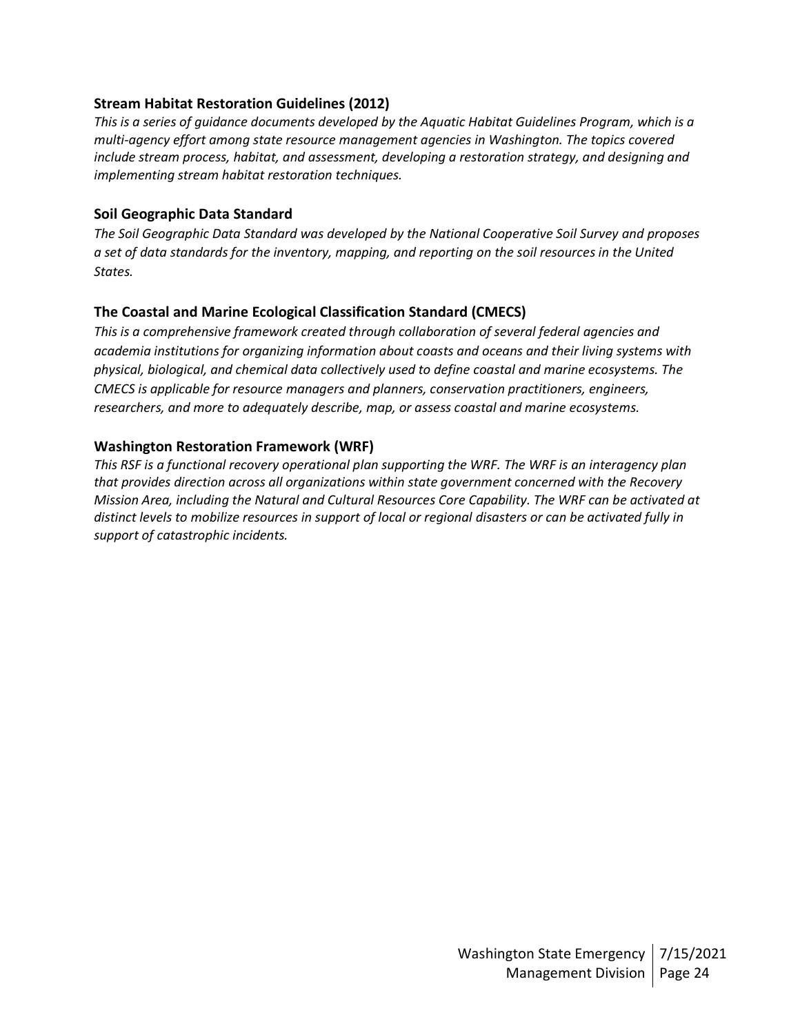### Stream Habitat Restoration Guidelines (2012)

*This is a series of guidance documents developed by the Aquatic Habitat Guidelines Program, which is a multi-agency effort among state resource management agencies in Washington. The topics covered include stream process, habitat, and assessment, developing a restoration strategy, and designing and implementing stream habitat restoration techniques.*

### Soil Geographic Data Standard

*The Soil Geographic Data Standard was developed by the National Cooperative Soil Survey and proposes a set of data standards for the inventory, mapping, and reporting on the soil resources in the United States.*

### The Coastal and Marine Ecological Classification Standard (CMECS)

*This is a comprehensive framework created through collaboration of several federal agencies and academia institutions for organizing information about coasts and oceans and their living systems with physical, biological, and chemical data collectively used to define coastal and marine ecosystems. The CMECS is applicable for resource managers and planners, conservation practitioners, engineers, researchers, and more to adequately describe, map, or assess coastal and marine ecosystems.*

### Washington Restoration Framework (WRF)

*This RSF is a functional recovery operational plan supporting the WRF. The WRF is an interagency plan that provides direction across all organizations within state government concerned with the Recovery Mission Area, including the Natural and Cultural Resources Core Capability. The WRF can be activated at distinct levels to mobilize resources in support of local or regional disasters or can be activated fully in support of catastrophic incidents.*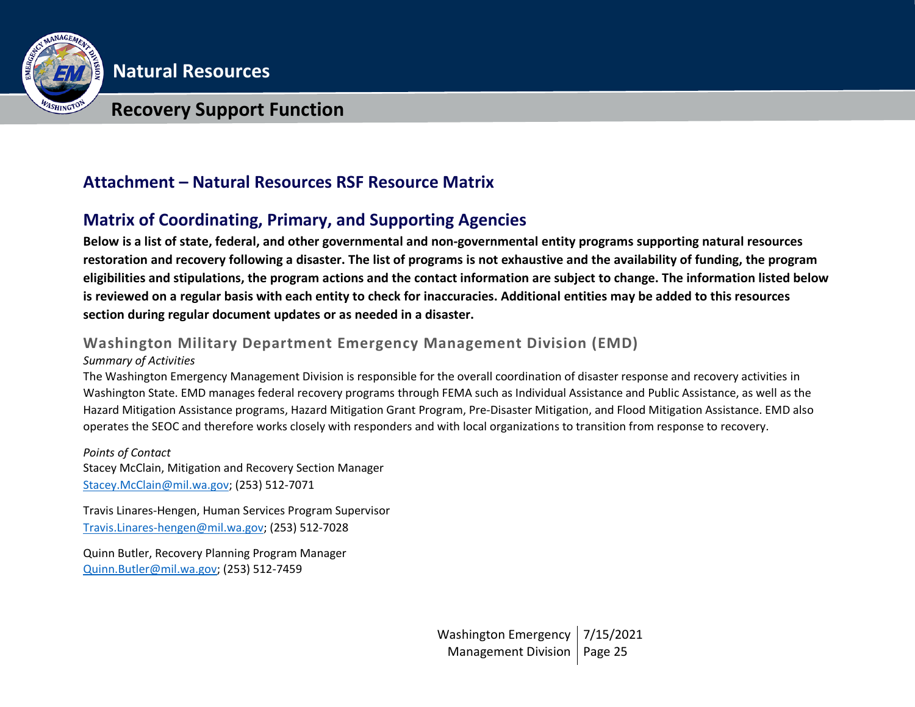## Attachment – Natural Resources RSF Resource Matrix

## Matrix of Coordinating, Primary, and Supporting Agencies

**Below is a list of state, federal, and other governmental and non-governmental entity programs supporting natural resources restoration and recovery following a disaster. The list of programs is not exhaustive and the availability of funding, the program eligibilities and stipulations, the program actions and the contact information are subject to change. The information listed below is reviewed on a regular basis with each entity to check for inaccuracies. Additional entities may be added to this resources section during regular document updates or as needed in a disaster.**

### Washington Military Department Emergency Management Division (EMD)

*Summary of Activities*

The Washington Emergency Management Division is responsible for the overall coordination of disaster response and recovery activities in Washington State. EMD manages federal recovery programs through FEMA such as Individual Assistance and Public Assistance, as well as the Hazard Mitigation Assistance programs, Hazard Mitigation Grant Program, Pre-Disaster Mitigation, and Flood Mitigation Assistance. EMD also operates the SEOC and therefore works closely with responders and with local organizations to transition from response to recovery.

*Points of Contact*

Stacey McClain, Mitigation and Recovery Section Manager
Stacey.McClain@mil.wa.gov; (253) 512-7071

Travis Linares-Hengen, Human Services Program Supervisor
Travis.Linares-hengen@mil.wa.gov; (253) 512-7028

Quinn Butler, Recovery Planning Program Manager
Quinn.Butler@mil.wa.gov; (253) 512-7459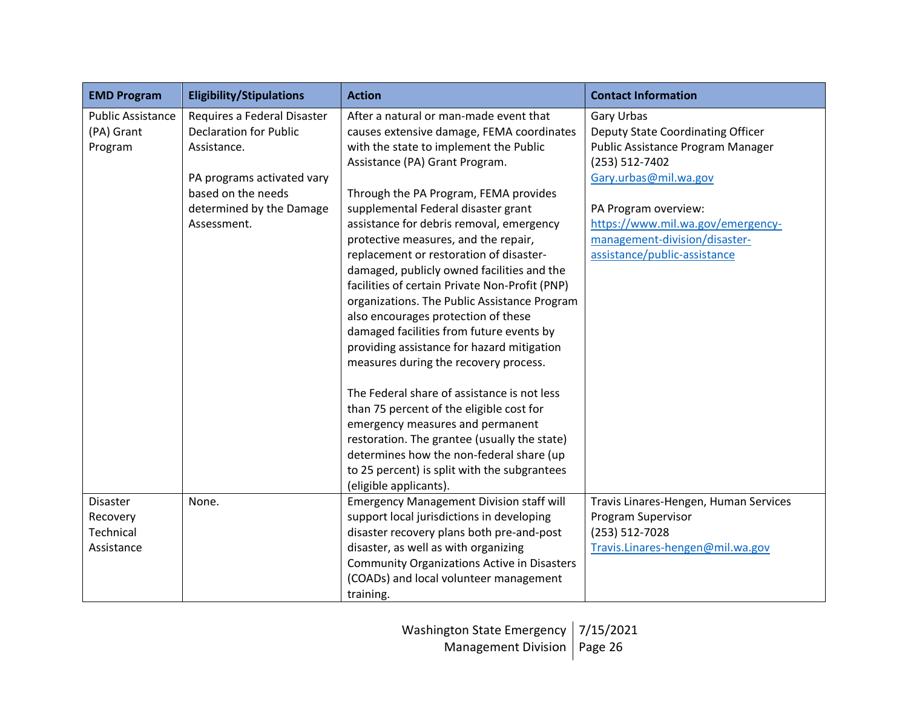| EMD Program | Eligibility/Stipulations | Action | Contact Information |
|---|---|---|---|
| Public Assistance (PA) Grant Program | Requires a Federal Disaster Declaration for Public Assistance.<br><br>PA programs activated vary based on the needs determined by the Damage Assessment. | After a natural or man-made event that causes extensive damage, FEMA coordinates with the state to implement the Public Assistance (PA) Grant Program.<br><br>Through the PA Program, FEMA provides supplemental Federal disaster grant assistance for debris removal, emergency protective measures, and the repair, replacement or restoration of disaster-damaged, publicly owned facilities and the facilities of certain Private Non-Profit (PNP) organizations. The Public Assistance Program also encourages protection of these damaged facilities from future events by providing assistance for hazard mitigation measures during the recovery process.<br><br>The Federal share of assistance is not less than 75 percent of the eligible cost for emergency measures and permanent restoration. The grantee (usually the state) determines how the non-federal share (up to 25 percent) is split with the subgrantees (eligible applicants). | Gary Urbas<br>Deputy State Coordinating Officer<br>Public Assistance Program Manager<br>(253) 512-7402<br>Gary.urbas@mil.wa.gov<br><br>PA Program overview:<br>https://www.mil.wa.gov/emergency-management-division/disaster-assistance/public-assistance |
| Disaster Recovery Technical Assistance | None. | Emergency Management Division staff will support local jurisdictions in developing disaster recovery plans both pre-and-post disaster, as well as with organizing Community Organizations Active in Disasters (COADs) and local volunteer management training. | Travis Linares-Hengen, Human Services Program Supervisor<br>(253) 512-7028<br>Travis.Linares-hengen@mil.wa.gov |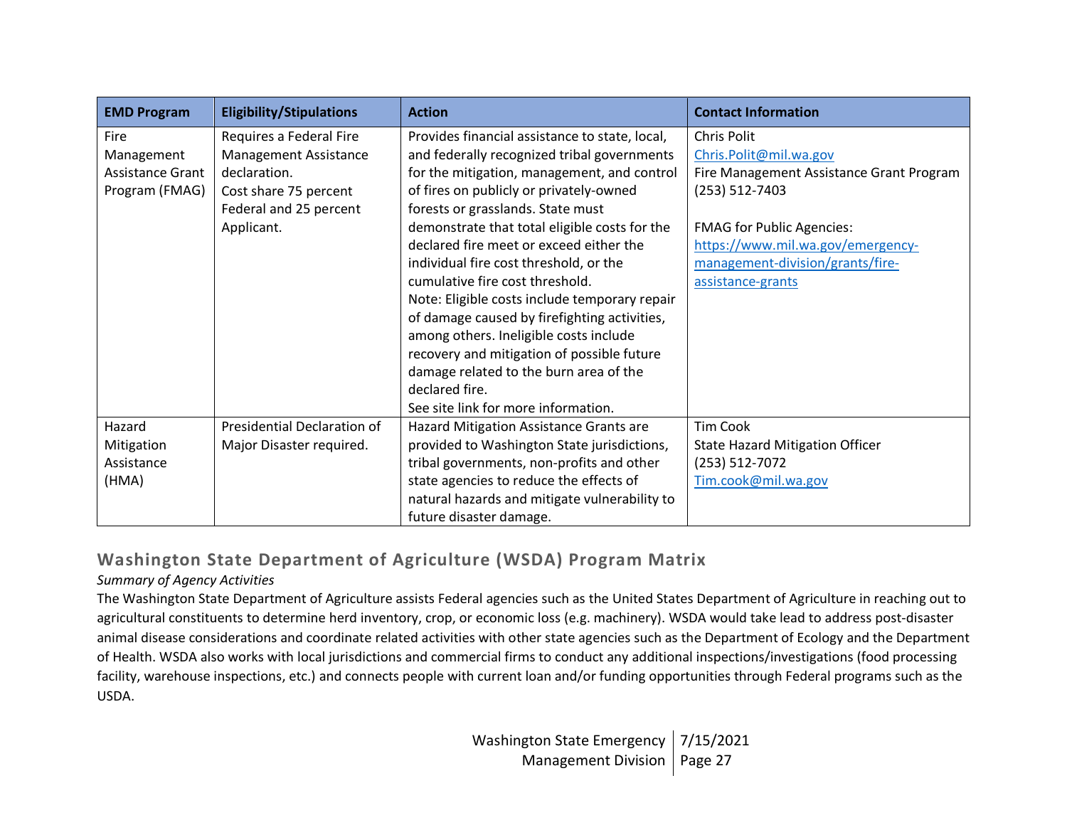| EMD Program | Eligibility/Stipulations | Action | Contact Information |
|---|---|---|---|
| Fire Management Assistance Grant Program (FMAG) | Requires a Federal Fire Management Assistance declaration.<br>Cost share 75 percent Federal and 25 percent Applicant. | Provides financial assistance to state, local, and federally recognized tribal governments for the mitigation, management, and control of fires on publicly or privately-owned forests or grasslands. State must demonstrate that total eligible costs for the declared fire meet or exceed either the individual fire cost threshold, or the cumulative fire cost threshold.<br>Note: Eligible costs include temporary repair of damage caused by firefighting activities, among others. Ineligible costs include recovery and mitigation of possible future damage related to the burn area of the declared fire.<br>See site link for more information. | Chris Polit<br>Chris.Polit@mil.wa.gov<br>Fire Management Assistance Grant Program<br>(253) 512-7403<br><br>FMAG for Public Agencies:<br>https://www.mil.wa.gov/emergency-management-division/grants/fire-assistance-grants |
| Hazard Mitigation Assistance (HMA) | Presidential Declaration of Major Disaster required. | Hazard Mitigation Assistance Grants are provided to Washington State jurisdictions, tribal governments, non-profits and other state agencies to reduce the effects of natural hazards and mitigate vulnerability to future disaster damage. | Tim Cook<br>State Hazard Mitigation Officer<br>(253) 512-7072<br>Tim.cook@mil.wa.gov |

## Washington State Department of Agriculture (WSDA) Program Matrix

*Summary of Agency Activities*

The Washington State Department of Agriculture assists Federal agencies such as the United States Department of Agriculture in reaching out to agricultural constituents to determine herd inventory, crop, or economic loss (e.g. machinery). WSDA would take lead to address post-disaster animal disease considerations and coordinate related activities with other state agencies such as the Department of Ecology and the Department of Health. WSDA also works with local jurisdictions and commercial firms to conduct any additional inspections/investigations (food processing facility, warehouse inspections, etc.) and connects people with current loan and/or funding opportunities through Federal programs such as the USDA.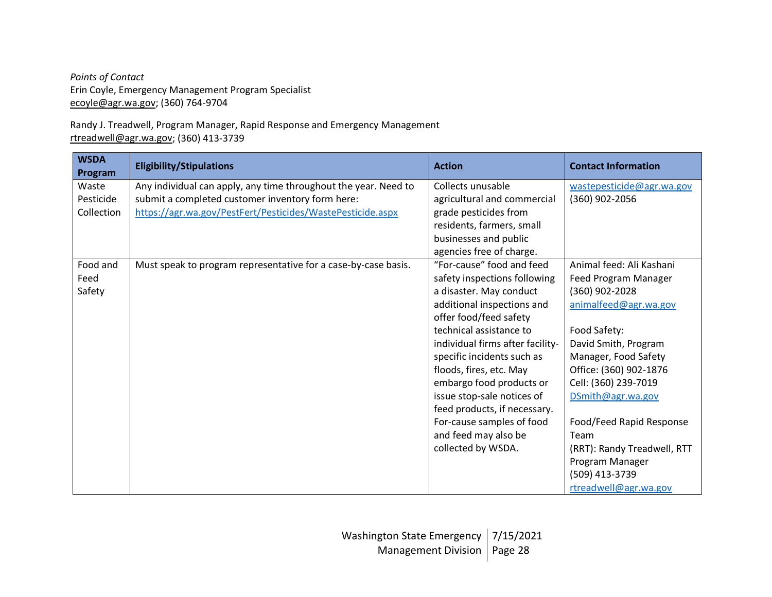*Points of Contact*
Erin Coyle, Emergency Management Program Specialist
ecoyle@agr.wa.gov; (360) 764-9704

Randy J. Treadwell, Program Manager, Rapid Response and Emergency Management
rtreadwell@agr.wa.gov; (360) 413-3739

| WSDA Program | Eligibility/Stipulations | Action | Contact Information |
|---|---|---|---|
| Waste Pesticide Collection | Any individual can apply, any time throughout the year. Need to submit a completed customer inventory form here: https://agr.wa.gov/PestFert/Pesticides/WastePesticide.aspx | Collects unusable agricultural and commercial grade pesticides from residents, farmers, small businesses and public agencies free of charge. | wastepesticide@agr.wa.gov (360) 902-2056 |
| Food and Feed Safety | Must speak to program representative for a case-by-case basis. | "For-cause" food and feed safety inspections following a disaster. May conduct additional inspections and offer food/feed safety technical assistance to individual firms after facility-specific incidents such as floods, fires, etc. May embargo food products or issue stop-sale notices of feed products, if necessary. For-cause samples of food and feed may also be collected by WSDA. | Animal feed: Ali Kashani Feed Program Manager (360) 902-2028 animalfeed@agr.wa.gov<br><br>Food Safety: David Smith, Program Manager, Food Safety Office: (360) 902-1876 Cell: (360) 239-7019 DSmith@agr.wa.gov<br><br>Food/Feed Rapid Response Team (RRT): Randy Treadwell, RTT Program Manager (509) 413-3739 rtreadwell@agr.wa.gov |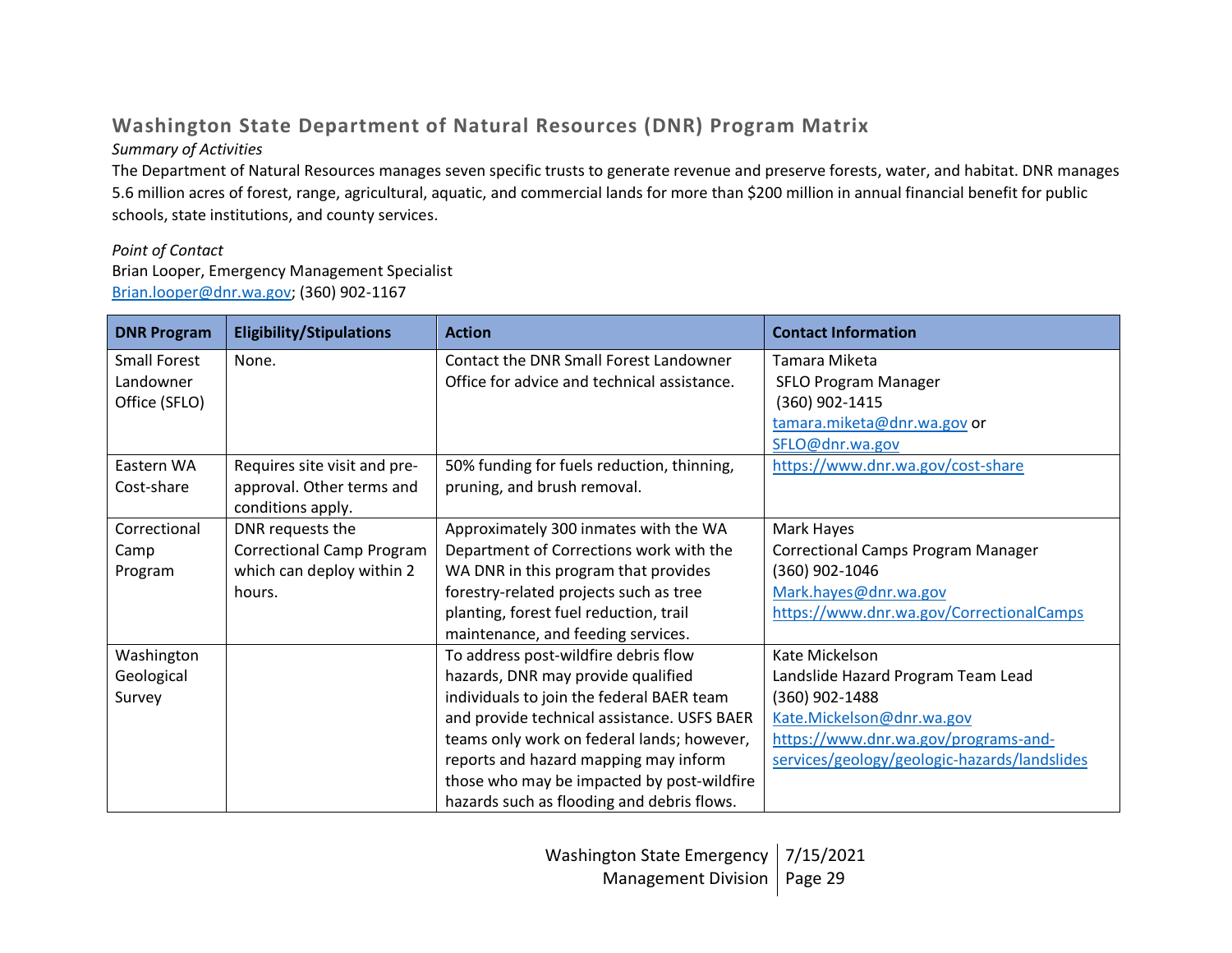## Washington State Department of Natural Resources (DNR) Program Matrix

*Summary of Activities*

The Department of Natural Resources manages seven specific trusts to generate revenue and preserve forests, water, and habitat. DNR manages 5.6 million acres of forest, range, agricultural, aquatic, and commercial lands for more than $200 million in annual financial benefit for public schools, state institutions, and county services.

*Point of Contact*

Brian Looper, Emergency Management Specialist
Brian.looper@dnr.wa.gov; (360) 902-1167

| DNR Program | Eligibility/Stipulations | Action | Contact Information |
|---|---|---|---|
| Small Forest Landowner Office (SFLO) | None. | Contact the DNR Small Forest Landowner Office for advice and technical assistance. | Tamara Miketa<br>SFLO Program Manager<br>(360) 902-1415<br>tamara.miketa@dnr.wa.gov or SFLO@dnr.wa.gov |
| Eastern WA Cost-share | Requires site visit and pre-approval. Other terms and conditions apply. | 50% funding for fuels reduction, thinning, pruning, and brush removal. | https://www.dnr.wa.gov/cost-share |
| Correctional Camp Program | DNR requests the Correctional Camp Program which can deploy within 2 hours. | Approximately 300 inmates with the WA Department of Corrections work with the WA DNR in this program that provides forestry-related projects such as tree planting, forest fuel reduction, trail maintenance, and feeding services. | Mark Hayes<br>Correctional Camps Program Manager<br>(360) 902-1046<br>Mark.hayes@dnr.wa.gov<br>https://www.dnr.wa.gov/CorrectionalCamps |
| Washington Geological Survey | | To address post-wildfire debris flow hazards, DNR may provide qualified individuals to join the federal BAER team and provide technical assistance. USFS BAER teams only work on federal lands; however, reports and hazard mapping may inform those who may be impacted by post-wildfire hazards such as flooding and debris flows. | Kate Mickelson<br>Landslide Hazard Program Team Lead<br>(360) 902-1488<br>Kate.Mickelson@dnr.wa.gov<br>https://www.dnr.wa.gov/programs-and-services/geology/geologic-hazards/landslides |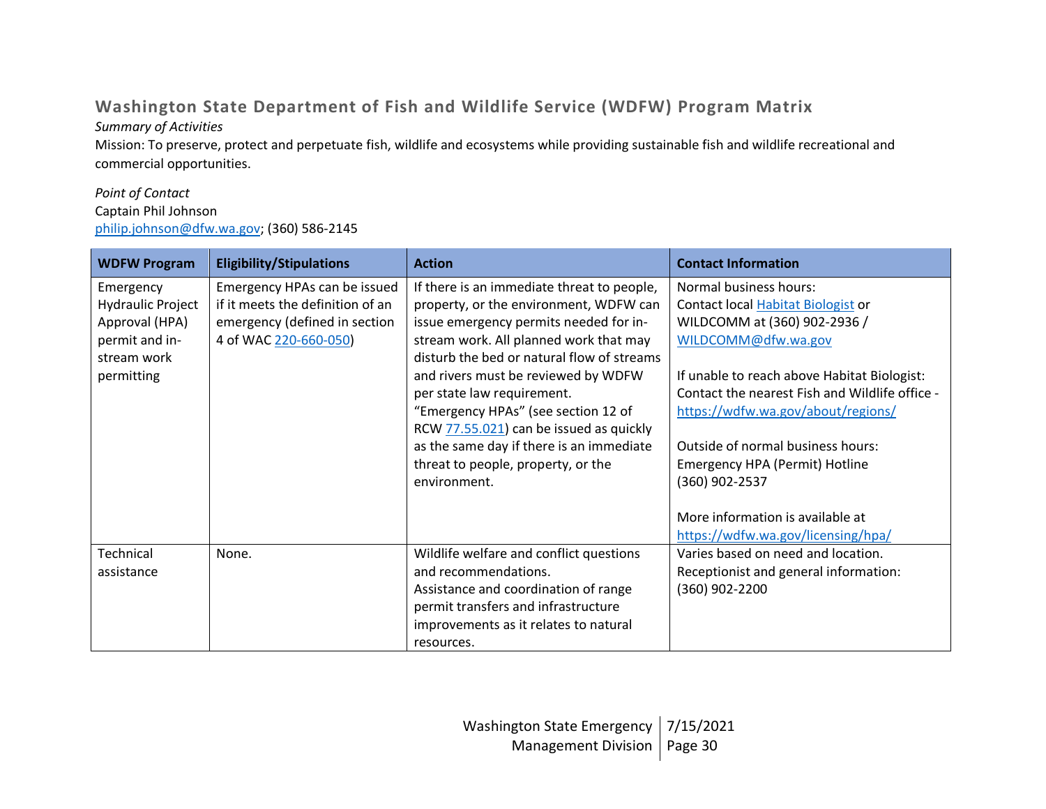## Washington State Department of Fish and Wildlife Service (WDFW) Program Matrix

*Summary of Activities*

Mission: To preserve, protect and perpetuate fish, wildlife and ecosystems while providing sustainable fish and wildlife recreational and commercial opportunities.

*Point of Contact*
Captain Phil Johnson
philip.johnson@dfw.wa.gov; (360) 586-2145

| WDFW Program | Eligibility/Stipulations | Action | Contact Information |
|---|---|---|---|
| Emergency Hydraulic Project Approval (HPA) permit and in-stream work permitting | Emergency HPAs can be issued if it meets the definition of an emergency (defined in section 4 of WAC 220-660-050) | If there is an immediate threat to people, property, or the environment, WDFW can issue emergency permits needed for in-stream work. All planned work that may disturb the bed or natural flow of streams and rivers must be reviewed by WDFW per state law requirement. "Emergency HPAs" (see section 12 of RCW 77.55.021) can be issued as quickly as the same day if there is an immediate threat to people, property, or the environment. | Normal business hours: Contact local Habitat Biologist or WILDCOMM at (360) 902-2936 / WILDCOMM@dfw.wa.gov<br><br>If unable to reach above Habitat Biologist: Contact the nearest Fish and Wildlife office - https://wdfw.wa.gov/about/regions/<br><br>Outside of normal business hours: Emergency HPA (Permit) Hotline (360) 902-2537<br><br>More information is available at https://wdfw.wa.gov/licensing/hpa/ |
| Technical assistance | None. | Wildlife welfare and conflict questions and recommendations.<br>Assistance and coordination of range permit transfers and infrastructure improvements as it relates to natural resources. | Varies based on need and location.<br>Receptionist and general information: (360) 902-2200 |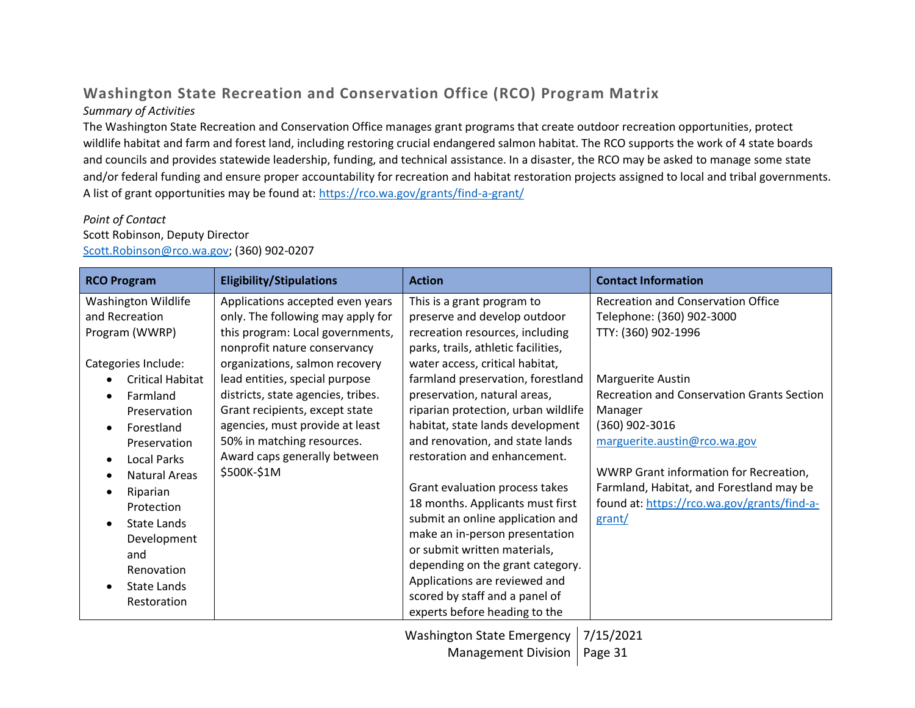## Washington State Recreation and Conservation Office (RCO) Program Matrix

*Summary of Activities*

The Washington State Recreation and Conservation Office manages grant programs that create outdoor recreation opportunities, protect wildlife habitat and farm and forest land, including restoring crucial endangered salmon habitat. The RCO supports the work of 4 state boards and councils and provides statewide leadership, funding, and technical assistance. In a disaster, the RCO may be asked to manage some state and/or federal funding and ensure proper accountability for recreation and habitat restoration projects assigned to local and tribal governments. A list of grant opportunities may be found at: https://rco.wa.gov/grants/find-a-grant/

*Point of Contact*

Scott Robinson, Deputy Director
Scott.Robinson@rco.wa.gov; (360) 902-0207

| RCO Program | Eligibility/Stipulations | Action | Contact Information |
|---|---|---|---|
| Washington Wildlife and Recreation Program (WWRP)<br><br>Categories Include:<br>• Critical Habitat<br>• Farmland Preservation<br>• Forestland Preservation<br>• Local Parks<br>• Natural Areas<br>• Riparian Protection<br>• State Lands Development and Renovation<br>• State Lands Restoration | Applications accepted even years only. The following may apply for this program: Local governments, nonprofit nature conservancy organizations, salmon recovery lead entities, special purpose districts, state agencies, tribes. Grant recipients, except state agencies, must provide at least 50% in matching resources. Award caps generally between $500K-$1M | This is a grant program to preserve and develop outdoor recreation resources, including parks, trails, athletic facilities, water access, critical habitat, farmland preservation, forestland preservation, natural areas, riparian protection, urban wildlife habitat, state lands development and renovation, and state lands restoration and enhancement.<br><br>Grant evaluation process takes 18 months. Applicants must first submit an online application and make an in-person presentation or submit written materials, depending on the grant category. Applications are reviewed and scored by staff and a panel of experts before heading to the | Recreation and Conservation Office<br>Telephone: (360) 902-3000<br>TTY: (360) 902-1996<br><br>Marguerite Austin<br>Recreation and Conservation Grants Section Manager<br>(360) 902-3016<br>marguerite.austin@rco.wa.gov<br><br>WWRP Grant information for Recreation, Farmland, Habitat, and Forestland may be found at: https://rco.wa.gov/grants/find-a-grant/ |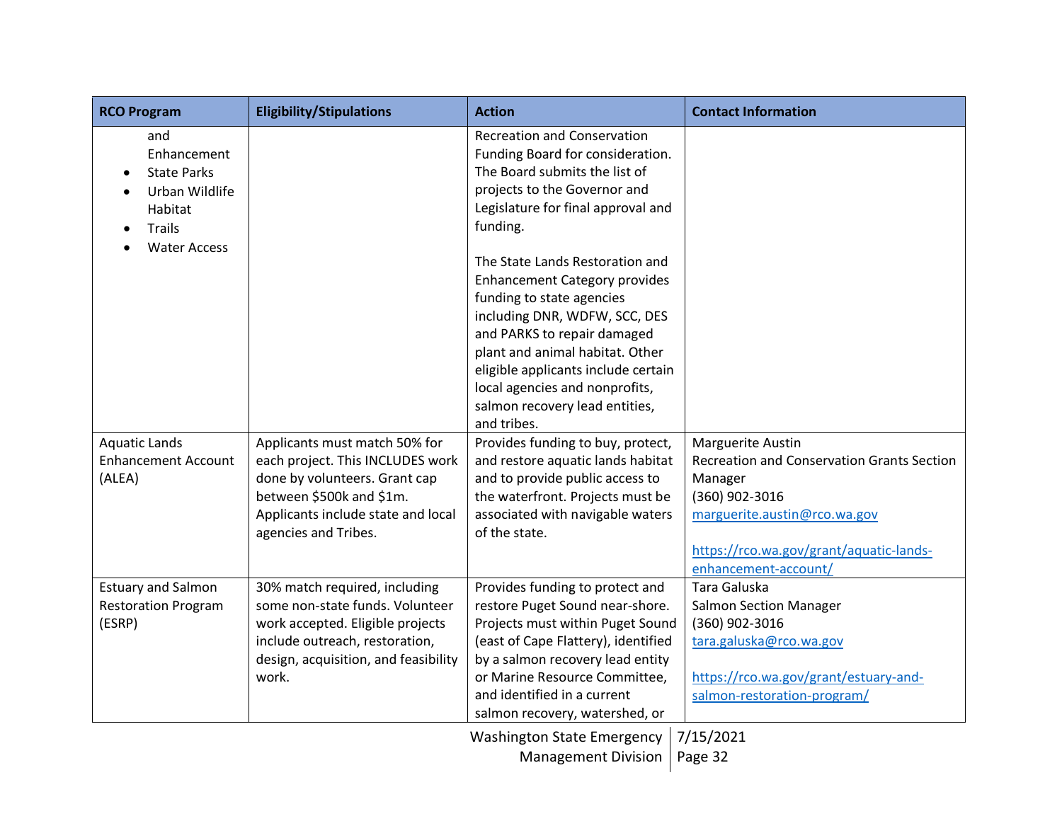| RCO Program | Eligibility/Stipulations | Action | Contact Information |
|---|---|---|---|
| and Enhancement<br>• State Parks<br>• Urban Wildlife Habitat<br>• Trails<br>• Water Access | | Recreation and Conservation Funding Board for consideration. The Board submits the list of projects to the Governor and Legislature for final approval and funding.<br><br>The State Lands Restoration and Enhancement Category provides funding to state agencies including DNR, WDFW, SCC, DES and PARKS to repair damaged plant and animal habitat. Other eligible applicants include certain local agencies and nonprofits, salmon recovery lead entities, and tribes. | |
| Aquatic Lands Enhancement Account (ALEA) | Applicants must match 50% for each project. This INCLUDES work done by volunteers. Grant cap between $500k and $1m. Applicants include state and local agencies and Tribes. | Provides funding to buy, protect, and restore aquatic lands habitat and to provide public access to the waterfront. Projects must be associated with navigable waters of the state. | Marguerite Austin<br>Recreation and Conservation Grants Section Manager<br>(360) 902-3016<br>marguerite.austin@rco.wa.gov<br><br>https://rco.wa.gov/grant/aquatic-lands-enhancement-account/ |
| Estuary and Salmon Restoration Program (ESRP) | 30% match required, including some non-state funds. Volunteer work accepted. Eligible projects include outreach, restoration, design, acquisition, and feasibility work. | Provides funding to protect and restore Puget Sound near-shore. Projects must within Puget Sound (east of Cape Flattery), identified by a salmon recovery lead entity or Marine Resource Committee, and identified in a current salmon recovery, watershed, or | Tara Galuska<br>Salmon Section Manager<br>(360) 902-3016<br>tara.galuska@rco.wa.gov<br><br>https://rco.wa.gov/grant/estuary-and-salmon-restoration-program/ |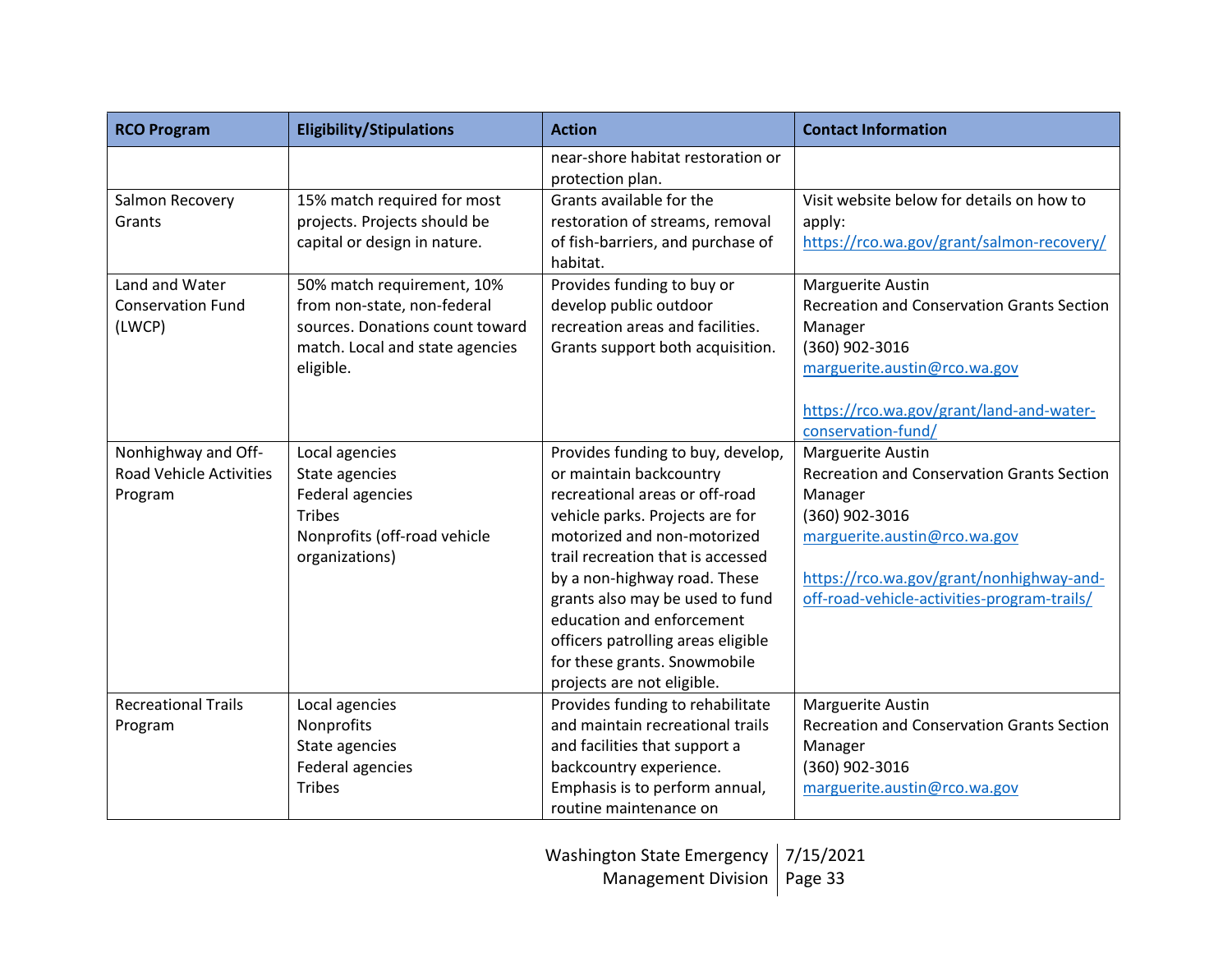| RCO Program | Eligibility/Stipulations | Action | Contact Information |
|---|---|---|---|
| | | near-shore habitat restoration or protection plan. | |
| Salmon Recovery Grants | 15% match required for most projects. Projects should be capital or design in nature. | Grants available for the restoration of streams, removal of fish-barriers, and purchase of habitat. | Visit website below for details on how to apply: https://rco.wa.gov/grant/salmon-recovery/ |
| Land and Water Conservation Fund (LWCP) | 50% match requirement, 10% from non-state, non-federal sources. Donations count toward match. Local and state agencies eligible. | Provides funding to buy or develop public outdoor recreation areas and facilities. Grants support both acquisition. | Marguerite Austin<br>Recreation and Conservation Grants Section Manager<br>(360) 902-3016<br>marguerite.austin@rco.wa.gov<br><br>https://rco.wa.gov/grant/land-and-water-conservation-fund/ |
| Nonhighway and Off-Road Vehicle Activities Program | Local agencies<br>State agencies<br>Federal agencies<br>Tribes<br>Nonprofits (off-road vehicle organizations) | Provides funding to buy, develop, or maintain backcountry recreational areas or off-road vehicle parks. Projects are for motorized and non-motorized trail recreation that is accessed by a non-highway road. These grants also may be used to fund education and enforcement officers patrolling areas eligible for these grants. Snowmobile projects are not eligible. | Marguerite Austin<br>Recreation and Conservation Grants Section Manager<br>(360) 902-3016<br>marguerite.austin@rco.wa.gov<br><br>https://rco.wa.gov/grant/nonhighway-and-off-road-vehicle-activities-program-trails/ |
| Recreational Trails Program | Local agencies<br>Nonprofits<br>State agencies<br>Federal agencies<br>Tribes | Provides funding to rehabilitate and maintain recreational trails and facilities that support a backcountry experience. Emphasis is to perform annual, routine maintenance on | Marguerite Austin<br>Recreation and Conservation Grants Section Manager<br>(360) 902-3016<br>marguerite.austin@rco.wa.gov |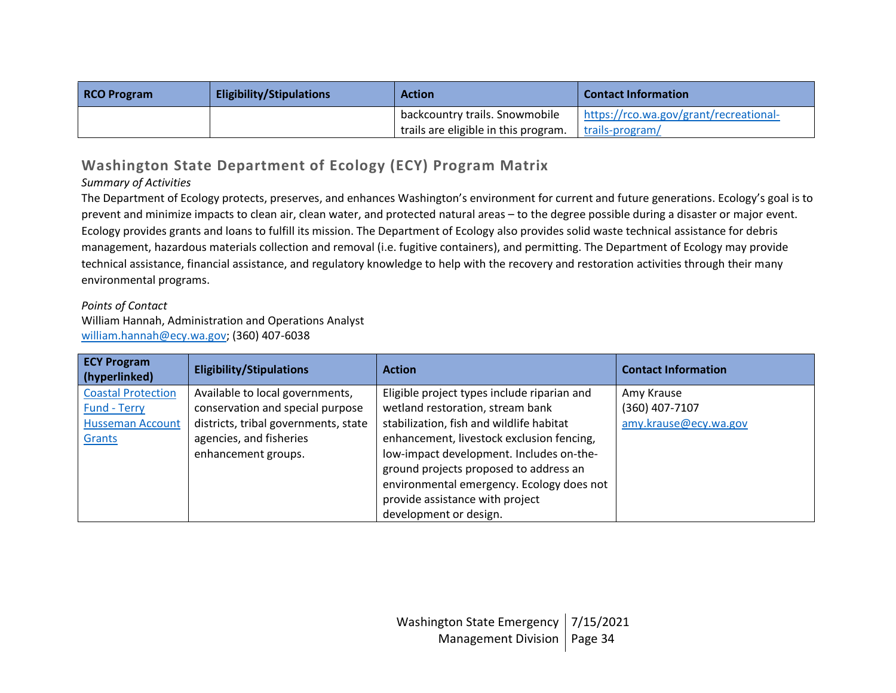| RCO Program | Eligibility/Stipulations | Action | Contact Information |
|---|---|---|---|
| | | backcountry trails. Snowmobile trails are eligible in this program. | https://rco.wa.gov/grant/recreational-trails-program/ |

## Washington State Department of Ecology (ECY) Program Matrix

*Summary of Activities*

The Department of Ecology protects, preserves, and enhances Washington's environment for current and future generations. Ecology's goal is to prevent and minimize impacts to clean air, clean water, and protected natural areas – to the degree possible during a disaster or major event. Ecology provides grants and loans to fulfill its mission. The Department of Ecology also provides solid waste technical assistance for debris management, hazardous materials collection and removal (i.e. fugitive containers), and permitting. The Department of Ecology may provide technical assistance, financial assistance, and regulatory knowledge to help with the recovery and restoration activities through their many environmental programs.

*Points of Contact*

William Hannah, Administration and Operations Analyst
william.hannah@ecy.wa.gov; (360) 407-6038

| ECY Program (hyperlinked) | Eligibility/Stipulations | Action | Contact Information |
|---|---|---|---|
| Coastal Protection Fund - Terry Husseman Account Grants | Available to local governments, conservation and special purpose districts, tribal governments, state agencies, and fisheries enhancement groups. | Eligible project types include riparian and wetland restoration, stream bank stabilization, fish and wildlife habitat enhancement, livestock exclusion fencing, low-impact development. Includes on-the-ground projects proposed to address an environmental emergency. Ecology does not provide assistance with project development or design. | Amy Krause<br>(360) 407-7107<br>amy.krause@ecy.wa.gov |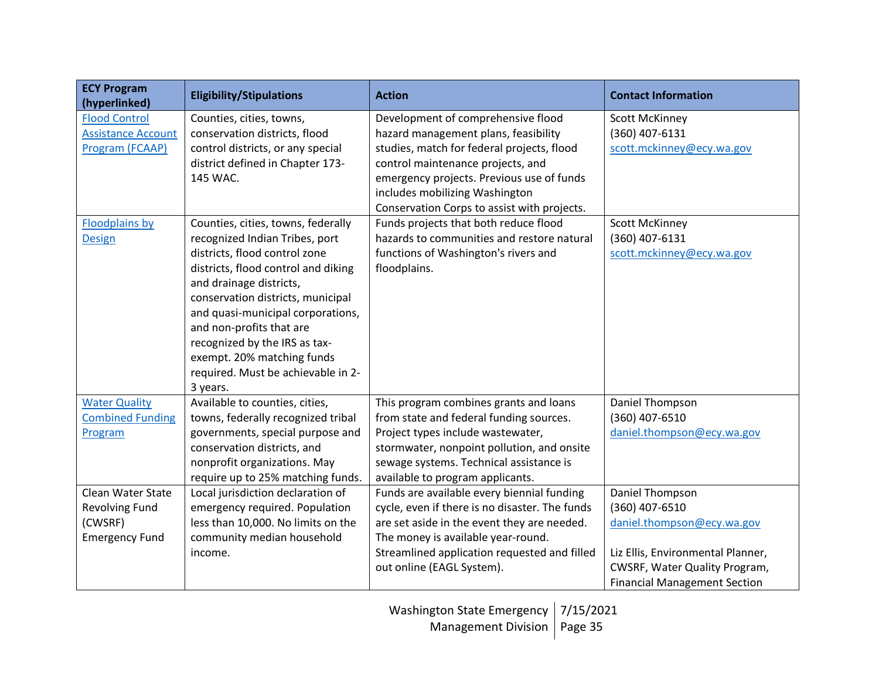| ECY Program (hyperlinked) | Eligibility/Stipulations | Action | Contact Information |
|---|---|---|---|
| Flood Control Assistance Account Program (FCAAP) | Counties, cities, towns, conservation districts, flood control districts, or any special district defined in Chapter 173-145 WAC. | Development of comprehensive flood hazard management plans, feasibility studies, match for federal projects, flood control maintenance projects, and emergency projects. Previous use of funds includes mobilizing Washington Conservation Corps to assist with projects. | Scott McKinney<br>(360) 407-6131<br>scott.mckinney@ecy.wa.gov |
| Floodplains by Design | Counties, cities, towns, federally recognized Indian Tribes, port districts, flood control zone districts, flood control and diking and drainage districts, conservation districts, municipal and quasi-municipal corporations, and non-profits that are recognized by the IRS as tax-exempt. 20% matching funds required. Must be achievable in 2-3 years. | Funds projects that both reduce flood hazards to communities and restore natural functions of Washington's rivers and floodplains. | Scott McKinney<br>(360) 407-6131<br>scott.mckinney@ecy.wa.gov |
| Water Quality Combined Funding Program | Available to counties, cities, towns, federally recognized tribal governments, special purpose and conservation districts, and nonprofit organizations. May require up to 25% matching funds. | This program combines grants and loans from state and federal funding sources. Project types include wastewater, stormwater, nonpoint pollution, and onsite sewage systems. Technical assistance is available to program applicants. | Daniel Thompson<br>(360) 407-6510<br>daniel.thompson@ecy.wa.gov |
| Clean Water State Revolving Fund (CWSRF) Emergency Fund | Local jurisdiction declaration of emergency required. Population less than 10,000. No limits on the community median household income. | Funds are available every biennial funding cycle, even if there is no disaster. The funds are set aside in the event they are needed. The money is available year-round. Streamlined application requested and filled out online (EAGL System). | Daniel Thompson<br>(360) 407-6510<br>daniel.thompson@ecy.wa.gov<br><br>Liz Ellis, Environmental Planner, CWSRF, Water Quality Program, Financial Management Section |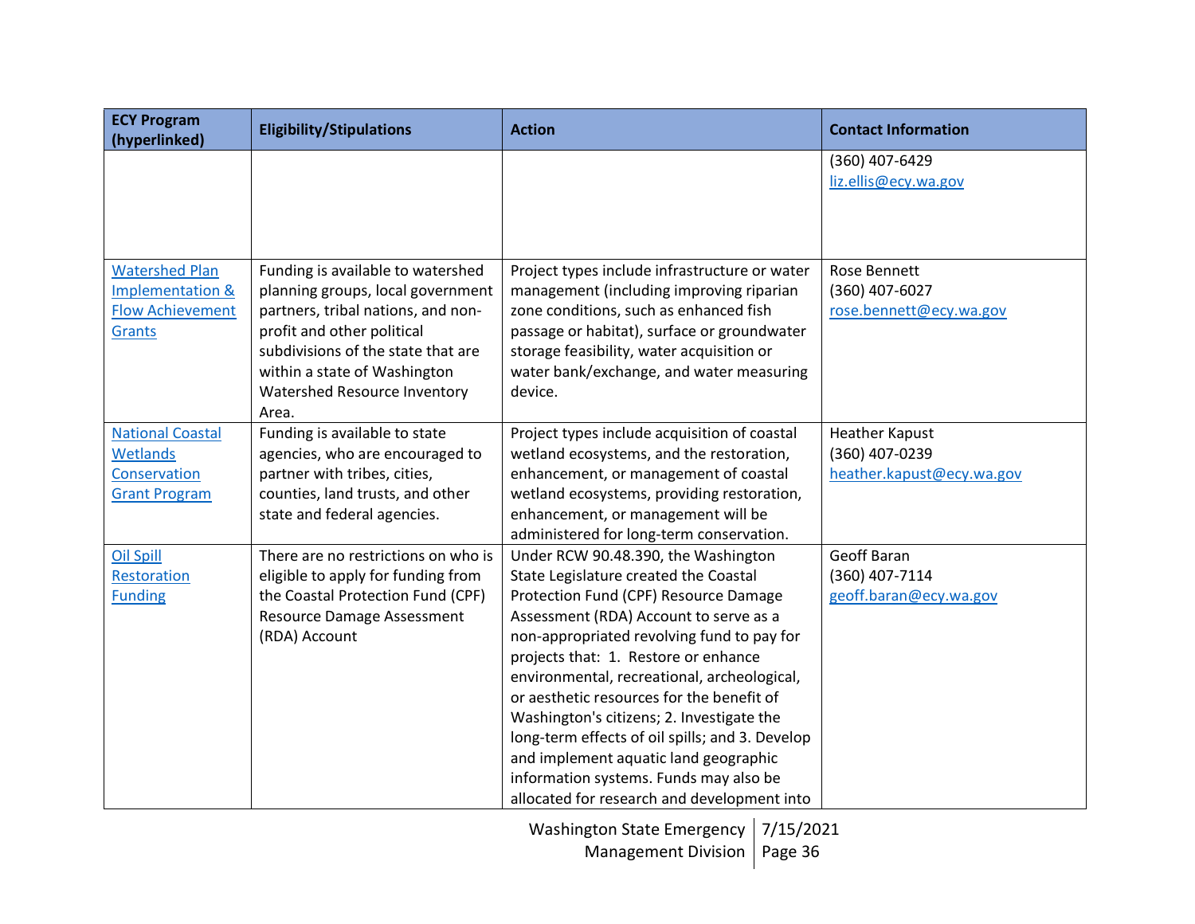| ECY Program (hyperlinked) | Eligibility/Stipulations | Action | Contact Information |
|---|---|---|---|
| | | | (360) 407-6429<br>liz.ellis@ecy.wa.gov |
| Watershed Plan Implementation & Flow Achievement Grants | Funding is available to watershed planning groups, local government partners, tribal nations, and non-profit and other political subdivisions of the state that are within a state of Washington Watershed Resource Inventory Area. | Project types include infrastructure or water management (including improving riparian zone conditions, such as enhanced fish passage or habitat), surface or groundwater storage feasibility, water acquisition or water bank/exchange, and water measuring device. | Rose Bennett<br>(360) 407-6027<br>rose.bennett@ecy.wa.gov |
| National Coastal Wetlands Conservation Grant Program | Funding is available to state agencies, who are encouraged to partner with tribes, cities, counties, land trusts, and other state and federal agencies. | Project types include acquisition of coastal wetland ecosystems, and the restoration, enhancement, or management of coastal wetland ecosystems, providing restoration, enhancement, or management will be administered for long-term conservation. | Heather Kapust<br>(360) 407-0239<br>heather.kapust@ecy.wa.gov |
| Oil Spill Restoration Funding | There are no restrictions on who is eligible to apply for funding from the Coastal Protection Fund (CPF) Resource Damage Assessment (RDA) Account | Under RCW 90.48.390, the Washington State Legislature created the Coastal Protection Fund (CPF) Resource Damage Assessment (RDA) Account to serve as a non-appropriated revolving fund to pay for projects that: 1. Restore or enhance environmental, recreational, archeological, or aesthetic resources for the benefit of Washington's citizens; 2. Investigate the long-term effects of oil spills; and 3. Develop and implement aquatic land geographic information systems. Funds may also be allocated for research and development into | Geoff Baran<br>(360) 407-7114<br>geoff.baran@ecy.wa.gov |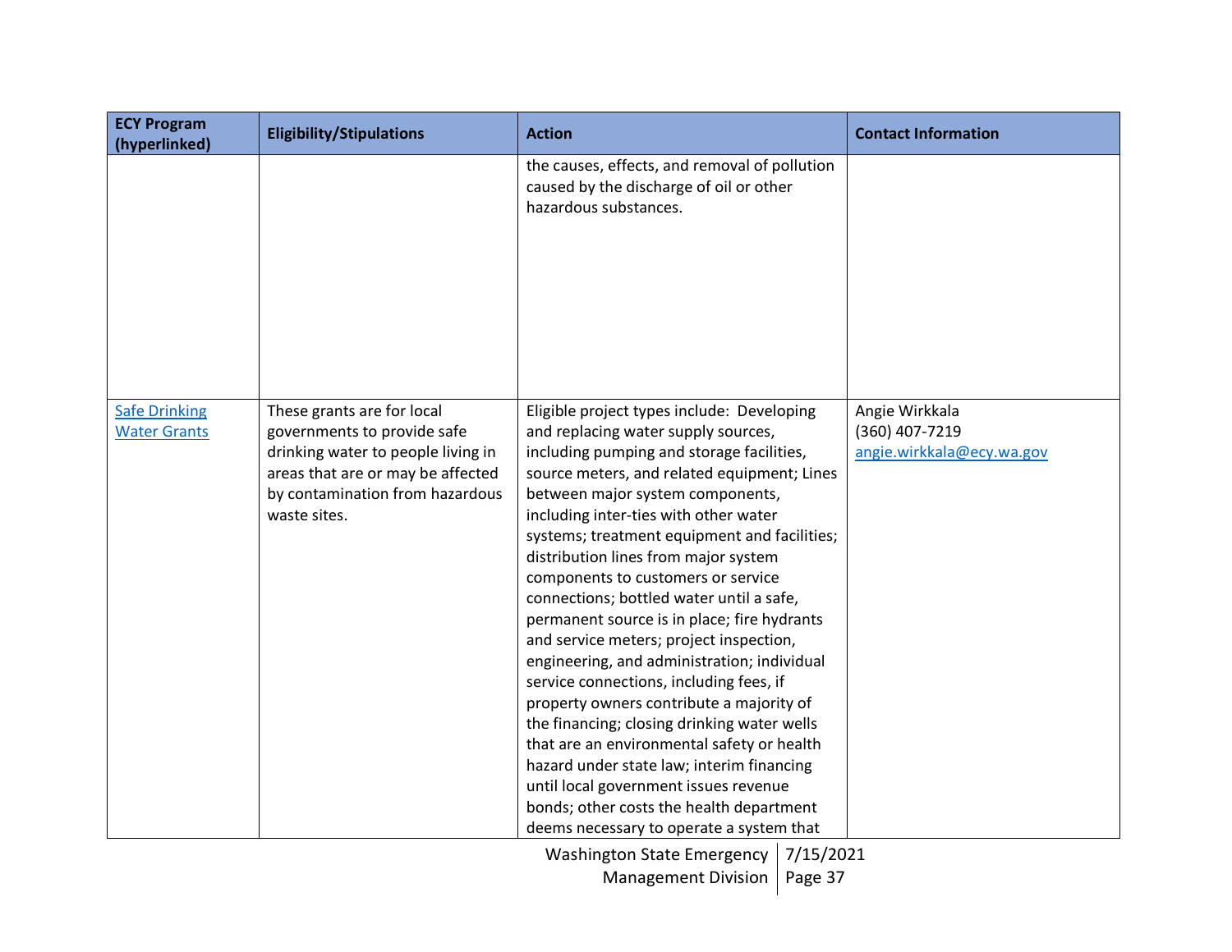| ECY Program (hyperlinked) | Eligibility/Stipulations | Action | Contact Information |
|---|---|---|---|
| | | the causes, effects, and removal of pollution caused by the discharge of oil or other hazardous substances. | |
| Safe Drinking Water Grants | These grants are for local governments to provide safe drinking water to people living in areas that are or may be affected by contamination from hazardous waste sites. | Eligible project types include: Developing and replacing water supply sources, including pumping and storage facilities, source meters, and related equipment; Lines between major system components, including inter-ties with other water systems; treatment equipment and facilities; distribution lines from major system components to customers or service connections; bottled water until a safe, permanent source is in place; fire hydrants and service meters; project inspection, engineering, and administration; individual service connections, including fees, if property owners contribute a majority of the financing; closing drinking water wells that are an environmental safety or health hazard under state law; interim financing until local government issues revenue bonds; other costs the health department deems necessary to operate a system that | Angie Wirkkala<br>(360) 407-7219<br>angie.wirkkala@ecy.wa.gov |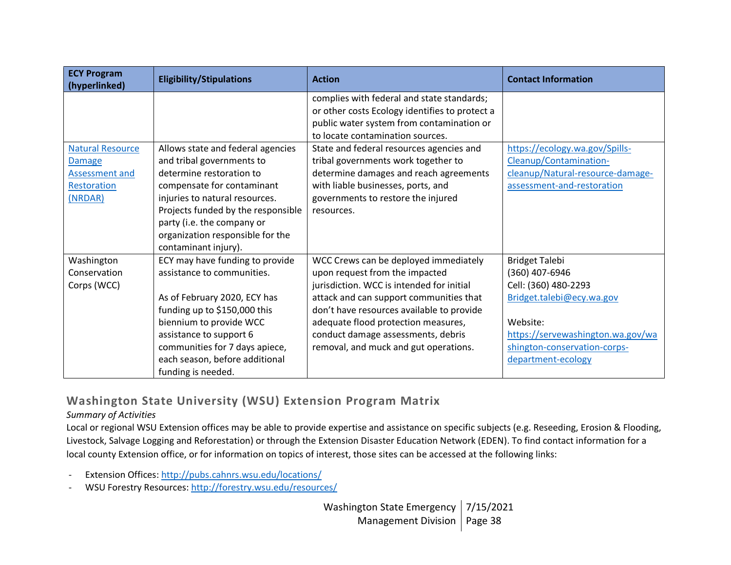| ECY Program (hyperlinked) | Eligibility/Stipulations | Action | Contact Information |
|---|---|---|---|
| | | complies with federal and state standards; or other costs Ecology identifies to protect a public water system from contamination or to locate contamination sources. | |
| Natural Resource Damage Assessment and Restoration (NRDAR) | Allows state and federal agencies and tribal governments to determine restoration to compensate for contaminant injuries to natural resources. Projects funded by the responsible party (i.e. the company or organization responsible for the contaminant injury). | State and federal resources agencies and tribal governments work together to determine damages and reach agreements with liable businesses, ports, and governments to restore the injured resources. | https://ecology.wa.gov/Spills-Cleanup/Contamination-cleanup/Natural-resource-damage-assessment-and-restoration |
| Washington Conservation Corps (WCC) | ECY may have funding to provide assistance to communities.<br><br>As of February 2020, ECY has funding up to $150,000 this biennium to provide WCC assistance to support 6 communities for 7 days apiece, each season, before additional funding is needed. | WCC Crews can be deployed immediately upon request from the impacted jurisdiction. WCC is intended for initial attack and can support communities that don't have resources available to provide adequate flood protection measures, conduct damage assessments, debris removal, and muck and gut operations. | Bridget Talebi<br>(360) 407-6946<br>Cell: (360) 480-2293<br>Bridget.talebi@ecy.wa.gov<br><br>Website:<br>https://servewashington.wa.gov/washington-conservation-corps-department-ecology |

## Washington State University (WSU) Extension Program Matrix

*Summary of Activities*

Local or regional WSU Extension offices may be able to provide expertise and assistance on specific subjects (e.g. Reseeding, Erosion & Flooding, Livestock, Salvage Logging and Reforestation) or through the Extension Disaster Education Network (EDEN). To find contact information for a local county Extension office, or for information on topics of interest, those sites can be accessed at the following links:

- Extension Offices: http://pubs.cahnrs.wsu.edu/locations/
- WSU Forestry Resources: http://forestry.wsu.edu/resources/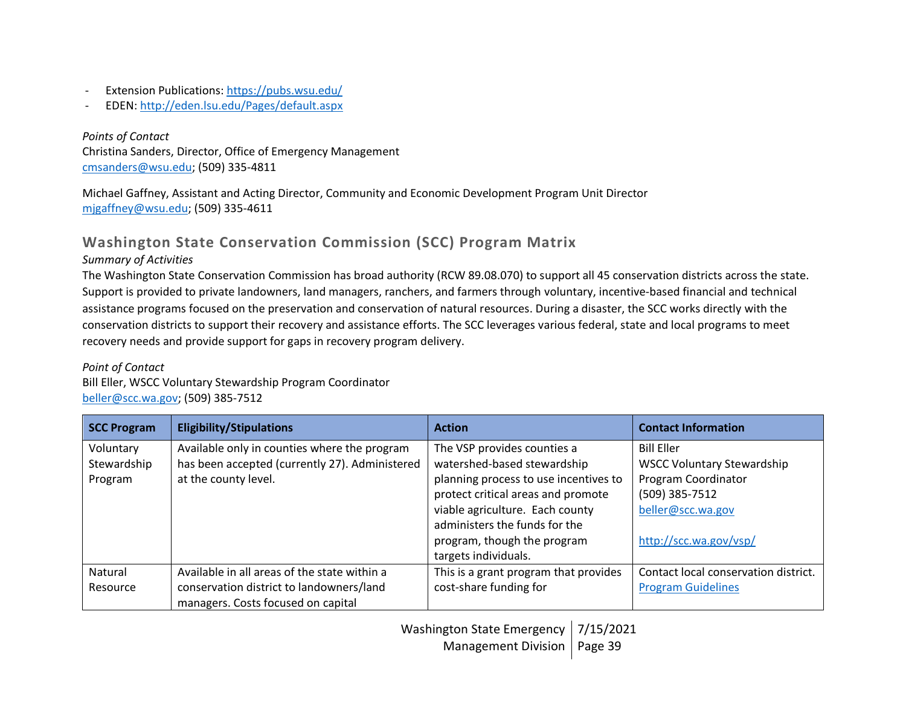- Extension Publications: https://pubs.wsu.edu/
- EDEN: http://eden.lsu.edu/Pages/default.aspx

*Points of Contact*
Christina Sanders, Director, Office of Emergency Management
cmsanders@wsu.edu; (509) 335-4811

Michael Gaffney, Assistant and Acting Director, Community and Economic Development Program Unit Director
mjgaffney@wsu.edu; (509) 335-4611

## Washington State Conservation Commission (SCC) Program Matrix

*Summary of Activities*

The Washington State Conservation Commission has broad authority (RCW 89.08.070) to support all 45 conservation districts across the state. Support is provided to private landowners, land managers, ranchers, and farmers through voluntary, incentive-based financial and technical assistance programs focused on the preservation and conservation of natural resources. During a disaster, the SCC works directly with the conservation districts to support their recovery and assistance efforts. The SCC leverages various federal, state and local programs to meet recovery needs and provide support for gaps in recovery program delivery.

*Point of Contact*
Bill Eller, WSCC Voluntary Stewardship Program Coordinator
beller@scc.wa.gov; (509) 385-7512

| SCC Program | Eligibility/Stipulations | Action | Contact Information |
|---|---|---|---|
| Voluntary Stewardship Program | Available only in counties where the program has been accepted (currently 27). Administered at the county level. | The VSP provides counties a watershed-based stewardship planning process to use incentives to protect critical areas and promote viable agriculture. Each county administers the funds for the program, though the program targets individuals. | Bill Eller<br>WSCC Voluntary Stewardship Program Coordinator<br>(509) 385-7512<br>beller@scc.wa.gov<br><br>http://scc.wa.gov/vsp/ |
| Natural Resource | Available in all areas of the state within a conservation district to landowners/land managers. Costs focused on capital | This is a grant program that provides cost-share funding for | Contact local conservation district.<br>Program Guidelines |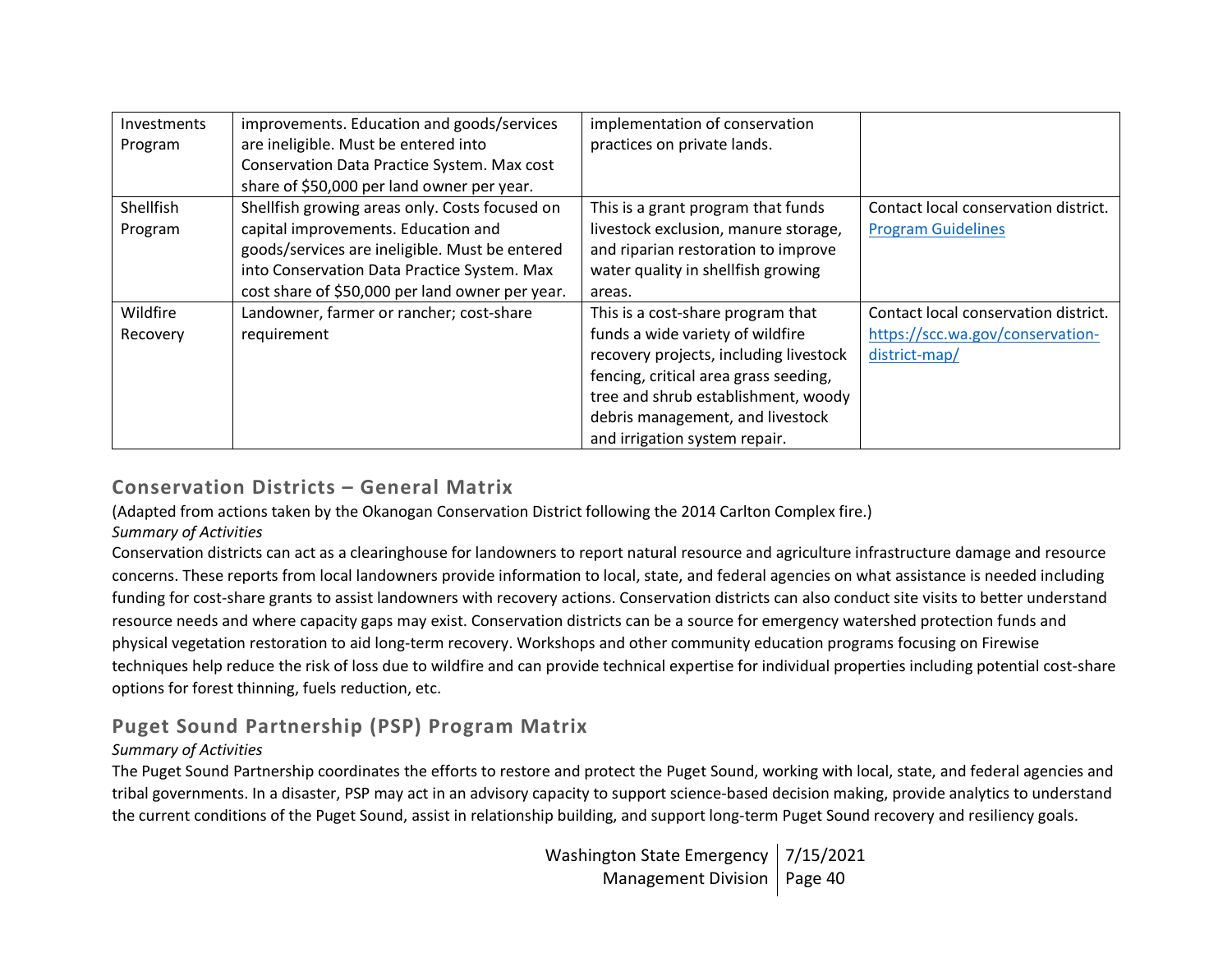| | | | |
|---|---|---|---|
| Investments Program | improvements. Education and goods/services are ineligible. Must be entered into Conservation Data Practice System. Max cost share of $50,000 per land owner per year. | implementation of conservation practices on private lands. | |
| Shellfish Program | Shellfish growing areas only. Costs focused on capital improvements. Education and goods/services are ineligible. Must be entered into Conservation Data Practice System. Max cost share of $50,000 per land owner per year. | This is a grant program that funds livestock exclusion, manure storage, and riparian restoration to improve water quality in shellfish growing areas. | Contact local conservation district. [Program Guidelines] |
| Wildfire Recovery | Landowner, farmer or rancher; cost-share requirement | This is a cost-share program that funds a wide variety of wildfire recovery projects, including livestock fencing, critical area grass seeding, tree and shrub establishment, woody debris management, and livestock and irrigation system repair. | Contact local conservation district. https://scc.wa.gov/conservation-district-map/ |

## Conservation Districts – General Matrix

(Adapted from actions taken by the Okanogan Conservation District following the 2014 Carlton Complex fire.)

*Summary of Activities*

Conservation districts can act as a clearinghouse for landowners to report natural resource and agriculture infrastructure damage and resource concerns. These reports from local landowners provide information to local, state, and federal agencies on what assistance is needed including funding for cost-share grants to assist landowners with recovery actions. Conservation districts can also conduct site visits to better understand resource needs and where capacity gaps may exist. Conservation districts can be a source for emergency watershed protection funds and physical vegetation restoration to aid long-term recovery. Workshops and other community education programs focusing on Firewise techniques help reduce the risk of loss due to wildfire and can provide technical expertise for individual properties including potential cost-share options for forest thinning, fuels reduction, etc.

## Puget Sound Partnership (PSP) Program Matrix

*Summary of Activities*

The Puget Sound Partnership coordinates the efforts to restore and protect the Puget Sound, working with local, state, and federal agencies and tribal governments. In a disaster, PSP may act in an advisory capacity to support science-based decision making, provide analytics to understand the current conditions of the Puget Sound, assist in relationship building, and support long-term Puget Sound recovery and resiliency goals.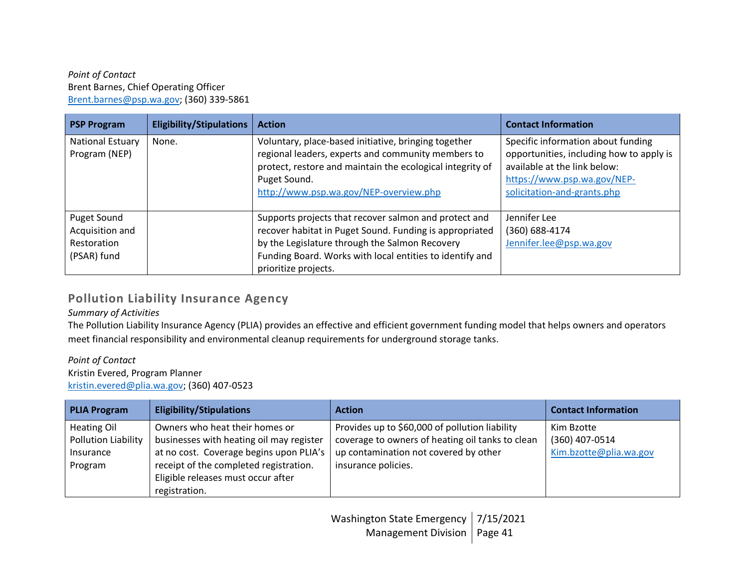*Point of Contact*
Brent Barnes, Chief Operating Officer
Brent.barnes@psp.wa.gov; (360) 339-5861

| PSP Program | Eligibility/Stipulations | Action | Contact Information |
|---|---|---|---|
| National Estuary Program (NEP) | None. | Voluntary, place-based initiative, bringing together regional leaders, experts and community members to protect, restore and maintain the ecological integrity of Puget Sound. http://www.psp.wa.gov/NEP-overview.php | Specific information about funding opportunities, including how to apply is available at the link below: https://www.psp.wa.gov/NEP-solicitation-and-grants.php |
| Puget Sound Acquisition and Restoration (PSAR) fund | | Supports projects that recover salmon and protect and recover habitat in Puget Sound. Funding is appropriated by the Legislature through the Salmon Recovery Funding Board. Works with local entities to identify and prioritize projects. | Jennifer Lee (360) 688-4174 Jennifer.lee@psp.wa.gov |

## Pollution Liability Insurance Agency

*Summary of Activities*

The Pollution Liability Insurance Agency (PLIA) provides an effective and efficient government funding model that helps owners and operators meet financial responsibility and environmental cleanup requirements for underground storage tanks.

*Point of Contact*
Kristin Evered, Program Planner
kristin.evered@plia.wa.gov; (360) 407-0523

| PLIA Program | Eligibility/Stipulations | Action | Contact Information |
|---|---|---|---|
| Heating Oil Pollution Liability Insurance Program | Owners who heat their homes or businesses with heating oil may register at no cost. Coverage begins upon PLIA's receipt of the completed registration. Eligible releases must occur after registration. | Provides up to $60,000 of pollution liability coverage to owners of heating oil tanks to clean up contamination not covered by other insurance policies. | Kim Bzotte (360) 407-0514 Kim.bzotte@plia.wa.gov |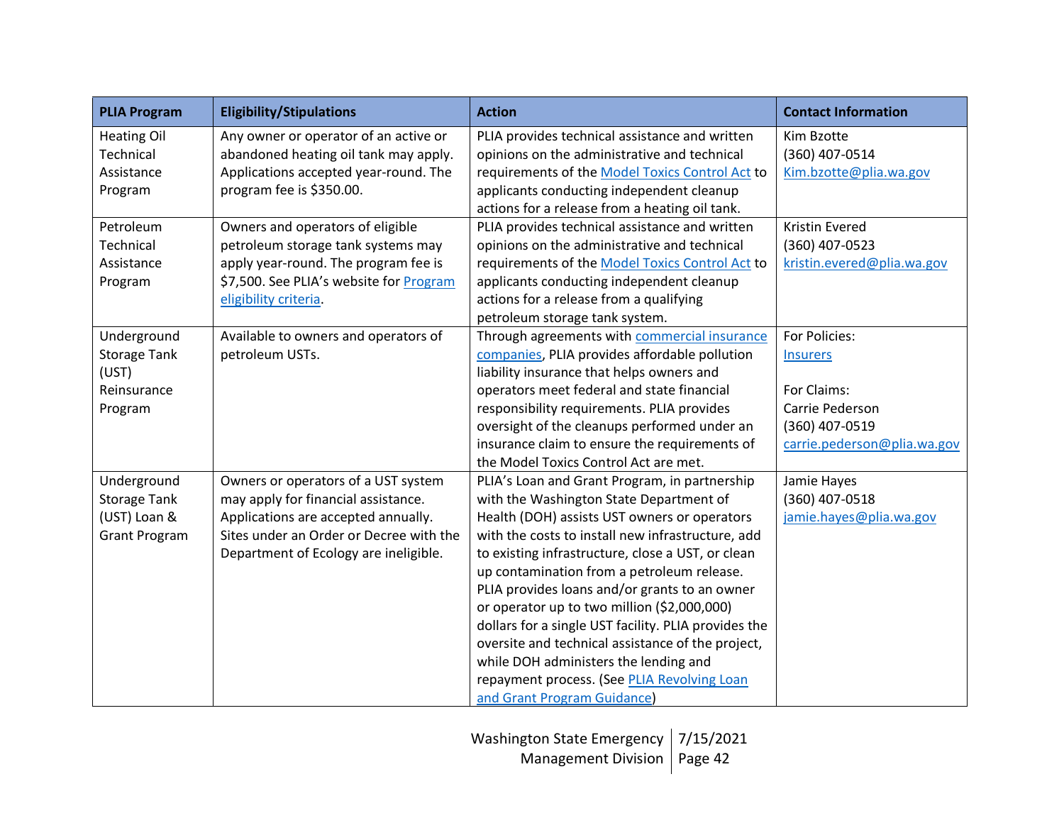| PLIA Program | Eligibility/Stipulations | Action | Contact Information |
|---|---|---|---|
| Heating Oil Technical Assistance Program | Any owner or operator of an active or abandoned heating oil tank may apply. Applications accepted year-round. The program fee is $350.00. | PLIA provides technical assistance and written opinions on the administrative and technical requirements of the Model Toxics Control Act to applicants conducting independent cleanup actions for a release from a heating oil tank. | Kim Bzotte<br>(360) 407-0514<br>Kim.bzotte@plia.wa.gov |
| Petroleum Technical Assistance Program | Owners and operators of eligible petroleum storage tank systems may apply year-round. The program fee is $7,500. See PLIA's website for Program eligibility criteria. | PLIA provides technical assistance and written opinions on the administrative and technical requirements of the Model Toxics Control Act to applicants conducting independent cleanup actions for a release from a qualifying petroleum storage tank system. | Kristin Evered<br>(360) 407-0523<br>kristin.evered@plia.wa.gov |
| Underground Storage Tank (UST) Reinsurance Program | Available to owners and operators of petroleum USTs. | Through agreements with commercial insurance companies, PLIA provides affordable pollution liability insurance that helps owners and operators meet federal and state financial responsibility requirements. PLIA provides oversight of the cleanups performed under an insurance claim to ensure the requirements of the Model Toxics Control Act are met. | For Policies:<br>Insurers<br><br>For Claims:<br>Carrie Pederson<br>(360) 407-0519<br>carrie.pederson@plia.wa.gov |
| Underground Storage Tank (UST) Loan & Grant Program | Owners or operators of a UST system may apply for financial assistance. Applications are accepted annually. Sites under an Order or Decree with the Department of Ecology are ineligible. | PLIA's Loan and Grant Program, in partnership with the Washington State Department of Health (DOH) assists UST owners or operators with the costs to install new infrastructure, add to existing infrastructure, close a UST, or clean up contamination from a petroleum release. PLIA provides loans and/or grants to an owner or operator up to two million ($2,000,000) dollars for a single UST facility. PLIA provides the oversite and technical assistance of the project, while DOH administers the lending and repayment process. (See PLIA Revolving Loan and Grant Program Guidance) | Jamie Hayes<br>(360) 407-0518<br>jamie.hayes@plia.wa.gov |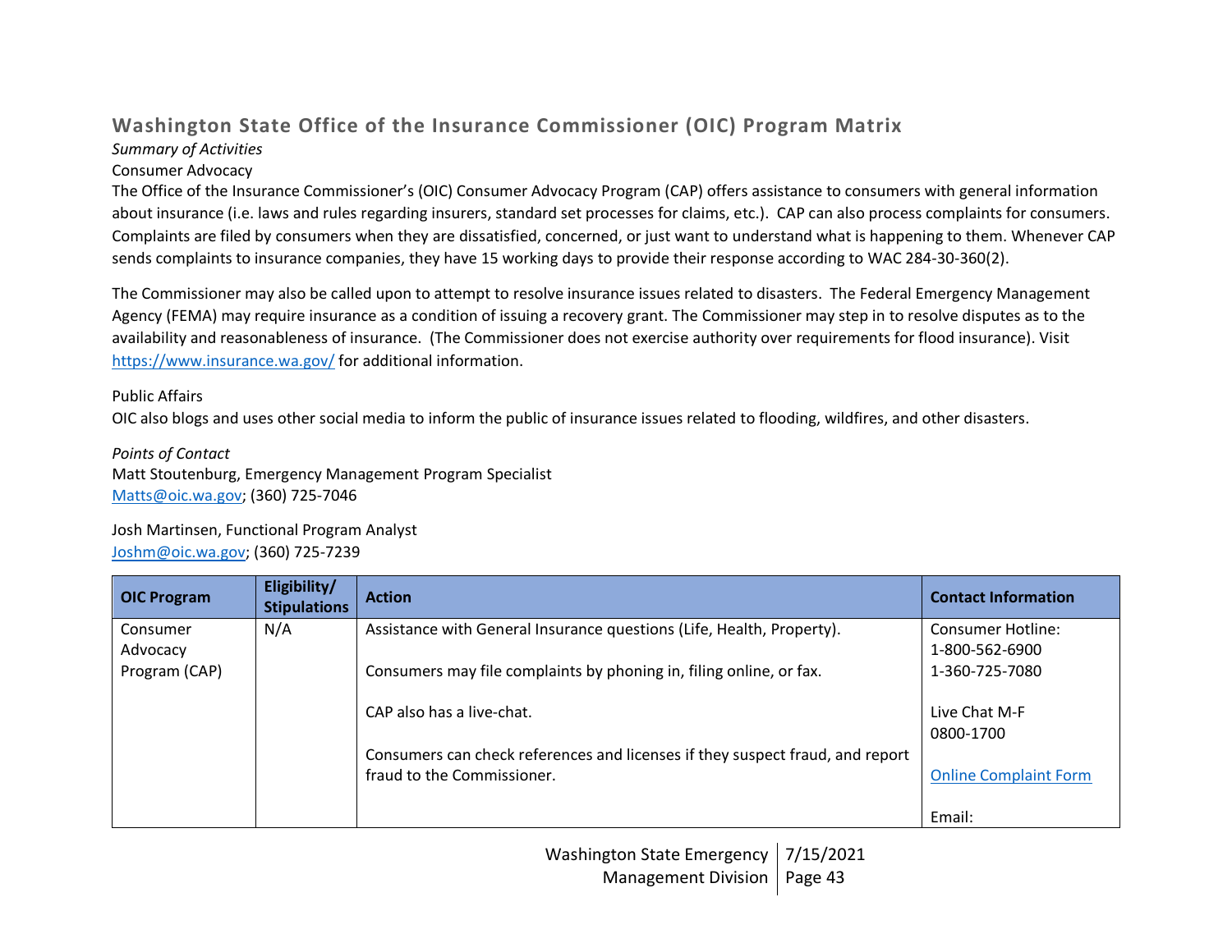## Washington State Office of the Insurance Commissioner (OIC) Program Matrix

*Summary of Activities*

Consumer Advocacy

The Office of the Insurance Commissioner's (OIC) Consumer Advocacy Program (CAP) offers assistance to consumers with general information about insurance (i.e. laws and rules regarding insurers, standard set processes for claims, etc.). CAP can also process complaints for consumers. Complaints are filed by consumers when they are dissatisfied, concerned, or just want to understand what is happening to them. Whenever CAP sends complaints to insurance companies, they have 15 working days to provide their response according to WAC 284-30-360(2).

The Commissioner may also be called upon to attempt to resolve insurance issues related to disasters. The Federal Emergency Management Agency (FEMA) may require insurance as a condition of issuing a recovery grant. The Commissioner may step in to resolve disputes as to the availability and reasonableness of insurance. (The Commissioner does not exercise authority over requirements for flood insurance). Visit https://www.insurance.wa.gov/ for additional information.

Public Affairs

OIC also blogs and uses other social media to inform the public of insurance issues related to flooding, wildfires, and other disasters.

*Points of Contact*

Matt Stoutenburg, Emergency Management Program Specialist
Matts@oic.wa.gov; (360) 725-7046

Josh Martinsen, Functional Program Analyst
Joshm@oic.wa.gov; (360) 725-7239

| OIC Program | Eligibility/ Stipulations | Action | Contact Information |
|---|---|---|---|
| Consumer Advocacy Program (CAP) | N/A | Assistance with General Insurance questions (Life, Health, Property).<br><br>Consumers may file complaints by phoning in, filing online, or fax.<br><br>CAP also has a live-chat.<br><br>Consumers can check references and licenses if they suspect fraud, and report fraud to the Commissioner. | Consumer Hotline:<br>1-800-562-6900<br>1-360-725-7080<br><br>Live Chat M-F<br>0800-1700<br><br>Online Complaint Form<br><br>Email: |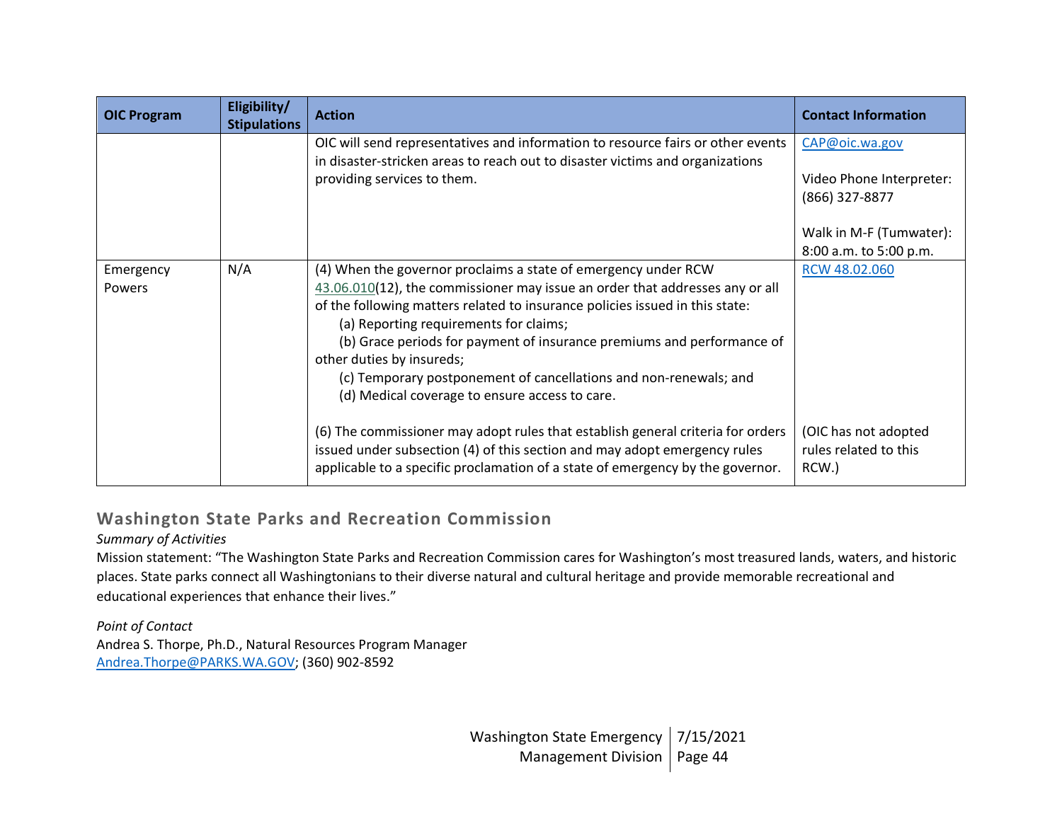| OIC Program | Eligibility/ Stipulations | Action | Contact Information |
|---|---|---|---|
| | | OIC will send representatives and information to resource fairs or other events in disaster-stricken areas to reach out to disaster victims and organizations providing services to them. | CAP@oic.wa.gov<br><br>Video Phone Interpreter: (866) 327-8877<br><br>Walk in M-F (Tumwater): 8:00 a.m. to 5:00 p.m. |
| Emergency Powers | N/A | (4) When the governor proclaims a state of emergency under RCW 43.06.010(12), the commissioner may issue an order that addresses any or all of the following matters related to insurance policies issued in this state:<br>(a) Reporting requirements for claims;<br>(b) Grace periods for payment of insurance premiums and performance of other duties by insureds;<br>(c) Temporary postponement of cancellations and non-renewals; and<br>(d) Medical coverage to ensure access to care.<br><br>(6) The commissioner may adopt rules that establish general criteria for orders issued under subsection (4) of this section and may adopt emergency rules applicable to a specific proclamation of a state of emergency by the governor. | RCW 48.02.060<br><br><br><br><br><br><br>(OIC has not adopted rules related to this RCW.) |

## Washington State Parks and Recreation Commission

*Summary of Activities*

Mission statement: "The Washington State Parks and Recreation Commission cares for Washington's most treasured lands, waters, and historic places. State parks connect all Washingtonians to their diverse natural and cultural heritage and provide memorable recreational and educational experiences that enhance their lives."

*Point of Contact*

Andrea S. Thorpe, Ph.D., Natural Resources Program Manager
Andrea.Thorpe@PARKS.WA.GOV; (360) 902-8592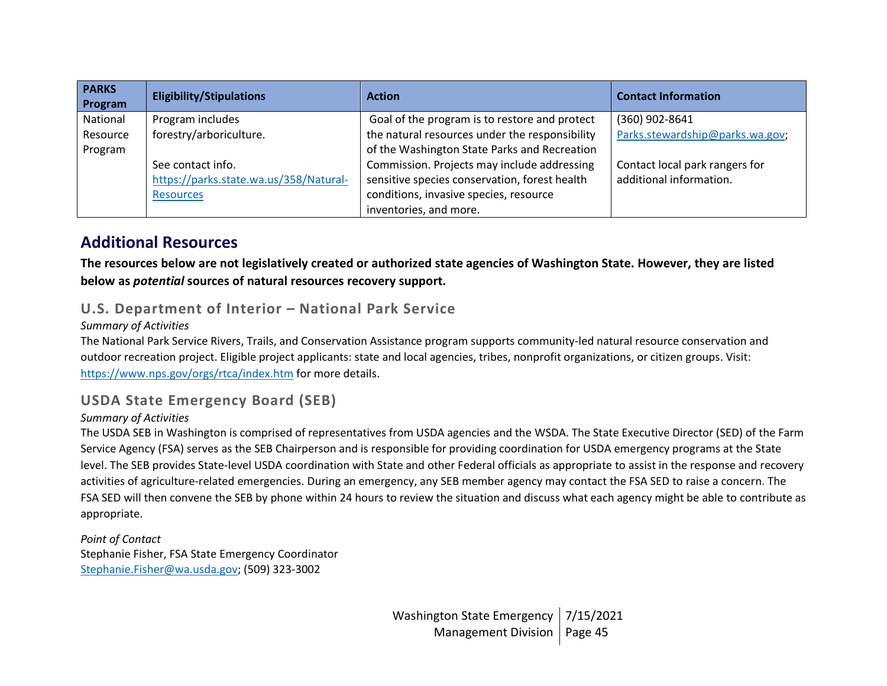| PARKS Program | Eligibility/Stipulations | Action | Contact Information |
|---|---|---|---|
| National Resource Program | Program includes forestry/arboriculture.<br><br>See contact info. https://parks.state.wa.us/358/Natural-Resources | Goal of the program is to restore and protect the natural resources under the responsibility of the Washington State Parks and Recreation Commission. Projects may include addressing sensitive species conservation, forest health conditions, invasive species, resource inventories, and more. | (360) 902-8641 Parks.stewardship@parks.wa.gov;<br><br>Contact local park rangers for additional information. |

## Additional Resources

**The resources below are not legislatively created or authorized state agencies of Washington State. However, they are listed below as *potential* sources of natural resources recovery support.**

### U.S. Department of Interior – National Park Service

*Summary of Activities*

The National Park Service Rivers, Trails, and Conservation Assistance program supports community-led natural resource conservation and outdoor recreation project. Eligible project applicants: state and local agencies, tribes, nonprofit organizations, or citizen groups. Visit: https://www.nps.gov/orgs/rtca/index.htm for more details.

### USDA State Emergency Board (SEB)

*Summary of Activities*

The USDA SEB in Washington is comprised of representatives from USDA agencies and the WSDA. The State Executive Director (SED) of the Farm Service Agency (FSA) serves as the SEB Chairperson and is responsible for providing coordination for USDA emergency programs at the State level. The SEB provides State-level USDA coordination with State and other Federal officials as appropriate to assist in the response and recovery activities of agriculture-related emergencies. During an emergency, any SEB member agency may contact the FSA SED to raise a concern. The FSA SED will then convene the SEB by phone within 24 hours to review the situation and discuss what each agency might be able to contribute as appropriate.

*Point of Contact*

Stephanie Fisher, FSA State Emergency Coordinator
Stephanie.Fisher@wa.usda.gov; (509) 323-3002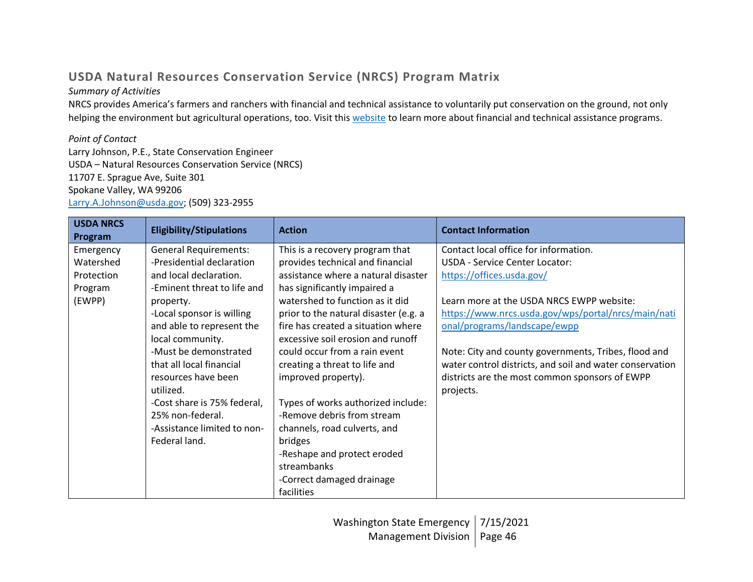## USDA Natural Resources Conservation Service (NRCS) Program Matrix

*Summary of Activities*

NRCS provides America's farmers and ranchers with financial and technical assistance to voluntarily put conservation on the ground, not only helping the environment but agricultural operations, too. Visit this [website](website) to learn more about financial and technical assistance programs.

*Point of Contact*

Larry Johnson, P.E., State Conservation Engineer
USDA – Natural Resources Conservation Service (NRCS)
11707 E. Sprague Ave, Suite 301
Spokane Valley, WA 99206
[Larry.A.Johnson@usda.gov](mailto:Larry.A.Johnson@usda.gov); (509) 323-2955

| USDA NRCS Program | Eligibility/Stipulations | Action | Contact Information |
|---|---|---|---|
| Emergency Watershed Protection Program (EWPP) | General Requirements:<br>-Presidential declaration and local declaration.<br>-Eminent threat to life and property.<br>-Local sponsor is willing and able to represent the local community.<br>-Must be demonstrated that all local financial resources have been utilized.<br>-Cost share is 75% federal, 25% non-federal.<br>-Assistance limited to non-Federal land. | This is a recovery program that provides technical and financial assistance where a natural disaster has significantly impaired a watershed to function as it did prior to the natural disaster (e.g. a fire has created a situation where excessive soil erosion and runoff could occur from a rain event creating a threat to life and improved property).<br><br>Types of works authorized include:<br>-Remove debris from stream channels, road culverts, and bridges<br>-Reshape and protect eroded streambanks<br>-Correct damaged drainage facilities | Contact local office for information.<br>USDA - Service Center Locator:<br>https://offices.usda.gov/<br><br>Learn more at the USDA NRCS EWPP website:<br>https://www.nrcs.usda.gov/wps/portal/nrcs/main/national/programs/landscape/ewpp<br><br>Note: City and county governments, Tribes, flood and water control districts, and soil and water conservation districts are the most common sponsors of EWPP projects. |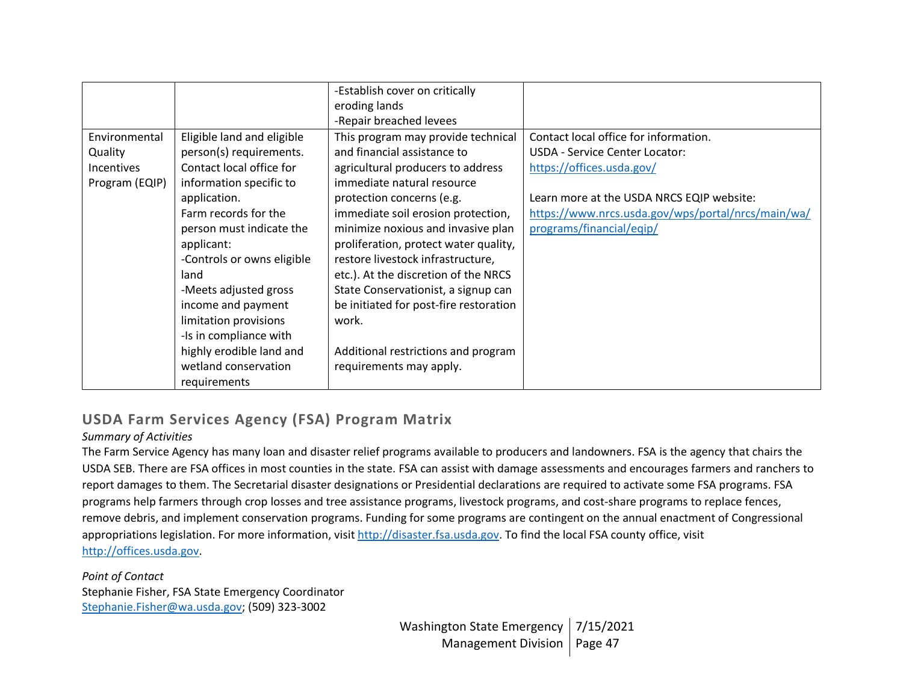| | | -Establish cover on critically eroding lands<br>-Repair breached levees | |
|---|---|---|---|
| Environmental Quality Incentives Program (EQIP) | Eligible land and eligible person(s) requirements. Contact local office for information specific to application.<br>Farm records for the person must indicate the applicant:<br>-Controls or owns eligible land<br>-Meets adjusted gross income and payment limitation provisions<br>-Is in compliance with highly erodible land and wetland conservation requirements | This program may provide technical and financial assistance to agricultural producers to address immediate natural resource protection concerns (e.g. immediate soil erosion protection, minimize noxious and invasive plan proliferation, protect water quality, restore livestock infrastructure, etc.). At the discretion of the NRCS State Conservationist, a signup can be initiated for post-fire restoration work.<br><br>Additional restrictions and program requirements may apply. | Contact local office for information.<br>USDA - Service Center Locator: https://offices.usda.gov/<br><br>Learn more at the USDA NRCS EQIP website: https://www.nrcs.usda.gov/wps/portal/nrcs/main/wa/programs/financial/eqip/ |

## USDA Farm Services Agency (FSA) Program Matrix

*Summary of Activities*

The Farm Service Agency has many loan and disaster relief programs available to producers and landowners. FSA is the agency that chairs the USDA SEB. There are FSA offices in most counties in the state. FSA can assist with damage assessments and encourages farmers and ranchers to report damages to them. The Secretarial disaster designations or Presidential declarations are required to activate some FSA programs. FSA programs help farmers through crop losses and tree assistance programs, livestock programs, and cost-share programs to replace fences, remove debris, and implement conservation programs. Funding for some programs are contingent on the annual enactment of Congressional appropriations legislation. For more information, visit http://disaster.fsa.usda.gov. To find the local FSA county office, visit http://offices.usda.gov.

*Point of Contact*

Stephanie Fisher, FSA State Emergency Coordinator
Stephanie.Fisher@wa.usda.gov; (509) 323-3002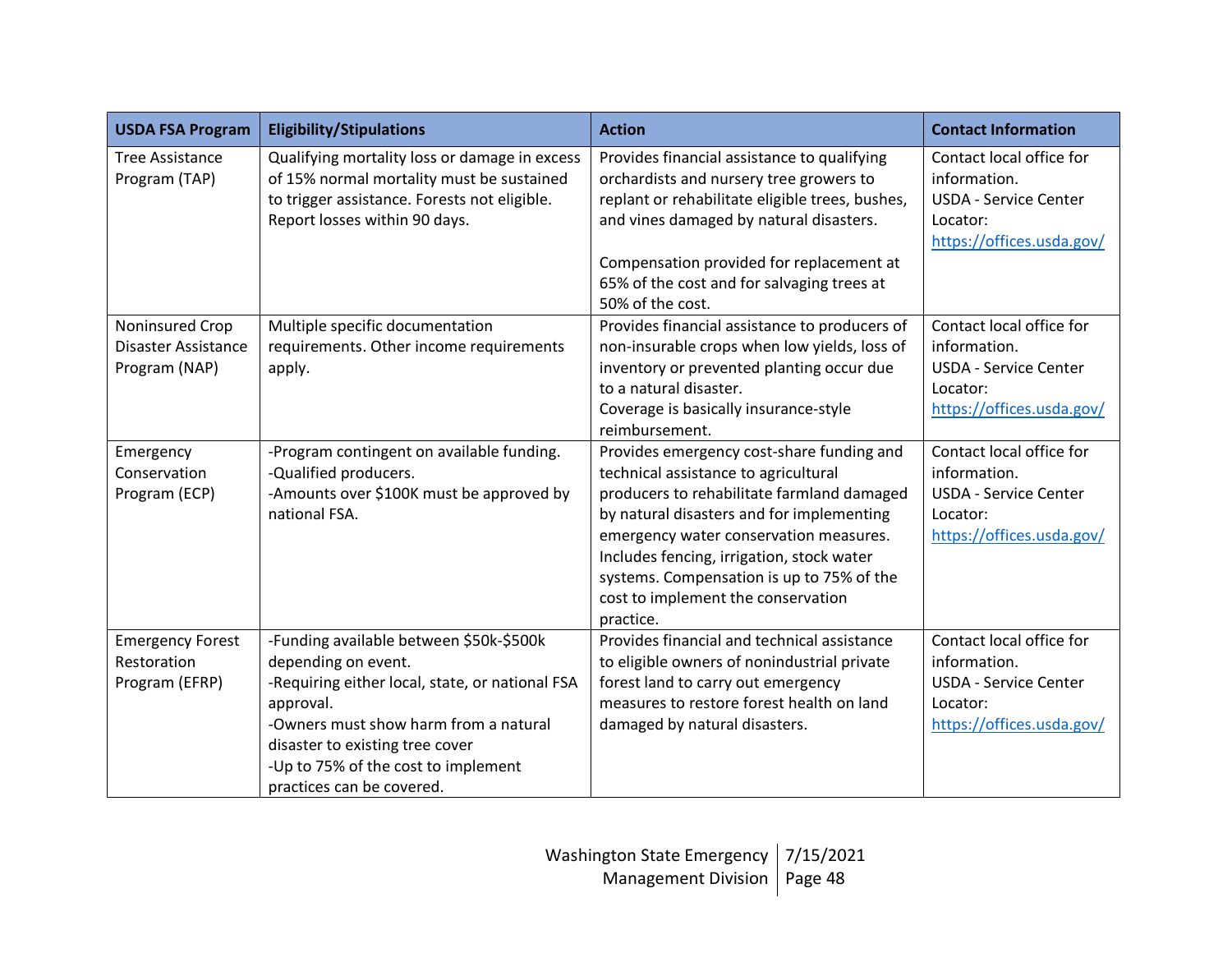| USDA FSA Program | Eligibility/Stipulations | Action | Contact Information |
|---|---|---|---|
| Tree Assistance Program (TAP) | Qualifying mortality loss or damage in excess of 15% normal mortality must be sustained to trigger assistance. Forests not eligible. Report losses within 90 days. | Provides financial assistance to qualifying orchardists and nursery tree growers to replant or rehabilitate eligible trees, bushes, and vines damaged by natural disasters.<br><br>Compensation provided for replacement at 65% of the cost and for salvaging trees at 50% of the cost. | Contact local office for information.<br>USDA - Service Center Locator:<br>https://offices.usda.gov/ |
| Noninsured Crop Disaster Assistance Program (NAP) | Multiple specific documentation requirements. Other income requirements apply. | Provides financial assistance to producers of non-insurable crops when low yields, loss of inventory or prevented planting occur due to a natural disaster.<br>Coverage is basically insurance-style reimbursement. | Contact local office for information.<br>USDA - Service Center Locator:<br>https://offices.usda.gov/ |
| Emergency Conservation Program (ECP) | -Program contingent on available funding.<br>-Qualified producers.<br>-Amounts over $100K must be approved by national FSA. | Provides emergency cost-share funding and technical assistance to agricultural producers to rehabilitate farmland damaged by natural disasters and for implementing emergency water conservation measures. Includes fencing, irrigation, stock water systems. Compensation is up to 75% of the cost to implement the conservation practice. | Contact local office for information.<br>USDA - Service Center Locator:<br>https://offices.usda.gov/ |
| Emergency Forest Restoration Program (EFRP) | -Funding available between $50k-$500k depending on event.<br>-Requiring either local, state, or national FSA approval.<br>-Owners must show harm from a natural disaster to existing tree cover<br>-Up to 75% of the cost to implement practices can be covered. | Provides financial and technical assistance to eligible owners of nonindustrial private forest land to carry out emergency measures to restore forest health on land damaged by natural disasters. | Contact local office for information.<br>USDA - Service Center Locator:<br>https://offices.usda.gov/ |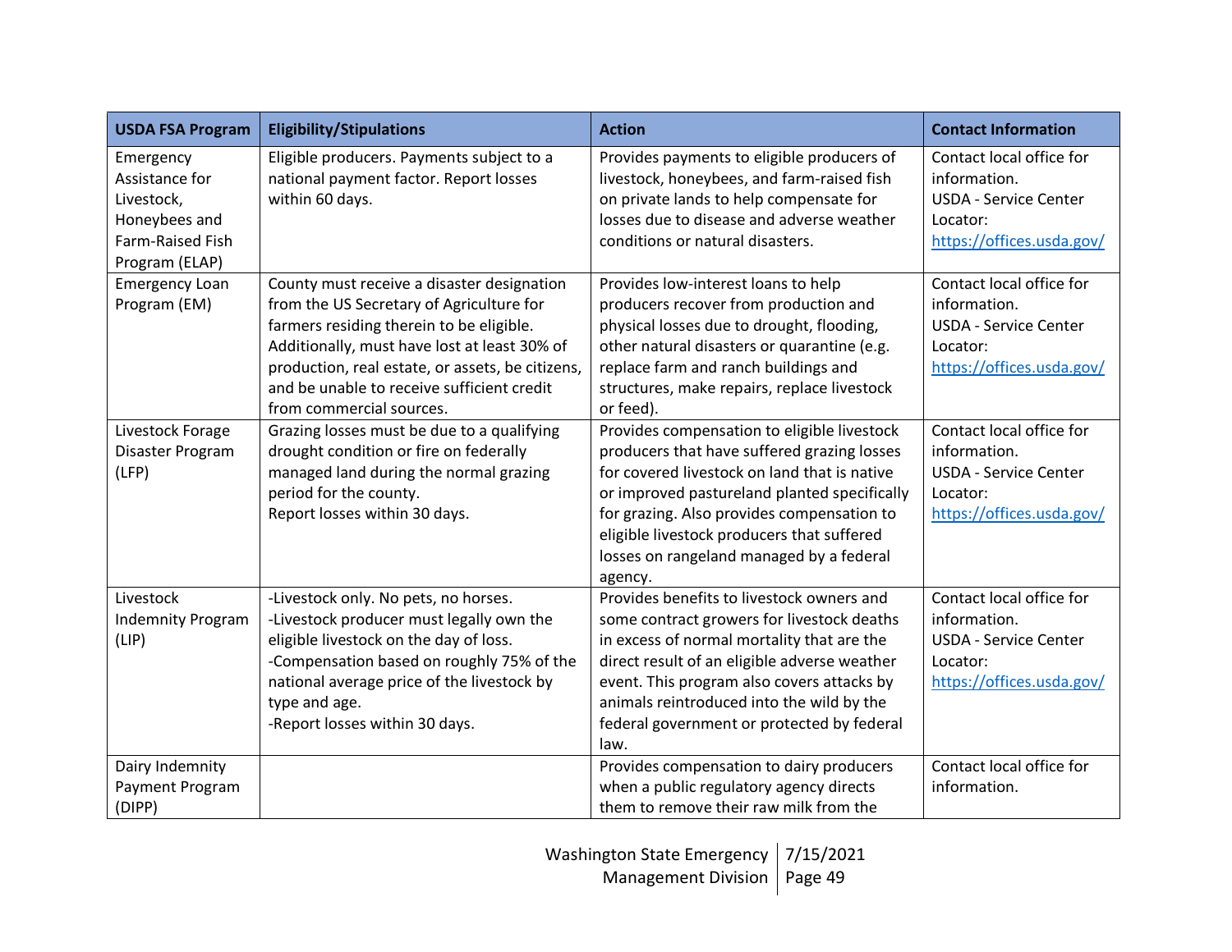| USDA FSA Program | Eligibility/Stipulations | Action | Contact Information |
| --- | --- | --- | --- |
| Emergency Assistance for Livestock, Honeybees and Farm-Raised Fish Program (ELAP) | Eligible producers. Payments subject to a national payment factor. Report losses within 60 days. | Provides payments to eligible producers of livestock, honeybees, and farm-raised fish on private lands to help compensate for losses due to disease and adverse weather conditions or natural disasters. | Contact local office for information. USDA - Service Center Locator: https://offices.usda.gov/ |
| Emergency Loan Program (EM) | County must receive a disaster designation from the US Secretary of Agriculture for farmers residing therein to be eligible. Additionally, must have lost at least 30% of production, real estate, or assets, be citizens, and be unable to receive sufficient credit from commercial sources. | Provides low-interest loans to help producers recover from production and physical losses due to drought, flooding, other natural disasters or quarantine (e.g. replace farm and ranch buildings and structures, make repairs, replace livestock or feed). | Contact local office for information. USDA - Service Center Locator: https://offices.usda.gov/ |
| Livestock Forage Disaster Program (LFP) | Grazing losses must be due to a qualifying drought condition or fire on federally managed land during the normal grazing period for the county. Report losses within 30 days. | Provides compensation to eligible livestock producers that have suffered grazing losses for covered livestock on land that is native or improved pastureland planted specifically for grazing. Also provides compensation to eligible livestock producers that suffered losses on rangeland managed by a federal agency. | Contact local office for information. USDA - Service Center Locator: https://offices.usda.gov/ |
| Livestock Indemnity Program (LIP) | -Livestock only. No pets, no horses. -Livestock producer must legally own the eligible livestock on the day of loss. -Compensation based on roughly 75% of the national average price of the livestock by type and age. -Report losses within 30 days. | Provides benefits to livestock owners and some contract growers for livestock deaths in excess of normal mortality that are the direct result of an eligible adverse weather event. This program also covers attacks by animals reintroduced into the wild by the federal government or protected by federal law. | Contact local office for information. USDA - Service Center Locator: https://offices.usda.gov/ |
| Dairy Indemnity Payment Program (DIPP) | | Provides compensation to dairy producers when a public regulatory agency directs them to remove their raw milk from the | Contact local office for information. |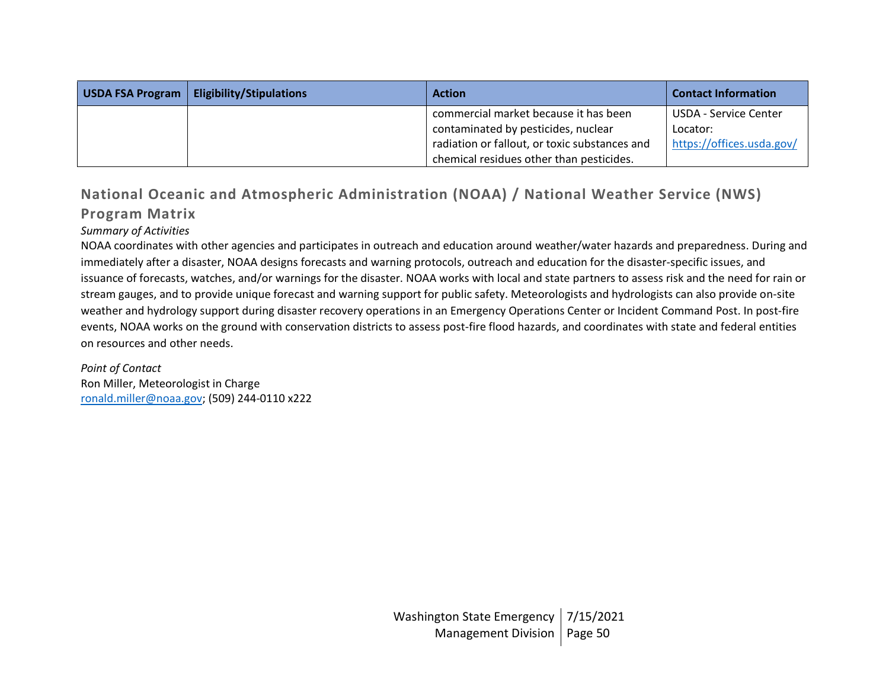| USDA FSA Program | Eligibility/Stipulations | Action | Contact Information |
|---|---|---|---|
| | | commercial market because it has been contaminated by pesticides, nuclear radiation or fallout, or toxic substances and chemical residues other than pesticides. | USDA - Service Center Locator: https://offices.usda.gov/ |

## National Oceanic and Atmospheric Administration (NOAA) / National Weather Service (NWS) Program Matrix

*Summary of Activities*

NOAA coordinates with other agencies and participates in outreach and education around weather/water hazards and preparedness. During and immediately after a disaster, NOAA designs forecasts and warning protocols, outreach and education for the disaster-specific issues, and issuance of forecasts, watches, and/or warnings for the disaster. NOAA works with local and state partners to assess risk and the need for rain or stream gauges, and to provide unique forecast and warning support for public safety. Meteorologists and hydrologists can also provide on-site weather and hydrology support during disaster recovery operations in an Emergency Operations Center or Incident Command Post. In post-fire events, NOAA works on the ground with conservation districts to assess post-fire flood hazards, and coordinates with state and federal entities on resources and other needs.

*Point of Contact*

Ron Miller, Meteorologist in Charge
ronald.miller@noaa.gov; (509) 244-0110 x222